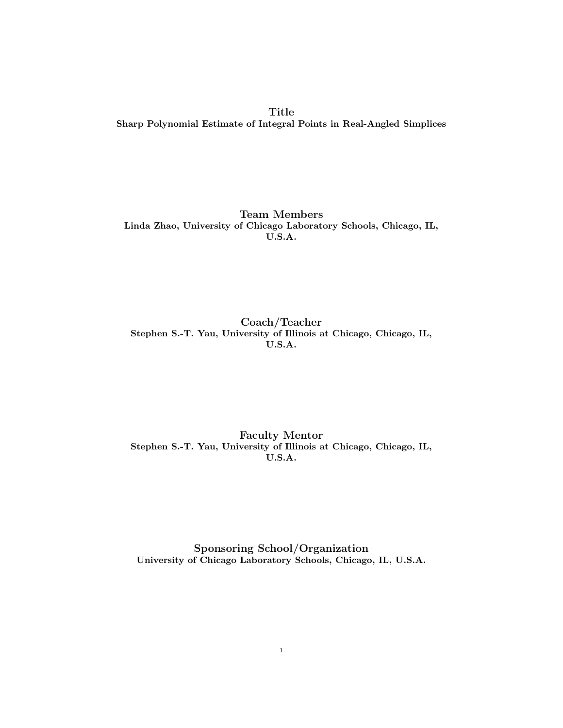## Title

**Sharp Polynomial Estimate of Integral Points in Real-Angled Simplices**

## Team Members

**Linda Zhao, University of Chicago Laboratory Schools, Chicago, IL, U.S.A.**

## Coach/Teacher

**Stephen S.-T. Yau, University of Illinois at Chicago, Chicago, IL, U.S.A.**

## Faculty Mentor

**Stephen S.-T. Yau, University of Illinois at Chicago, Chicago, IL, U.S.A.**

## Sponsoring School/Organization

**University of Chicago Laboratory Schools, Chicago, IL, U.S.A.**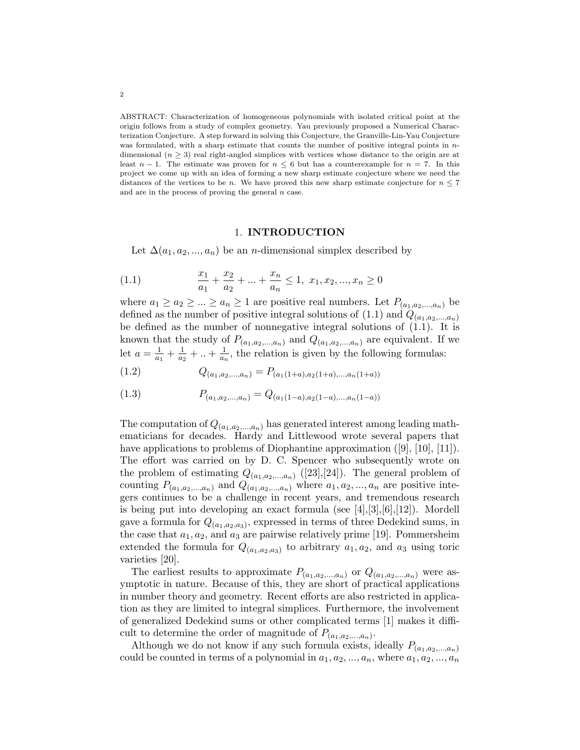ABSTRACT: Characterization of homogeneous polynomials with isolated critical point at the origin follows from a study of complex geometry. Yau previously proposed a Numerical Characterization Conjecture. A step forward in solving this Conjecture, the Granville-Lin-Yau Conjecture was formulated, with a sharp estimate that counts the number of positive integral points in $n$-dimensional ($n \geq 3$) real right-angled simplices with vertices whose distance to the origin are at least $n-1$. The estimate was proven for $n \leq 6$ but has a counterexample for $n = 7$. In this project we come up with an idea of forming a new sharp estimate conjecture where we need the distances of the vertices to be $n$. We have proved this new sharp estimate conjecture for $n \leq 7$ and are in the process of proving the general $n$ case.

## 1. INTRODUCTION

Let $\Delta(a_1, a_2, ..., a_n)$ be an $n$-dimensional simplex described by

$$\frac{x_1}{a_1} + \frac{x_2}{a_2} + ... + \frac{x_n}{a_n} \leq 1, \ x_1, x_2, ..., x_n \geq 0 \tag{1.1}$$

where $a_1 \geq a_2 \geq ... \geq a_n \geq 1$ are positive real numbers. Let $P_{(a_1,a_2,...,a_n)}$ be defined as the number of positive integral solutions of (1.1) and $Q_{(a_1,a_2,...,a_n)}$ be defined as the number of nonnegative integral solutions of (1.1). It is known that the study of $P_{(a_1,a_2,...,a_n)}$ and $Q_{(a_1,a_2,...,a_n)}$ are equivalent. If we let $a = \frac{1}{a_1} + \frac{1}{a_2} + .. + \frac{1}{a_n}$, the relation is given by the following formulas:

$$Q_{(a_1,a_2,...,a_n)} = P_{(a_1(1+a),a_2(1+a),...,a_n(1+a))} \tag{1.2}$$

$$P_{(a_1,a_2,...,a_n)} = Q_{(a_1(1-a),a_2(1-a),...,a_n(1-a))} \tag{1.3}$$

The computation of $Q_{(a_1,a_2,...,a_n)}$ has generated interest among leading mathematicians for decades. Hardy and Littlewood wrote several papers that have applications to problems of Diophantine approximation ([9], [10], [11]). The effort was carried on by D. C. Spencer who subsequently wrote on the problem of estimating $Q_{(a_1,a_2,...,a_n)}$ ([23],[24]). The general problem of counting $P_{(a_1,a_2,...,a_n)}$ and $Q_{(a_1,a_2,...,a_n)}$ where $a_1, a_2, ..., a_n$ are positive integers continues to be a challenge in recent years, and tremendous research is being put into developing an exact formula (see [4],[3],[6],[12]). Mordell gave a formula for $Q_{(a_1,a_2,a_3)}$, expressed in terms of three Dedekind sums, in the case that $a_1$, $a_2$, and $a_3$ are pairwise relatively prime [19]. Pommersheim extended the formula for $Q_{(a_1,a_2,a_3)}$ to arbitrary $a_1$, $a_2$, and $a_3$ using toric varieties [20].

The earliest results to approximate $P_{(a_1,a_2,...,a_n)}$ or $Q_{(a_1,a_2,...,a_n)}$ were asymptotic in nature. Because of this, they are short of practical applications in number theory and geometry. Recent efforts are also restricted in application as they are limited to integral simplices. Furthermore, the involvement of generalized Dedekind sums or other complicated terms [1] makes it difficult to determine the order of magnitude of $P_{(a_1,a_2,...,a_n)}$.

Although we do not know if any such formula exists, ideally $P_{(a_1,a_2,...,a_n)}$ could be counted in terms of a polynomial in $a_1, a_2, ..., a_n$, where $a_1, a_2, ..., a_n$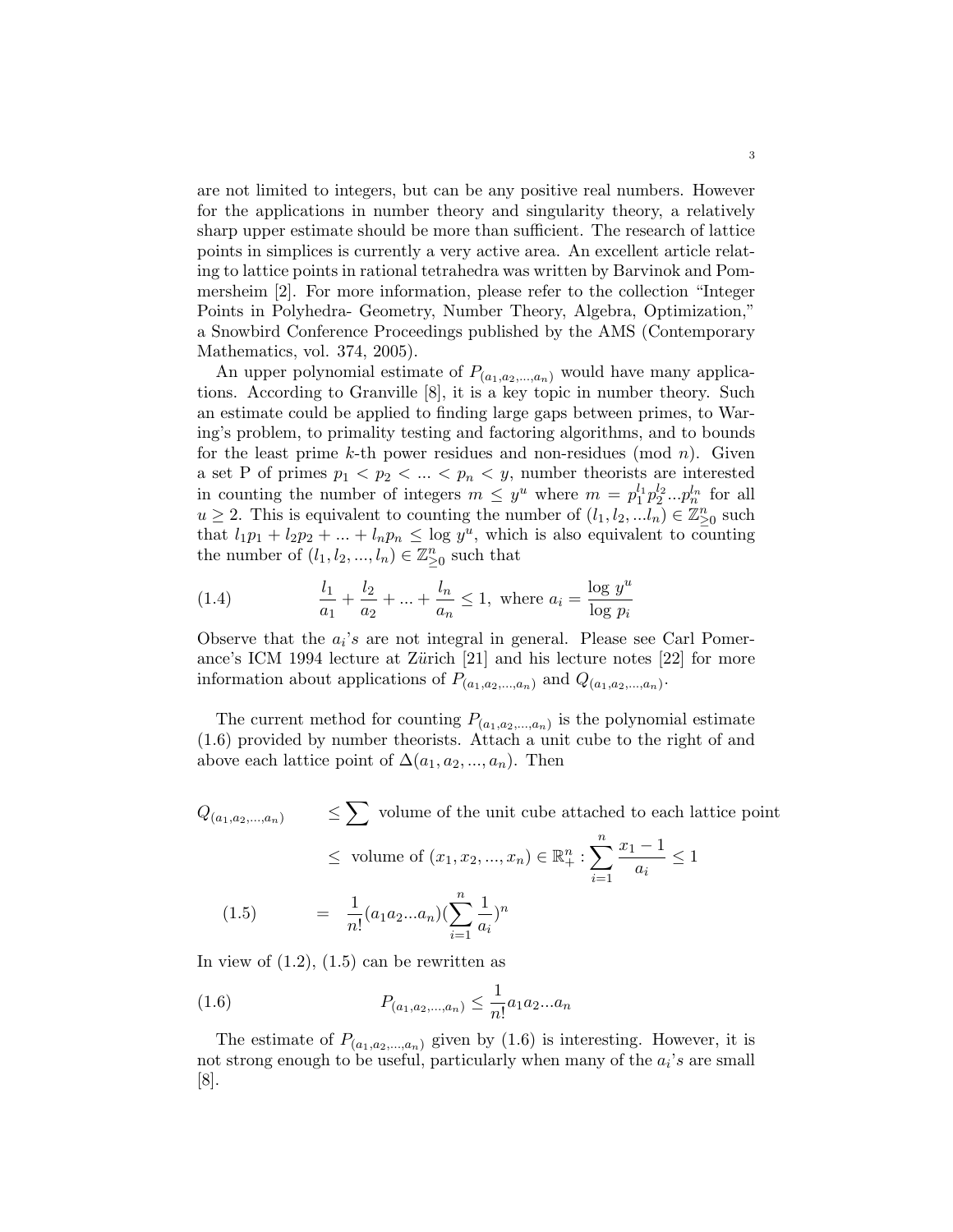are not limited to integers, but can be any positive real numbers. However for the applications in number theory and singularity theory, a relatively sharp upper estimate should be more than sufficient. The research of lattice points in simplices is currently a very active area. An excellent article relating to lattice points in rational tetrahedra was written by Barvinok and Pommersheim [2]. For more information, please refer to the collection "Integer Points in Polyhedra- Geometry, Number Theory, Algebra, Optimization," a Snowbird Conference Proceedings published by the AMS (Contemporary Mathematics, vol. 374, 2005).

An upper polynomial estimate of $P_{(a_1,a_2,...,a_n)}$ would have many applications. According to Granville [8], it is a key topic in number theory. Such an estimate could be applied to finding large gaps between primes, to Waring's problem, to primality testing and factoring algorithms, and to bounds for the least prime $k$-th power residues and non-residues (mod $n$). Given a set P of primes $p_1 < p_2 < ... < p_n < y$, number theorists are interested in counting the number of integers $m \leq y^u$ where $m = p_1^{l_1} p_2^{l_2} ... p_n^{l_n}$ for all $u \geq 2$. This is equivalent to counting the number of $(l_1, l_2, ... l_n) \in \mathbb{Z}^n_{\geq 0}$ such that $l_1 p_1 + l_2 p_2 + ... + l_n p_n \leq \log y^u$, which is also equivalent to counting the number of $(l_1, l_2, ..., l_n) \in \mathbb{Z}^n_{\geq 0}$ such that

$$\frac{l_1}{a_1} + \frac{l_2}{a_2} + ... + \frac{l_n}{a_n} \leq 1, \text{ where } a_i = \frac{\log y^u}{\log p_i} \tag{1.4}$$

Observe that the $a_i$'s are not integral in general. Please see Carl Pomerance's ICM 1994 lecture at Zürich [21] and his lecture notes [22] for more information about applications of $P_{(a_1,a_2,...,a_n)}$ and $Q_{(a_1,a_2,...,a_n)}$.

The current method for counting $P_{(a_1,a_2,...,a_n)}$ is the polynomial estimate (1.6) provided by number theorists. Attach a unit cube to the right of and above each lattice point of $\Delta(a_1, a_2, ..., a_n)$. Then

$$\begin{aligned} Q_{(a_1,a_2,...,a_n)} &\leq \sum \text{ volume of the unit cube attached to each lattice point} \\ &\leq \text{ volume of } (x_1, x_2, ..., x_n) \in \mathbb{R}^n_+ : \sum_{i=1}^{n} \frac{x_1 - 1}{a_i} \leq 1 \\ &= \frac{1}{n!}(a_1 a_2 ... a_n)(\sum_{i=1}^{n} \frac{1}{a_i})^n \end{aligned} \tag{1.5}$$

In view of (1.2), (1.5) can be rewritten as

$$P_{(a_1,a_2,...,a_n)} \leq \frac{1}{n!} a_1 a_2 ... a_n \tag{1.6}$$

The estimate of $P_{(a_1,a_2,...,a_n)}$ given by (1.6) is interesting. However, it is not strong enough to be useful, particularly when many of the $a_i$'s are small [8].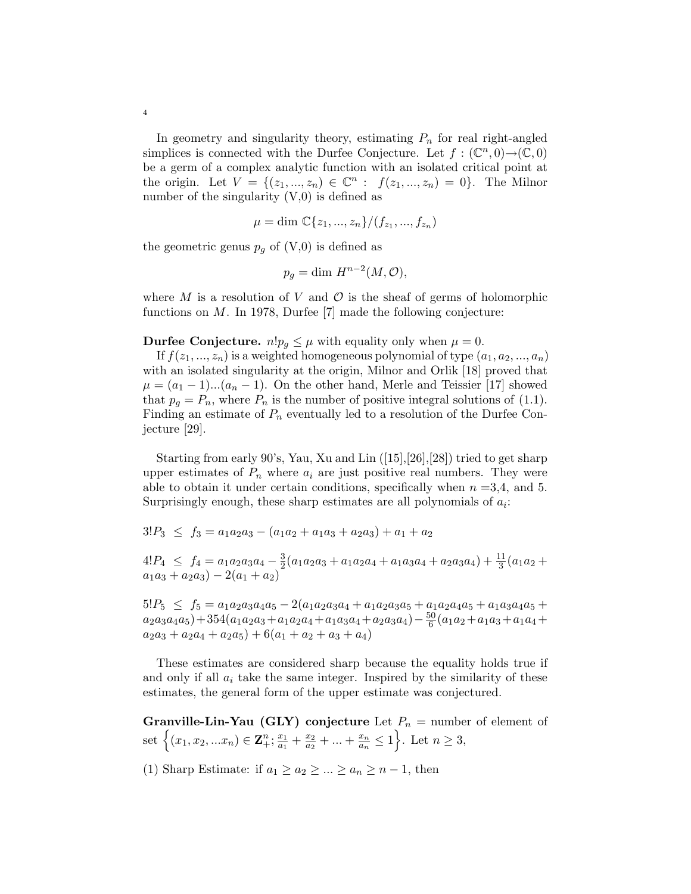In geometry and singularity theory, estimating $P_n$ for real right-angled simplices is connected with the Durfee Conjecture. Let $f : (\mathbb{C}^n, 0) \to (\mathbb{C}, 0)$ be a germ of a complex analytic function with an isolated critical point at the origin. Let $V = \{(z_1, ..., z_n) \in \mathbb{C}^n : \ f(z_1, ..., z_n) = 0\}$. The Milnor number of the singularity (V,0) is defined as

$$\mu = \dim \mathbb{C}\{z_1, ..., z_n\}/(f_{z_1}, ..., f_{z_n})$$

the geometric genus $p_g$ of (V,0) is defined as

$$p_g = \dim H^{n-2}(M, \mathcal{O}),$$

where $M$ is a resolution of $V$ and $\mathcal{O}$ is the sheaf of germs of holomorphic functions on $M$. In 1978, Durfee [7] made the following conjecture:

**Durfee Conjecture.** $n! p_g \leq \mu$ with equality only when $\mu = 0$.

If $f(z_1, ..., z_n)$ is a weighted homogeneous polynomial of type $(a_1, a_2, ..., a_n)$ with an isolated singularity at the origin, Milnor and Orlik [18] proved that $\mu = (a_1 - 1)...(a_n - 1)$. On the other hand, Merle and Teissier [17] showed that $p_g = P_n$, where $P_n$ is the number of positive integral solutions of (1.1). Finding an estimate of $P_n$ eventually led to a resolution of the Durfee Conjecture [29].

Starting from early 90's, Yau, Xu and Lin ([15],[26],[28]) tried to get sharp upper estimates of $P_n$ where $a_i$ are just positive real numbers. They were able to obtain it under certain conditions, specifically when $n$ =3,4, and 5. Surprisingly enough, these sharp estimates are all polynomials of $a_i$:

$3! P_3 \ \leq \ f_3 = a_1a_2a_3 - (a_1a_2 + a_1a_3 + a_2a_3) + a_1 + a_2$

$4! P_4 \ \leq \ f_4 = a_1a_2a_3a_4 - \frac{3}{2}(a_1a_2a_3 + a_1a_2a_4 + a_1a_3a_4 + a_2a_3a_4) + \frac{11}{3}(a_1a_2 + a_1a_3 + a_2a_3) - 2(a_1 + a_2)$

$5! P_5 \ \leq \ f_5 = a_1a_2a_3a_4a_5 - 2(a_1a_2a_3a_4 + a_1a_2a_3a_5 + a_1a_2a_4a_5 + a_1a_3a_4a_5 + a_2a_3a_4a_5) + 354(a_1a_2a_3 + a_1a_2a_4 + a_1a_3a_4 + a_2a_3a_4) - \frac{50}{6}(a_1a_2 + a_1a_3 + a_1a_4 + a_2a_3 + a_2a_4 + a_2a_5) + 6(a_1 + a_2 + a_3 + a_4)$

These estimates are considered sharp because the equality holds true if and only if all $a_i$ take the same integer. Inspired by the similarity of these estimates, the general form of the upper estimate was conjectured.

**Granville-Lin-Yau (GLY) conjecture** Let $P_n$ = number of element of set $\left\{(x_1, x_2, ...x_n) \in \mathbf{Z}_+^n; \frac{x_1}{a_1} + \frac{x_2}{a_2} + ... + \frac{x_n}{a_n} \leq 1\right\}$. Let $n \geq 3$,

(1) Sharp Estimate: if $a_1 \geq a_2 \geq ... \geq a_n \geq n - 1$, then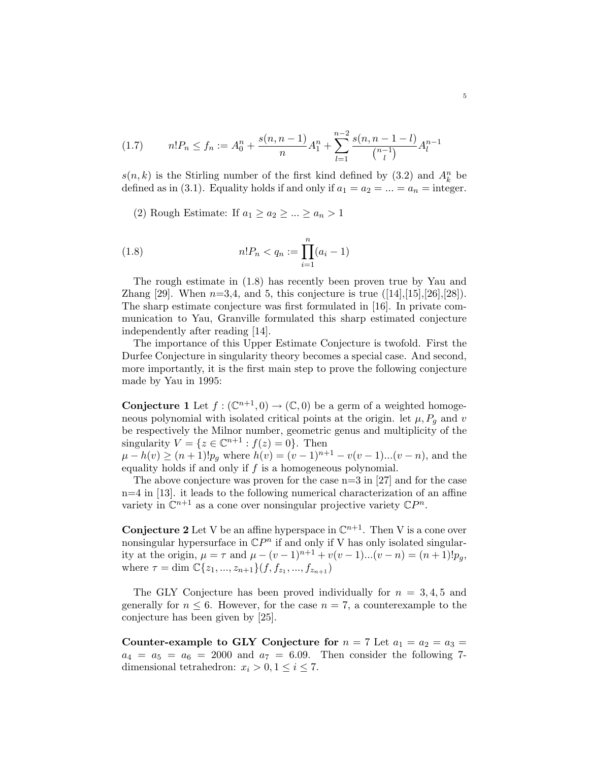$$
(1.7) \qquad n!P_n \le f_n := A_0^n + \frac{s(n,n-1)}{n}A_1^n + \sum_{l=1}^{n-2}\frac{s(n,n-1-l)}{\binom{n-1}{l}}A_l^{n-1}
$$

$s(n,k)$ is the Stirling number of the first kind defined by (3.2) and $A_k^n$ be defined as in (3.1). Equality holds if and only if $a_1 = a_2 = ... = a_n =$ integer.

(2) Rough Estimate: If $a_1 \ge a_2 \ge ... \ge a_n > 1$

$$
(1.8) \qquad n!P_n < q_n := \prod_{i=1}^{n}(a_i - 1)
$$

The rough estimate in (1.8) has recently been proven true by Yau and Zhang [29]. When $n$=3,4, and 5, this conjecture is true ([14],[15],[26],[28]). The sharp estimate conjecture was first formulated in [16]. In private communication to Yau, Granville formulated this sharp estimated conjecture independently after reading [14].

The importance of this Upper Estimate Conjecture is twofold. First the Durfee Conjecture in singularity theory becomes a special case. And second, more importantly, it is the first main step to prove the following conjecture made by Yau in 1995:

**Conjecture 1** Let $f : (\mathbb{C}^{n+1}, 0) \to (\mathbb{C}, 0)$ be a germ of a weighted homogeneous polynomial with isolated critical points at the origin. let $\mu, P_g$ and $v$ be respectively the Milnor number, geometric genus and multiplicity of the singularity $V = \{z \in \mathbb{C}^{n+1} : f(z) = 0\}$. Then
$\mu - h(v) \ge (n+1)!p_g$ where $h(v) = (v-1)^{n+1} - v(v-1)...(v-n)$, and the equality holds if and only if $f$ is a homogeneous polynomial.

The above conjecture was proven for the case n=3 in [27] and for the case n=4 in [13]. it leads to the following numerical characterization of an affine variety in $\mathbb{C}^{n+1}$ as a cone over nonsingular projective variety $\mathbb{C}P^n$.

**Conjecture 2** Let V be an affine hyperspace in $\mathbb{C}^{n+1}$. Then V is a cone over nonsingular hypersurface in $\mathbb{C}P^n$ if and only if V has only isolated singularity at the origin, $\mu = \tau$ and $\mu - (v-1)^{n+1} + v(v-1)...(v-n) = (n+1)!p_g$, where $\tau = \dim \mathbb{C}\{z_1, ..., z_{n+1}\}(f, f_{z_1}, ..., f_{z_{n+1}})$

The GLY Conjecture has been proved individually for $n = 3, 4, 5$ and generally for $n \le 6$. However, for the case $n = 7$, a counterexample to the conjecture has been given by [25].

**Counter-example to GLY Conjecture for** $n = 7$ Let $a_1 = a_2 = a_3 = a_4 = a_5 = a_6 = 2000$ and $a_7 = 6.09$. Then consider the following 7-dimensional tetrahedron: $x_i > 0, 1 \le i \le 7$.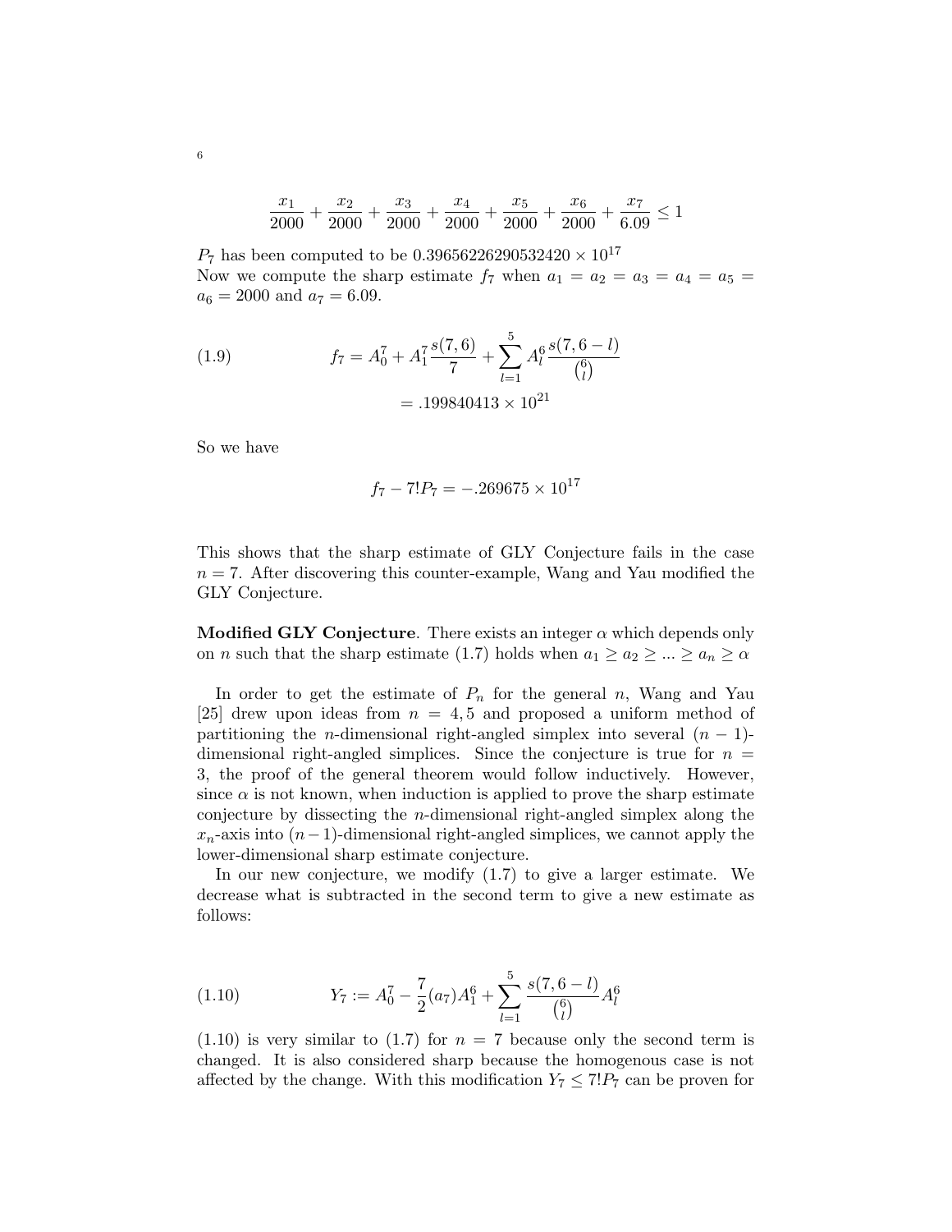$$\frac{x_1}{2000} + \frac{x_2}{2000} + \frac{x_3}{2000} + \frac{x_4}{2000} + \frac{x_5}{2000} + \frac{x_6}{2000} + \frac{x_7}{6.09} \leq 1$$

$P_7$ has been computed to be $0.39656226290532420 \times 10^{17}$
Now we compute the sharp estimate $f_7$ when $a_1 = a_2 = a_3 = a_4 = a_5 = a_6 = 2000$ and $a_7 = 6.09$.

$$f_7 = A_0^7 + A_1^7 \frac{s(7,6)}{7} + \sum_{l=1}^{5} A_l^6 \frac{s(7, 6-l)}{\binom{6}{l}} \tag{1.9}$$
$$= .199840413 \times 10^{21}$$

So we have

$$f_7 - 7! P_7 = -.269675 \times 10^{17}$$

This shows that the sharp estimate of GLY Conjecture fails in the case $n = 7$. After discovering this counter-example, Wang and Yau modified the GLY Conjecture.

**Modified GLY Conjecture**. There exists an integer $\alpha$ which depends only on $n$ such that the sharp estimate (1.7) holds when $a_1 \geq a_2 \geq ... \geq a_n \geq \alpha$

In order to get the estimate of $P_n$ for the general $n$, Wang and Yau [25] drew upon ideas from $n = 4, 5$ and proposed a uniform method of partitioning the $n$-dimensional right-angled simplex into several $(n-1)$-dimensional right-angled simplices. Since the conjecture is true for $n = 3$, the proof of the general theorem would follow inductively. However, since $\alpha$ is not known, when induction is applied to prove the sharp estimate conjecture by dissecting the $n$-dimensional right-angled simplex along the $x_n$-axis into $(n-1)$-dimensional right-angled simplices, we cannot apply the lower-dimensional sharp estimate conjecture.

In our new conjecture, we modify (1.7) to give a larger estimate. We decrease what is subtracted in the second term to give a new estimate as follows:

$$Y_7 := A_0^7 - \frac{7}{2}(a_7) A_1^6 + \sum_{l=1}^{5} \frac{s(7, 6-l)}{\binom{6}{l}} A_l^6 \tag{1.10}$$

(1.10) is very similar to (1.7) for $n = 7$ because only the second term is changed. It is also considered sharp because the homogenous case is not affected by the change. With this modification $Y_7 \leq 7! P_7$ can be proven for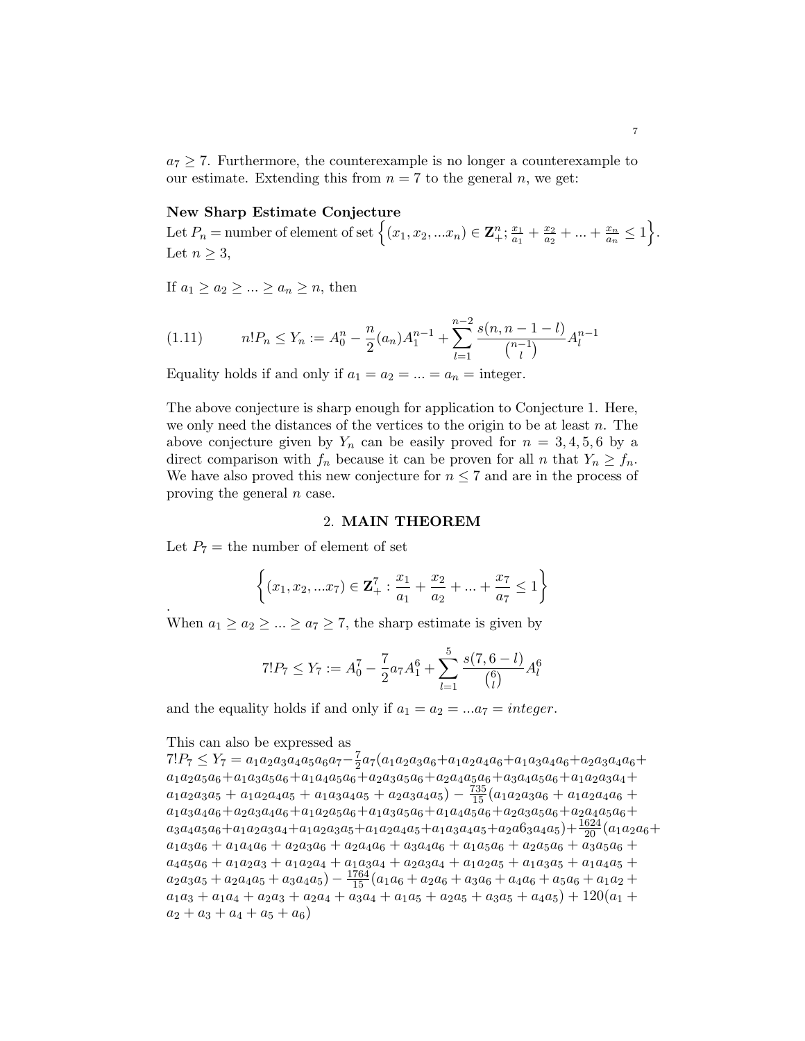$a_7 \geq 7$. Furthermore, the counterexample is no longer a counterexample to our estimate. Extending this from $n = 7$ to the general $n$, we get:

**New Sharp Estimate Conjecture**

Let $P_n =$ number of element of set $\left\{(x_1, x_2, ...x_n) \in \mathbf{Z}_+^n; \frac{x_1}{a_1} + \frac{x_2}{a_2} + ... + \frac{x_n}{a_n} \leq 1\right\}$.

Let $n \geq 3$,

If $a_1 \geq a_2 \geq ... \geq a_n \geq n$, then

$$n!P_n \leq Y_n := A_0^n - \frac{n}{2}(a_n)A_1^{n-1} + \sum_{l=1}^{n-2} \frac{s(n, n-1-l)}{\binom{n-1}{l}} A_l^{n-1} \tag{1.11}$$

Equality holds if and only if $a_1 = a_2 = ... = a_n =$ integer.

The above conjecture is sharp enough for application to Conjecture 1. Here, we only need the distances of the vertices to the origin to be at least $n$. The above conjecture given by $Y_n$ can be easily proved for $n = 3, 4, 5, 6$ by a direct comparison with $f_n$ because it can be proven for all $n$ that $Y_n \geq f_n$. We have also proved this new conjecture for $n \leq 7$ and are in the process of proving the general $n$ case.

## 2. MAIN THEOREM

Let $P_7 =$ the number of element of set

$$\left\{(x_1, x_2, ...x_7) \in \mathbf{Z}_+^7 : \frac{x_1}{a_1} + \frac{x_2}{a_2} + ... + \frac{x_7}{a_7} \leq 1\right\}$$

.

When $a_1 \geq a_2 \geq ... \geq a_7 \geq 7$, the sharp estimate is given by

$$7!P_7 \leq Y_7 := A_0^7 - \frac{7}{2}a_7 A_1^6 + \sum_{l=1}^{5} \frac{s(7, 6-l)}{\binom{6}{l}} A_l^6$$

and the equality holds if and only if $a_1 = a_2 = ...a_7 = integer$.

This can also be expressed as

$7!P_7 \leq Y_7 = a_1a_2a_3a_4a_5a_6a_7 - \frac{7}{2}a_7(a_1a_2a_3a_6 + a_1a_2a_4a_6 + a_1a_3a_4a_6 + a_2a_3a_4a_6 + a_1a_2a_5a_6 + a_1a_3a_5a_6 + a_1a_4a_5a_6 + a_2a_3a_5a_6 + a_2a_4a_5a_6 + a_3a_4a_5a_6 + a_1a_2a_3a_4 + a_1a_2a_3a_5 + a_1a_2a_4a_5 + a_1a_3a_4a_5 + a_2a_3a_4a_5) - \frac{735}{15}(a_1a_2a_3a_6 + a_1a_2a_4a_6 + a_1a_3a_4a_6 + a_2a_3a_4a_6 + a_1a_2a_5a_6 + a_1a_3a_5a_6 + a_1a_4a_5a_6 + a_2a_3a_5a_6 + a_2a_4a_5a_6 + a_3a_4a_5a_6 + a_1a_2a_3a_4 + a_1a_2a_3a_5 + a_1a_2a_4a_5 + a_1a_3a_4a_5 + a_2a6_3a_4a_5) + \frac{1624}{20}(a_1a_2a_6 + a_1a_3a_6 + a_1a_4a_6 + a_2a_3a_6 + a_2a_4a_6 + a_3a_4a_6 + a_1a_5a_6 + a_2a_5a_6 + a_3a_5a_6 + a_4a_5a_6 + a_1a_2a_3 + a_1a_2a_4 + a_1a_3a_4 + a_2a_3a_4 + a_1a_2a_5 + a_1a_3a_5 + a_1a_4a_5 + a_2a_3a_5 + a_2a_4a_5 + a_3a_4a_5) - \frac{1764}{15}(a_1a_6 + a_2a_6 + a_3a_6 + a_4a_6 + a_5a_6 + a_1a_2 + a_1a_3 + a_1a_4 + a_2a_3 + a_2a_4 + a_3a_4 + a_1a_5 + a_2a_5 + a_3a_5 + a_4a_5) + 120(a_1 + a_2 + a_3 + a_4 + a_5 + a_6)$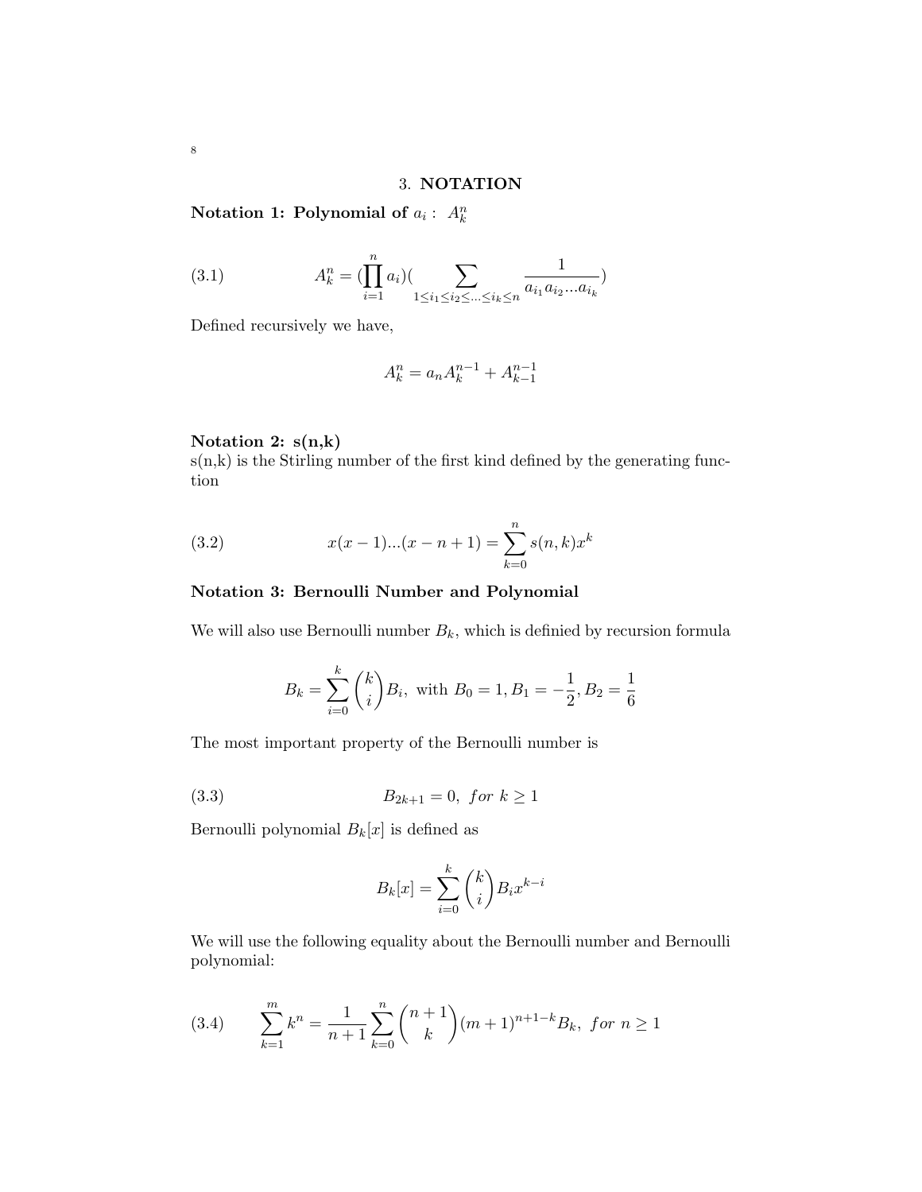## 3. NOTATION

**Notation 1: Polynomial of $a_i$ : $A_k^n$**

$$A_k^n = (\prod_{i=1}^{n} a_i)(\sum_{1 \le i_1 \le i_2 \le ... \le i_k \le n} \frac{1}{a_{i_1} a_{i_2} ... a_{i_k}}) \tag{3.1}$$

Defined recursively we have,

$$A_k^n = a_n A_k^{n-1} + A_{k-1}^{n-1}$$

**Notation 2: s(n,k)**

s(n,k) is the Stirling number of the first kind defined by the generating function

$$x(x-1)...(x-n+1) = \sum_{k=0}^{n} s(n,k) x^k \tag{3.2}$$

**Notation 3: Bernoulli Number and Polynomial**

We will also use Bernoulli number $B_k$, which is definied by recursion formula

$$B_k = \sum_{i=0}^{k} \binom{k}{i} B_i, \text{ with } B_0 = 1, B_1 = -\frac{1}{2}, B_2 = \frac{1}{6}$$

The most important property of the Bernoulli number is

$$B_{2k+1} = 0, \; for \; k \ge 1 \tag{3.3}$$

Bernoulli polynomial $B_k[x]$ is defined as

$$B_k[x] = \sum_{i=0}^{k} \binom{k}{i} B_i x^{k-i}$$

We will use the following equality about the Bernoulli number and Bernoulli polynomial:

$$\sum_{k=1}^{m} k^n = \frac{1}{n+1} \sum_{k=0}^{n} \binom{n+1}{k} (m+1)^{n+1-k} B_k, \; for \; n \ge 1 \tag{3.4}$$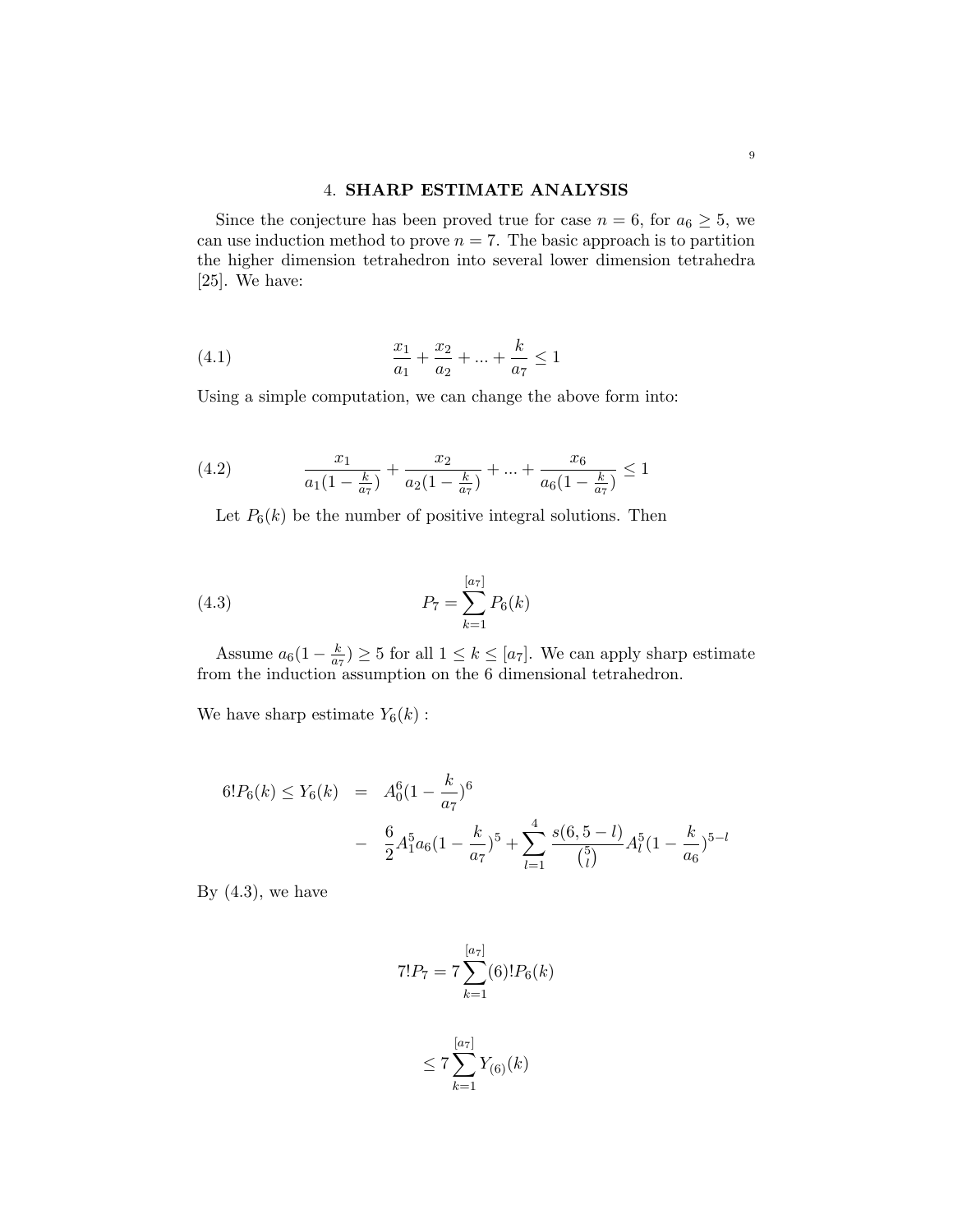## 4. **SHARP ESTIMATE ANALYSIS**

Since the conjecture has been proved true for case $n = 6$, for $a_6 \geq 5$, we can use induction method to prove $n = 7$. The basic approach is to partition the higher dimension tetrahedron into several lower dimension tetrahedra [25]. We have:

$$\frac{x_1}{a_1} + \frac{x_2}{a_2} + ... + \frac{k}{a_7} \leq 1 \tag{4.1}$$

Using a simple computation, we can change the above form into:

$$\frac{x_1}{a_1(1-\frac{k}{a_7})} + \frac{x_2}{a_2(1-\frac{k}{a_7})} + ... + \frac{x_6}{a_6(1-\frac{k}{a_7})} \leq 1 \tag{4.2}$$

Let $P_6(k)$ be the number of positive integral solutions. Then

$$P_7 = \sum_{k=1}^{[a_7]} P_6(k) \tag{4.3}$$

Assume $a_6(1 - \frac{k}{a_7}) \geq 5$ for all $1 \leq k \leq [a_7]$. We can apply sharp estimate from the induction assumption on the 6 dimensional tetrahedron.

We have sharp estimate $Y_6(k)$ :

$$\begin{aligned} 6!P_6(k) \leq Y_6(k) &= A_0^6(1-\frac{k}{a_7})^6 \\ &- \frac{6}{2}A_1^5 a_6(1-\frac{k}{a_7})^5 + \sum_{l=1}^{4} \frac{s(6,5-l)}{\binom{5}{l}} A_l^5 (1-\frac{k}{a_6})^{5-l} \end{aligned}$$

By (4.3), we have

$$7!P_7 = 7\sum_{k=1}^{[a_7]}(6)!P_6(k)$$

$$\leq 7\sum_{k=1}^{[a_7]} Y_{(6)}(k)$$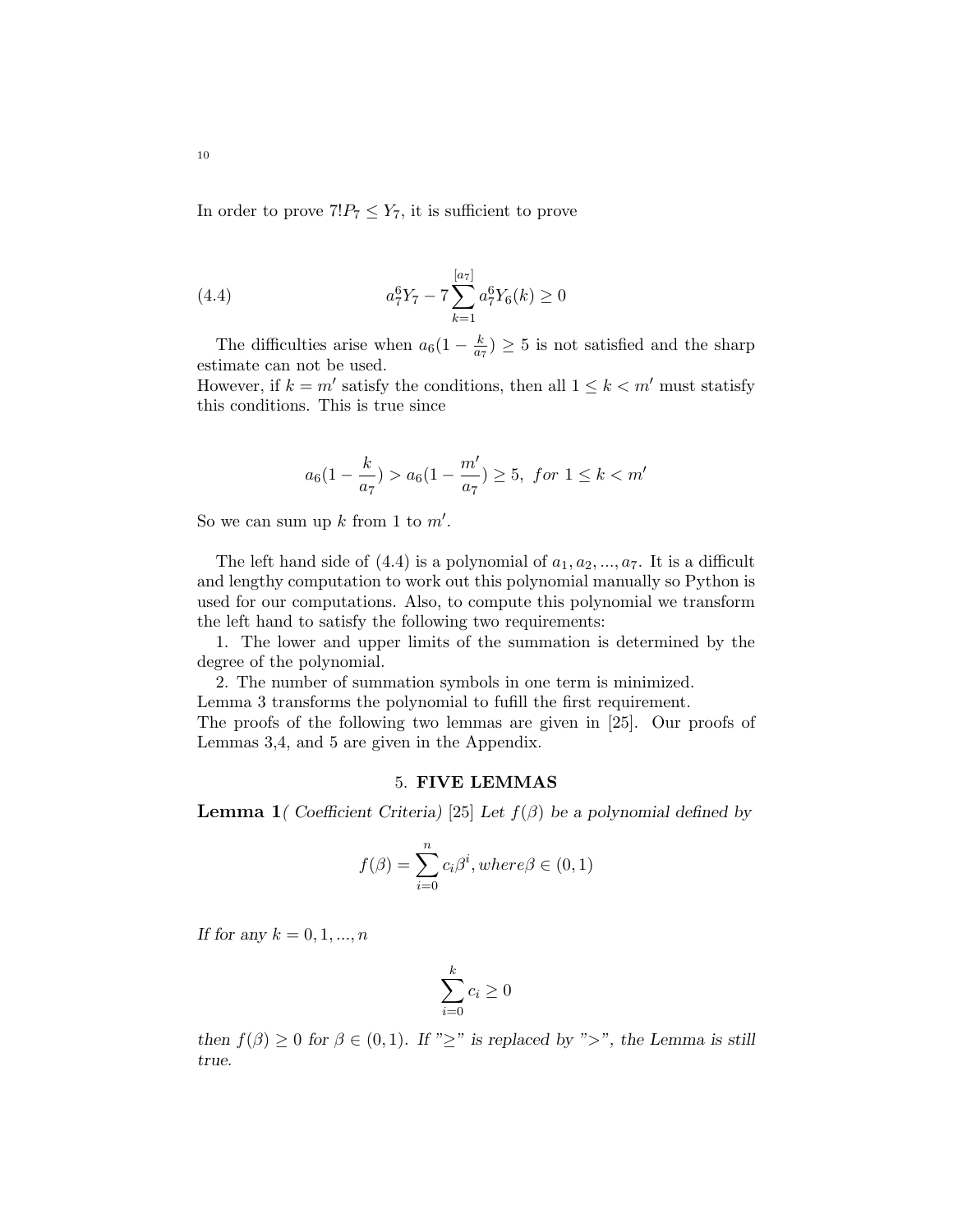In order to prove $7!P_7 \leq Y_7$, it is sufficient to prove

$$a_7^6 Y_7 - 7\sum_{k=1}^{[a_7]} a_7^6 Y_6(k) \geq 0 \tag{4.4}$$

The difficulties arise when $a_6(1-\frac{k}{a_7}) \geq 5$ is not satisfied and the sharp estimate can not be used.
However, if $k = m'$ satisfy the conditions, then all $1 \leq k < m'$ must statisfy this conditions. This is true since

$$a_6(1-\frac{k}{a_7}) > a_6(1-\frac{m'}{a_7}) \geq 5, \ for\ 1 \leq k < m'$$

So we can sum up $k$ from 1 to $m'$.

The left hand side of (4.4) is a polynomial of $a_1, a_2, ..., a_7$. It is a difficult and lengthy computation to work out this polynomial manually so Python is used for our computations. Also, to compute this polynomial we transform the left hand to satisfy the following two requirements:

1. The lower and upper limits of the summation is determined by the degree of the polynomial.
2. The number of summation symbols in one term is minimized.

Lemma 3 transforms the polynomial to fufill the first requirement.
The proofs of the following two lemmas are given in [25]. Our proofs of Lemmas 3,4, and 5 are given in the Appendix.

## 5. FIVE LEMMAS

**Lemma 1**( *Coefficient Criteria*) [25] *Let $f(\beta)$ be a polynomial defined by*

$$f(\beta) = \sum_{i=0}^{n} c_i \beta^i, where \beta \in (0,1)$$

*If for any $k = 0, 1, ..., n$*

$$\sum_{i=0}^{k} c_i \geq 0$$

*then $f(\beta) \geq 0$ for $\beta \in (0,1)$. If "$\geq$" is replaced by "$>$", the Lemma is still true.*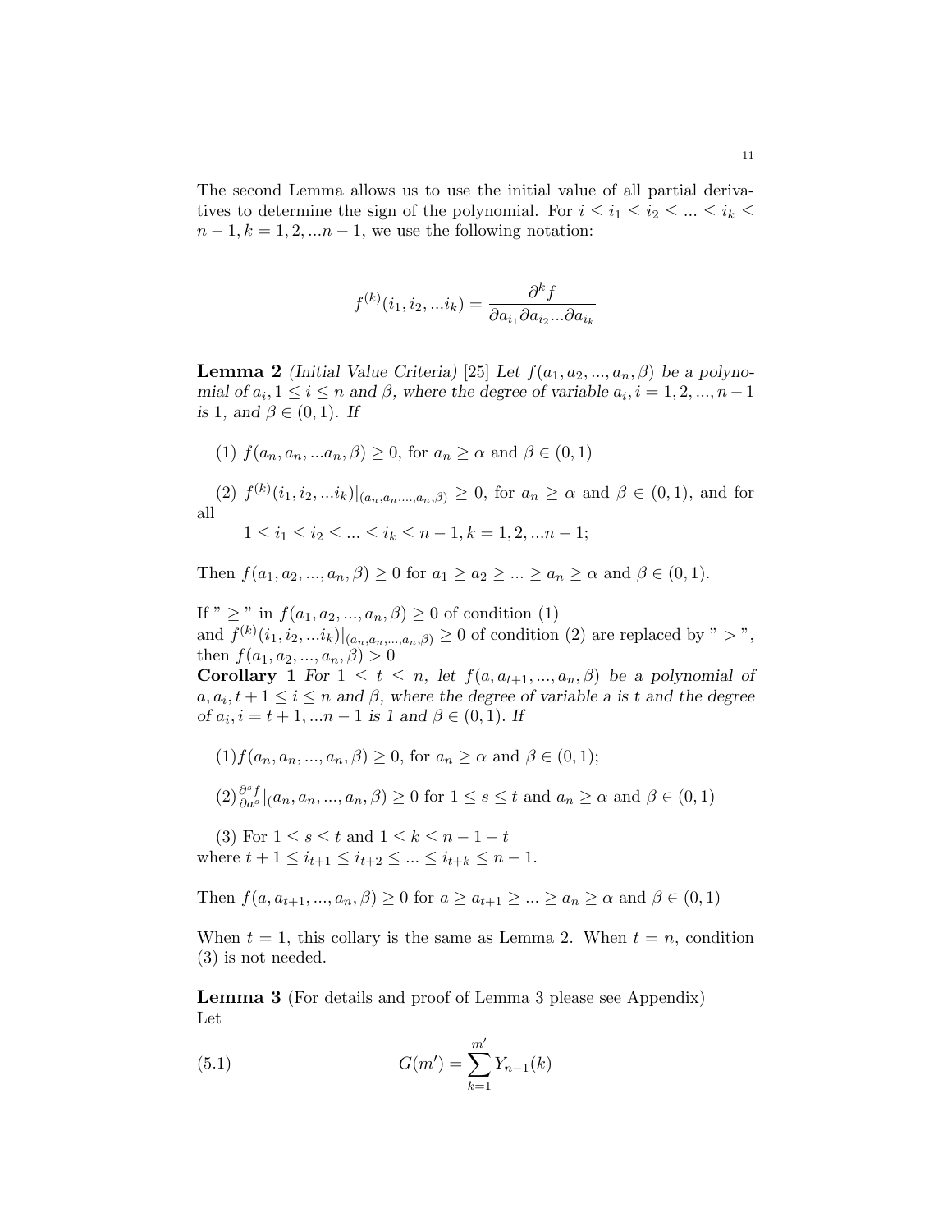The second Lemma allows us to use the initial value of all partial derivatives to determine the sign of the polynomial. For $i \leq i_1 \leq i_2 \leq ... \leq i_k \leq n-1, k = 1, 2, ...n-1$, we use the following notation:

$$f^{(k)}(i_1, i_2, ...i_k) = \frac{\partial^k f}{\partial a_{i_1} \partial a_{i_2} ... \partial a_{i_k}}$$

**Lemma 2** *(Initial Value Criteria)* [25] *Let $f(a_1, a_2, ..., a_n, \beta)$ be a polynomial of $a_i, 1 \leq i \leq n$ and $\beta$, where the degree of variable $a_i, i = 1, 2, ..., n-1$ is 1, and $\beta \in (0, 1)$. If*

(1) $f(a_n, a_n, ...a_n, \beta) \geq 0$, for $a_n \geq \alpha$ and $\beta \in (0, 1)$

(2) $f^{(k)}(i_1, i_2, ...i_k)|_{(a_n, a_n, ..., a_n, \beta)} \geq 0$, for $a_n \geq \alpha$ and $\beta \in (0, 1)$, and for all

$1 \leq i_1 \leq i_2 \leq ... \leq i_k \leq n-1, k = 1, 2, ...n-1$;

Then $f(a_1, a_2, ..., a_n, \beta) \geq 0$ for $a_1 \geq a_2 \geq ... \geq a_n \geq \alpha$ and $\beta \in (0, 1)$.

If " $\geq$ " in $f(a_1, a_2, ..., a_n, \beta) \geq 0$ of condition (1) and $f^{(k)}(i_1, i_2, ...i_k)|_{(a_n, a_n, ..., a_n, \beta)} \geq 0$ of condition (2) are replaced by " $>$ ", then $f(a_1, a_2, ..., a_n, \beta) > 0$

**Corollary 1** *For $1 \leq t \leq n$, let $f(a, a_{t+1}, ..., a_n, \beta)$ be a polynomial of $a, a_i, t+1 \leq i \leq n$ and $\beta$, where the degree of variable $a$ is $t$ and the degree of $a_i, i = t+1, ...n-1$ is 1 and $\beta \in (0, 1)$. If*

(1) $f(a_n, a_n, ..., a_n, \beta) \geq 0$, for $a_n \geq \alpha$ and $\beta \in (0, 1)$;

(2) $\frac{\partial^s f}{\partial a^s}|_(a_n, a_n, ..., a_n, \beta) \geq 0$ for $1 \leq s \leq t$ and $a_n \geq \alpha$ and $\beta \in (0, 1)$

(3) For $1 \leq s \leq t$ and $1 \leq k \leq n-1-t$ where $t+1 \leq i_{t+1} \leq i_{t+2} \leq ... \leq i_{t+k} \leq n-1$.

Then $f(a, a_{t+1}, ..., a_n, \beta) \geq 0$ for $a \geq a_{t+1} \geq ... \geq a_n \geq \alpha$ and $\beta \in (0, 1)$

When $t = 1$, this collary is the same as Lemma 2. When $t = n$, condition (3) is not needed.

**Lemma 3** (For details and proof of Lemma 3 please see Appendix) Let

$$G(m') = \sum_{k=1}^{m'} Y_{n-1}(k) \tag{5.1}$$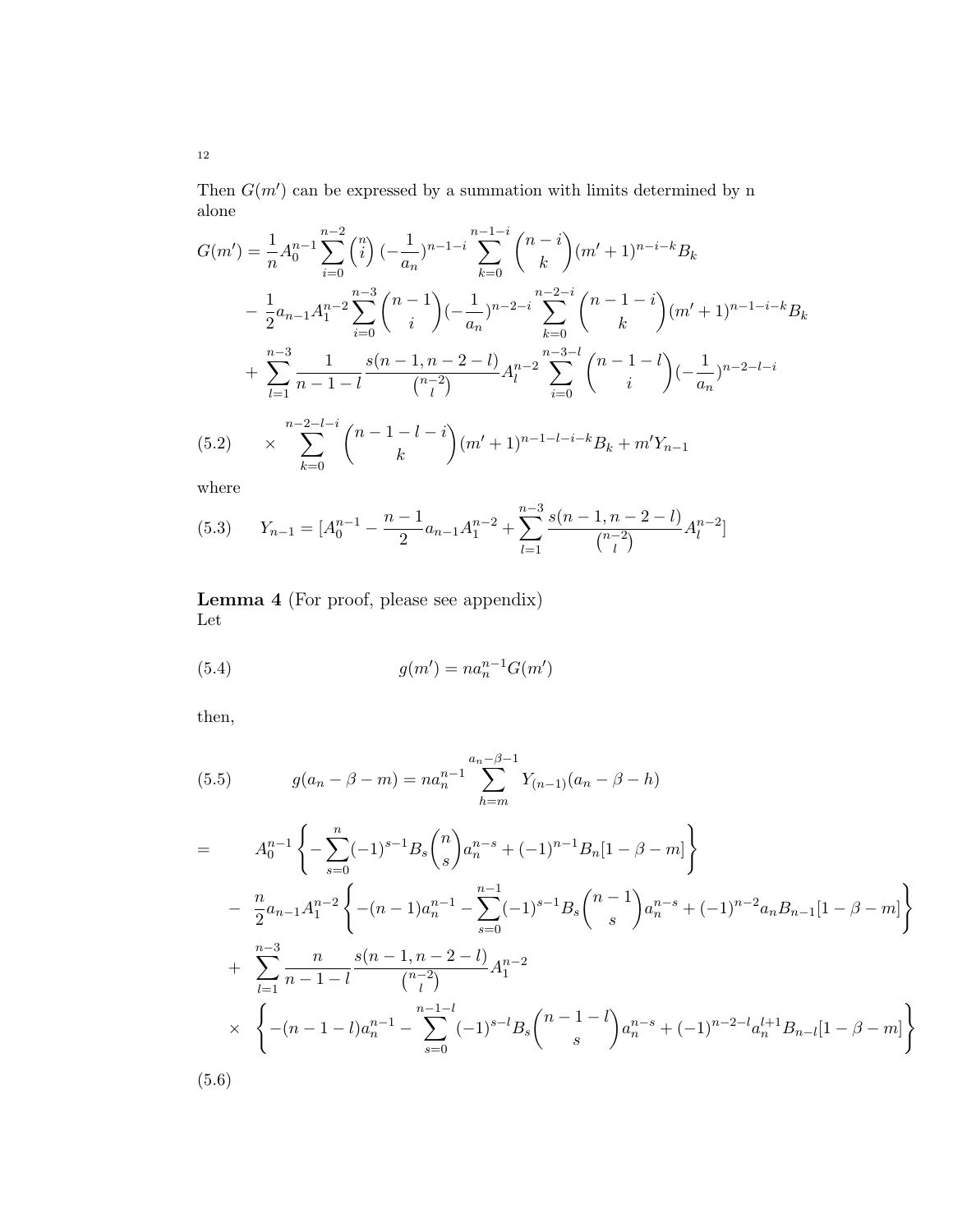Then $G(m')$ can be expressed by a summation with limits determined by n alone

$$
\begin{aligned}
G(m') &= \frac{1}{n}A_0^{n-1}\sum_{i=0}^{n-2}\binom{n}{i}(-\frac{1}{a_n})^{n-1-i}\sum_{k=0}^{n-1-i}\binom{n-i}{k}(m'+1)^{n-i-k}B_k \\
&- \frac{1}{2}a_{n-1}A_1^{n-2}\sum_{i=0}^{n-3}\binom{n-1}{i}(-\frac{1}{a_n})^{n-2-i}\sum_{k=0}^{n-2-i}\binom{n-1-i}{k}(m'+1)^{n-1-i-k}B_k \\
&+ \sum_{l=1}^{n-3}\frac{1}{n-1-l}\frac{s(n-1,n-2-l)}{\binom{n-2}{l}}A_l^{n-2}\sum_{i=0}^{n-3-l}\binom{n-1-l}{i}(-\frac{1}{a_n})^{n-2-l-i} \\
&\times \sum_{k=0}^{n-2-l-i}\binom{n-1-l-i}{k}(m'+1)^{n-1-l-i-k}B_k + m'Y_{n-1}
\end{aligned} \tag{5.2}
$$

where

$$
Y_{n-1} = [A_0^{n-1} - \frac{n-1}{2}a_{n-1}A_1^{n-2} + \sum_{l=1}^{n-3}\frac{s(n-1,n-2-l)}{\binom{n-2}{l}}A_l^{n-2}] \tag{5.3}
$$

**Lemma 4** (For proof, please see appendix)
Let

$$
g(m') = na_n^{n-1}G(m') \tag{5.4}
$$

then,

$$
g(a_n-\beta-m) = na_n^{n-1}\sum_{h=m}^{a_n-\beta-1}Y_{(n-1)}(a_n-\beta-h) \tag{5.5}
$$

$$
\begin{aligned}
= \quad & A_0^{n-1}\left\{-\sum_{s=0}^{n}(-1)^{s-1}B_s\binom{n}{s}a_n^{n-s} + (-1)^{n-1}B_n[1-\beta-m]\right\} \\
- \quad & \frac{n}{2}a_{n-1}A_1^{n-2}\left\{-(n-1)a_n^{n-1} - \sum_{s=0}^{n-1}(-1)^{s-1}B_s\binom{n-1}{s}a_n^{n-s} + (-1)^{n-2}a_nB_{n-1}[1-\beta-m]\right\} \\
+ \quad & \sum_{l=1}^{n-3}\frac{n}{n-1-l}\frac{s(n-1,n-2-l)}{\binom{n-2}{l}}A_1^{n-2} \\
\times \quad & \left\{-(n-1-l)a_n^{n-1} - \sum_{s=0}^{n-1-l}(-1)^{s-l}B_s\binom{n-1-l}{s}a_n^{n-s} + (-1)^{n-2-l}a_n^{l+1}B_{n-l}[1-\beta-m]\right\}
\end{aligned} \tag{5.6}
$$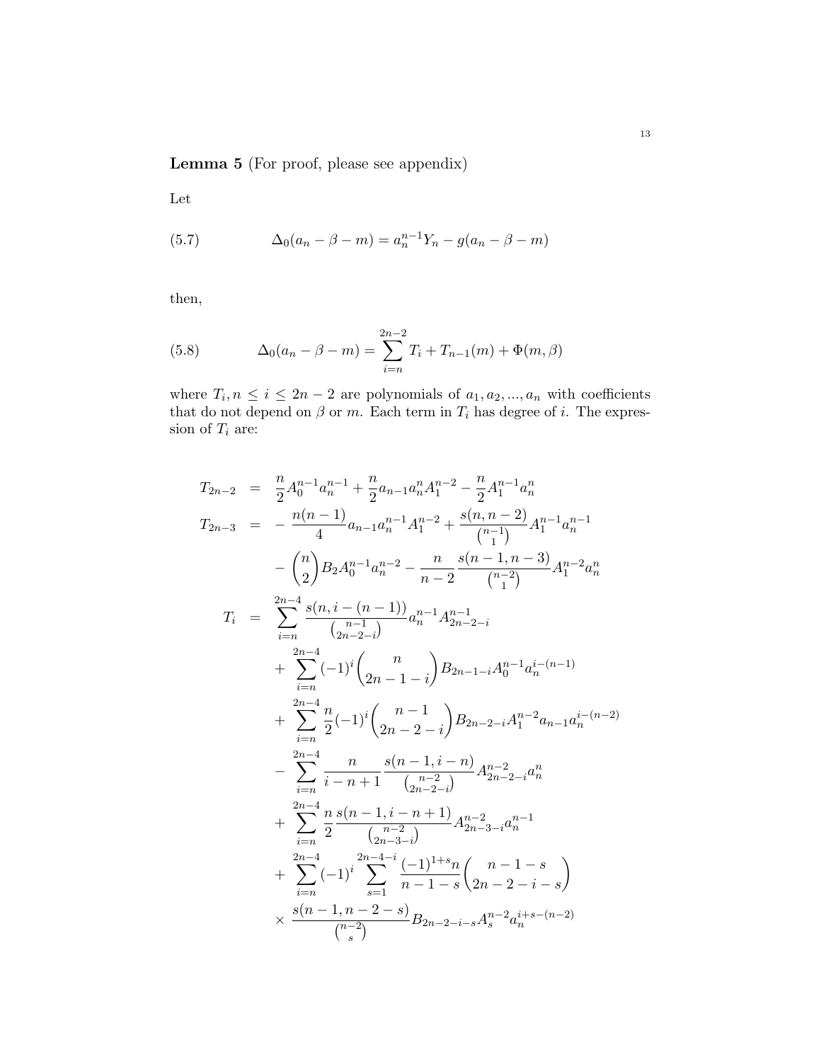**Lemma 5** (For proof, please see appendix)

Let

$$\Delta_0(a_n - \beta - m) = a_n^{n-1} Y_n - g(a_n - \beta - m) \tag{5.7}$$

then,

$$\Delta_0(a_n - \beta - m) = \sum_{i=n}^{2n-2} T_i + T_{n-1}(m) + \Phi(m, \beta) \tag{5.8}$$

where $T_i, n \le i \le 2n-2$ are polynomials of $a_1, a_2, ..., a_n$ with coefficients that do not depend on $\beta$ or $m$. Each term in $T_i$ has degree of $i$. The expression of $T_i$ are:

$$
\begin{aligned}
T_{2n-2} &= \frac{n}{2} A_0^{n-1} a_n^{n-1} + \frac{n}{2} a_{n-1} a_n^n A_1^{n-2} - \frac{n}{2} A_1^{n-1} a_n^n \\
T_{2n-3} &= -\frac{n(n-1)}{4} a_{n-1} a_n^{n-1} A_1^{n-2} + \frac{s(n, n-2)}{\binom{n-1}{1}} A_1^{n-1} a_n^{n-1} \\
&\quad - \binom{n}{2} B_2 A_0^{n-1} a_n^{n-2} - \frac{n}{n-2} \frac{s(n-1, n-3)}{\binom{n-2}{1}} A_1^{n-2} a_n^n \\
T_i &= \sum_{i=n}^{2n-4} \frac{s(n, i-(n-1))}{\binom{n-1}{2n-2-i}} a_n^{n-1} A_{2n-2-i}^{n-1} \\
&\quad + \sum_{i=n}^{2n-4} (-1)^i \binom{n}{2n-1-i} B_{2n-1-i} A_0^{n-1} a_n^{i-(n-1)} \\
&\quad + \sum_{i=n}^{2n-4} \frac{n}{2} (-1)^i \binom{n-1}{2n-2-i} B_{2n-2-i} A_1^{n-2} a_{n-1} a_n^{i-(n-2)} \\
&\quad - \sum_{i=n}^{2n-4} \frac{n}{i-n+1} \frac{s(n-1, i-n)}{\binom{n-2}{2n-2-i}} A_{2n-2-i}^{n-2} a_n^n \\
&\quad + \sum_{i=n}^{2n-4} \frac{n}{2} \frac{s(n-1, i-n+1)}{\binom{n-2}{2n-3-i}} A_{2n-3-i}^{n-2} a_n^{n-1} \\
&\quad + \sum_{i=n}^{2n-4} (-1)^i \sum_{s=1}^{2n-4-i} \frac{(-1)^{1+s} n}{n-1-s} \binom{n-1-s}{2n-2-i-s} \\
&\quad \times \frac{s(n-1, n-2-s)}{\binom{n-2}{s}} B_{2n-2-i-s} A_s^{n-2} a_n^{i+s-(n-2)}
\end{aligned}
$$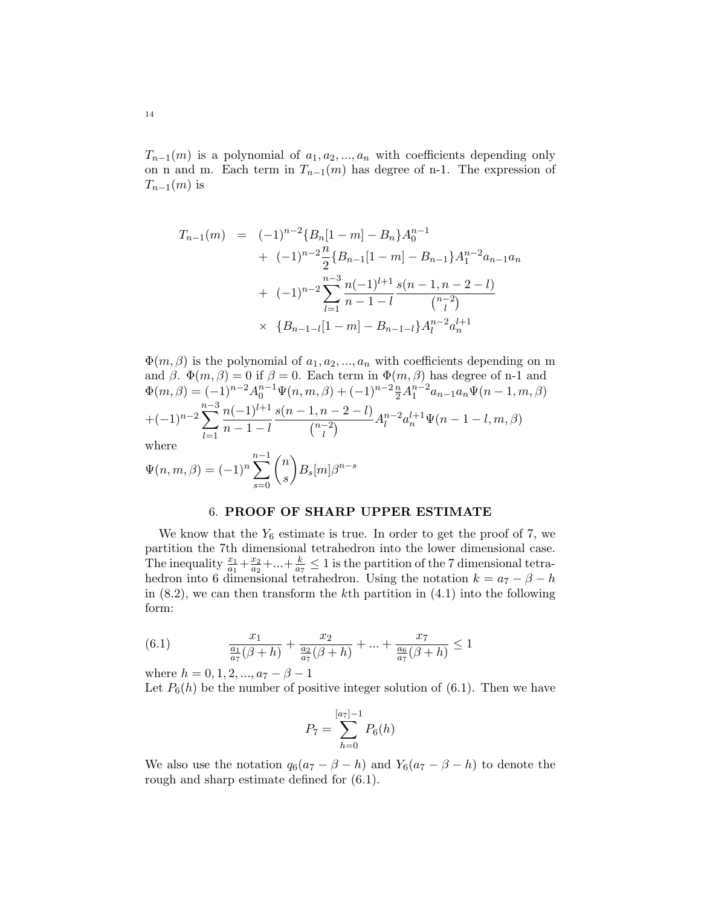$T_{n-1}(m)$ is a polynomial of $a_1, a_2, ..., a_n$ with coefficients depending only on n and m. Each term in $T_{n-1}(m)$ has degree of n-1. The expression of $T_{n-1}(m)$ is

$$
\begin{aligned}
T_{n-1}(m) &= (-1)^{n-2}\{B_n[1-m] - B_n\}A_0^{n-1} \\
&+ (-1)^{n-2}\frac{n}{2}\{B_{n-1}[1-m] - B_{n-1}\}A_1^{n-2}a_{n-1}a_n \\
&+ (-1)^{n-2}\sum_{l=1}^{n-3}\frac{n(-1)^{l+1}}{n-1-l}\frac{s(n-1,n-2-l)}{\binom{n-2}{l}} \\
&\times \{B_{n-1-l}[1-m] - B_{n-1-l}\}A_l^{n-2}a_n^{l+1}
\end{aligned}
$$

$\Phi(m, \beta)$ is the polynomial of $a_1, a_2, ..., a_n$ with coefficients depending on m and $\beta$. $\Phi(m, \beta) = 0$ if $\beta = 0$. Each term in $\Phi(m, \beta)$ has degree of n-1 and $\Phi(m, \beta) = (-1)^{n-2}A_0^{n-1}\Psi(n, m, \beta) + (-1)^{n-2}\frac{n}{2}A_1^{n-2}a_{n-1}a_n\Psi(n-1, m, \beta)$
$+(-1)^{n-2}\sum_{l=1}^{n-3}\frac{n(-1)^{l+1}}{n-1-l}\frac{s(n-1,n-2-l)}{\binom{n-2}{l}}A_l^{n-2}a_n^{l+1}\Psi(n-1-l, m, \beta)$
where
$\Psi(n, m, \beta) = (-1)^n\sum_{s=0}^{n-1}\binom{n}{s}B_s[m]\beta^{n-s}$

## 6. PROOF OF SHARP UPPER ESTIMATE

We know that the $Y_6$ estimate is true. In order to get the proof of 7, we partition the 7th dimensional tetrahedron into the lower dimensional case. The inequality $\frac{x_1}{a_1}+\frac{x_2}{a_2}+...+\frac{k}{a_7} \leq 1$ is the partition of the 7 dimensional tetrahedron into 6 dimensional tetrahedron. Using the notation $k = a_7 - \beta - h$ in (8.2), we can then transform the $k$th partition in (4.1) into the following form:

$$
\frac{x_1}{\frac{a_1}{a_7}(\beta+h)} + \frac{x_2}{\frac{a_2}{a_7}(\beta+h)} + ... + \frac{x_7}{\frac{a_6}{a_7}(\beta+h)} \leq 1 \tag{6.1}
$$

where $h = 0, 1, 2, ..., a_7 - \beta - 1$
Let $P_6(h)$ be the number of positive integer solution of (6.1). Then we have

$$
P_7 = \sum_{h=0}^{[a_7]-1} P_6(h)
$$

We also use the notation $q_6(a_7 - \beta - h)$ and $Y_6(a_7 - \beta - h)$ to denote the rough and sharp estimate defined for (6.1).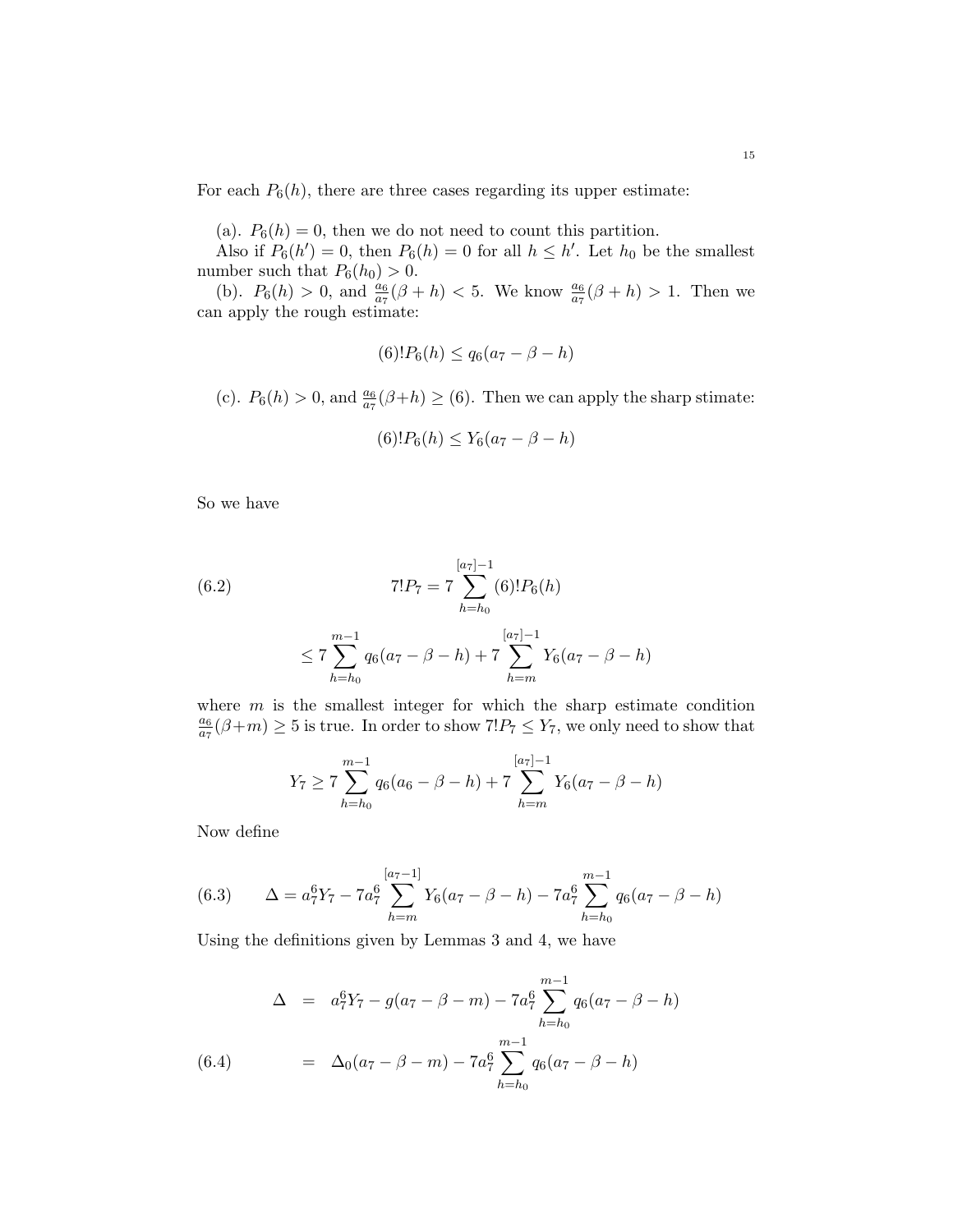For each $P_6(h)$, there are three cases regarding its upper estimate:

(a). $P_6(h) = 0$, then we do not need to count this partition.

Also if $P_6(h') = 0$, then $P_6(h) = 0$ for all $h \le h'$. Let $h_0$ be the smallest number such that $P_6(h_0) > 0$.

(b). $P_6(h) > 0$, and $\frac{a_6}{a_7}(\beta + h) < 5$. We know $\frac{a_6}{a_7}(\beta + h) > 1$. Then we can apply the rough estimate:

$$(6)!P_6(h) \le q_6(a_7 - \beta - h)$$

(c). $P_6(h) > 0$, and $\frac{a_6}{a_7}(\beta + h) \ge (6)$. Then we can apply the sharp stimate:

$$(6)!P_6(h) \le Y_6(a_7 - \beta - h)$$

So we have

$$7!P_7 = 7 \sum_{h=h_0}^{[a_7]-1} (6)!P_6(h) \tag{6.2}$$

$$\le 7 \sum_{h=h_0}^{m-1} q_6(a_7 - \beta - h) + 7 \sum_{h=m}^{[a_7]-1} Y_6(a_7 - \beta - h)$$

where $m$ is the smallest integer for which the sharp estimate condition $\frac{a_6}{a_7}(\beta + m) \ge 5$ is true. In order to show $7!P_7 \le Y_7$, we only need to show that

$$Y_7 \ge 7 \sum_{h=h_0}^{m-1} q_6(a_6 - \beta - h) + 7 \sum_{h=m}^{[a_7]-1} Y_6(a_7 - \beta - h)$$

Now define

$$\Delta = a_7^6 Y_7 - 7a_7^6 \sum_{h=m}^{[a_7-1]} Y_6(a_7 - \beta - h) - 7a_7^6 \sum_{h=h_0}^{m-1} q_6(a_7 - \beta - h) \tag{6.3}$$

Using the definitions given by Lemmas 3 and 4, we have

$$\begin{aligned} \Delta &= a_7^6 Y_7 - g(a_7 - \beta - m) - 7a_7^6 \sum_{h=h_0}^{m-1} q_6(a_7 - \beta - h) \\ &= \Delta_0(a_7 - \beta - m) - 7a_7^6 \sum_{h=h_0}^{m-1} q_6(a_7 - \beta - h) \end{aligned} \tag{6.4}$$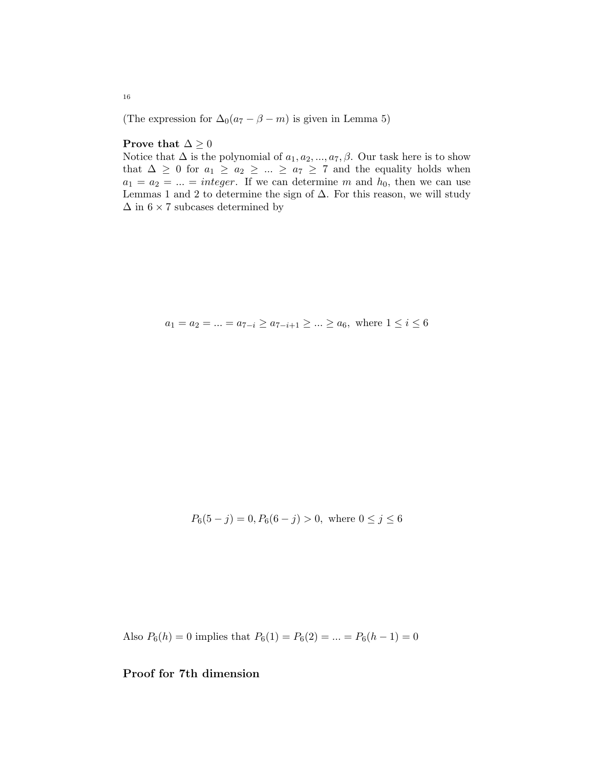(The expression for $\Delta_0(a_7 - \beta - m)$ is given in Lemma 5)

**Prove that $\Delta \geq 0$**

Notice that $\Delta$ is the polynomial of $a_1, a_2, ..., a_7, \beta$. Our task here is to show that $\Delta \geq 0$ for $a_1 \geq a_2 \geq ... \geq a_7 \geq 7$ and the equality holds when $a_1 = a_2 = ... = integer$. If we can determine $m$ and $h_0$, then we can use Lemmas 1 and 2 to determine the sign of $\Delta$. For this reason, we will study $\Delta$ in $6 \times 7$ subcases determined by

$$a_1 = a_2 = ... = a_{7-i} \geq a_{7-i+1} \geq ... \geq a_6, \text{ where } 1 \leq i \leq 6$$

$$P_6(5-j) = 0, P_6(6-j) > 0, \text{ where } 0 \leq j \leq 6$$

Also $P_6(h) = 0$ implies that $P_6(1) = P_6(2) = ... = P_6(h-1) = 0$

## Proof for 7th dimension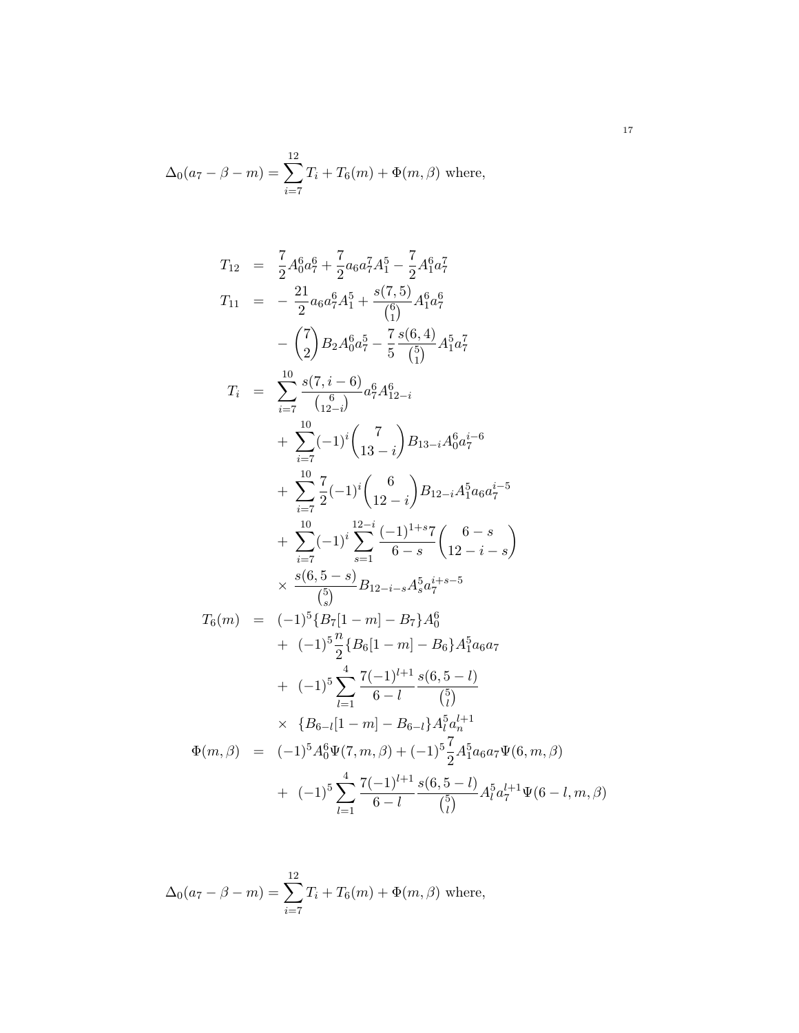$$\Delta_0(a_7 - \beta - m) = \sum_{i=7}^{12} T_i + T_6(m) + \Phi(m, \beta) \text{ where,}$$

$$
\begin{aligned}
T_{12} &= \frac{7}{2} A_0^6 a_7^6 + \frac{7}{2} a_6 a_7^7 A_1^5 - \frac{7}{2} A_1^6 a_7^7 \\
T_{11} &= -\frac{21}{2} a_6 a_7^6 A_1^5 + \frac{s(7,5)}{\binom{6}{1}} A_1^6 a_7^6 \\
&\quad - \binom{7}{2} B_2 A_0^6 a_7^5 - \frac{7}{5} \frac{s(6,4)}{\binom{5}{1}} A_1^5 a_7^7 \\
T_i &= \sum_{i=7}^{10} \frac{s(7, i-6)}{\binom{6}{12-i}} a_7^6 A_{12-i}^6 \\
&\quad + \sum_{i=7}^{10} (-1)^i \binom{7}{13-i} B_{13-i} A_0^6 a_7^{i-6} \\
&\quad + \sum_{i=7}^{10} \frac{7}{2} (-1)^i \binom{6}{12-i} B_{12-i} A_1^5 a_6 a_7^{i-5} \\
&\quad + \sum_{i=7}^{10} (-1)^i \sum_{s=1}^{12-i} \frac{(-1)^{1+s} 7}{6-s} \binom{6-s}{12-i-s} \\
&\quad \times \frac{s(6, 5-s)}{\binom{5}{s}} B_{12-i-s} A_s^5 a_7^{i+s-5} \\
T_6(m) &= (-1)^5 \{B_7[1-m] - B_7\} A_0^6 \\
&\quad + (-1)^5 \frac{n}{2} \{B_6[1-m] - B_6\} A_1^5 a_6 a_7 \\
&\quad + (-1)^5 \sum_{l=1}^{4} \frac{7(-1)^{l+1}}{6-l} \frac{s(6, 5-l)}{\binom{5}{l}} \\
&\quad \times \{B_{6-l}[1-m] - B_{6-l}\} A_l^5 a_n^{l+1} \\
\Phi(m, \beta) &= (-1)^5 A_0^6 \Psi(7, m, \beta) + (-1)^5 \frac{7}{2} A_1^5 a_6 a_7 \Psi(6, m, \beta) \\
&\quad + (-1)^5 \sum_{l=1}^{4} \frac{7(-1)^{l+1}}{6-l} \frac{s(6, 5-l)}{\binom{5}{l}} A_l^5 a_7^{l+1} \Psi(6-l, m, \beta)
\end{aligned}
$$

$$\Delta_0(a_7 - \beta - m) = \sum_{i=7}^{12} T_i + T_6(m) + \Phi(m, \beta) \text{ where,}$$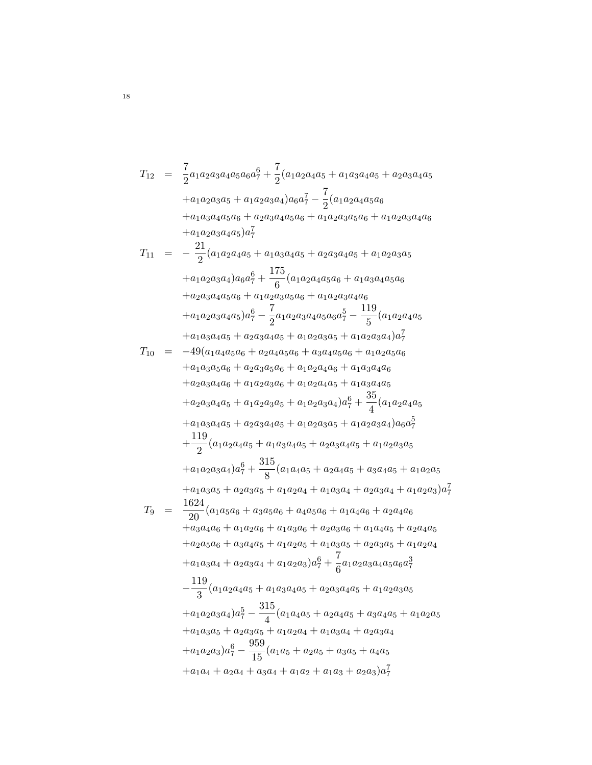$$
\begin{aligned}
T_{12} \;=\;& \frac{7}{2}a_1a_2a_3a_4a_5a_6a_7^6 + \frac{7}{2}(a_1a_2a_4a_5 + a_1a_3a_4a_5 + a_2a_3a_4a_5 \\
&+ a_1a_2a_3a_5 + a_1a_2a_3a_4)a_6a_7^7 - \frac{7}{2}(a_1a_2a_4a_5a_6 \\
&+ a_1a_3a_4a_5a_6 + a_2a_3a_4a_5a_6 + a_1a_2a_3a_5a_6 + a_1a_2a_3a_4a_6 \\
&+ a_1a_2a_3a_4a_5)a_7^7 \\
T_{11} \;=\;& -\frac{21}{2}(a_1a_2a_4a_5 + a_1a_3a_4a_5 + a_2a_3a_4a_5 + a_1a_2a_3a_5 \\
&+ a_1a_2a_3a_4)a_6a_7^6 + \frac{175}{6}(a_1a_2a_4a_5a_6 + a_1a_3a_4a_5a_6 \\
&+ a_2a_3a_4a_5a_6 + a_1a_2a_3a_5a_6 + a_1a_2a_3a_4a_6 \\
&+ a_1a_2a_3a_4a_5)a_7^6 - \frac{7}{2}a_1a_2a_3a_4a_5a_6a_7^5 - \frac{119}{5}(a_1a_2a_4a_5 \\
&+ a_1a_3a_4a_5 + a_2a_3a_4a_5 + a_1a_2a_3a_5 + a_1a_2a_3a_4)a_7^7 \\
T_{10} \;=\;& -49(a_1a_4a_5a_6 + a_2a_4a_5a_6 + a_3a_4a_5a_6 + a_1a_2a_5a_6 \\
&+ a_1a_3a_5a_6 + a_2a_3a_5a_6 + a_1a_2a_4a_6 + a_1a_3a_4a_6 \\
&+ a_2a_3a_4a_6 + a_1a_2a_3a_6 + a_1a_2a_4a_5 + a_1a_3a_4a_5 \\
&+ a_2a_3a_4a_5 + a_1a_2a_3a_5 + a_1a_2a_3a_4)a_7^6 + \frac{35}{4}(a_1a_2a_4a_5 \\
&+ a_1a_3a_4a_5 + a_2a_3a_4a_5 + a_1a_2a_3a_5 + a_1a_2a_3a_4)a_6a_7^5 \\
&+ \frac{119}{2}(a_1a_2a_4a_5 + a_1a_3a_4a_5 + a_2a_3a_4a_5 + a_1a_2a_3a_5 \\
&+ a_1a_2a_3a_4)a_7^6 + \frac{315}{8}(a_1a_4a_5 + a_2a_4a_5 + a_3a_4a_5 + a_1a_2a_5 \\
&+ a_1a_3a_5 + a_2a_3a_5 + a_1a_2a_4 + a_1a_3a_4 + a_2a_3a_4 + a_1a_2a_3)a_7^7 \\
T_9 \;=\;& \frac{1624}{20}(a_1a_5a_6 + a_3a_5a_6 + a_4a_5a_6 + a_1a_4a_6 + a_2a_4a_6 \\
&+ a_3a_4a_6 + a_1a_2a_6 + a_1a_3a_6 + a_2a_3a_6 + a_1a_4a_5 + a_2a_4a_5 \\
&+ a_2a_5a_6 + a_3a_4a_5 + a_1a_2a_5 + a_1a_3a_5 + a_2a_3a_5 + a_1a_2a_4 \\
&+ a_1a_3a_4 + a_2a_3a_4 + a_1a_2a_3)a_7^6 + \frac{7}{6}a_1a_2a_3a_4a_5a_6a_7^3 \\
&- \frac{119}{3}(a_1a_2a_4a_5 + a_1a_3a_4a_5 + a_2a_3a_4a_5 + a_1a_2a_3a_5 \\
&+ a_1a_2a_3a_4)a_7^5 - \frac{315}{4}(a_1a_4a_5 + a_2a_4a_5 + a_3a_4a_5 + a_1a_2a_5 \\
&+ a_1a_3a_5 + a_2a_3a_5 + a_1a_2a_4 + a_1a_3a_4 + a_2a_3a_4 \\
&+ a_1a_2a_3)a_7^6 - \frac{959}{15}(a_1a_5 + a_2a_5 + a_3a_5 + a_4a_5 \\
&+ a_1a_4 + a_2a_4 + a_3a_4 + a_1a_2 + a_1a_3 + a_2a_3)a_7^7
\end{aligned}
$$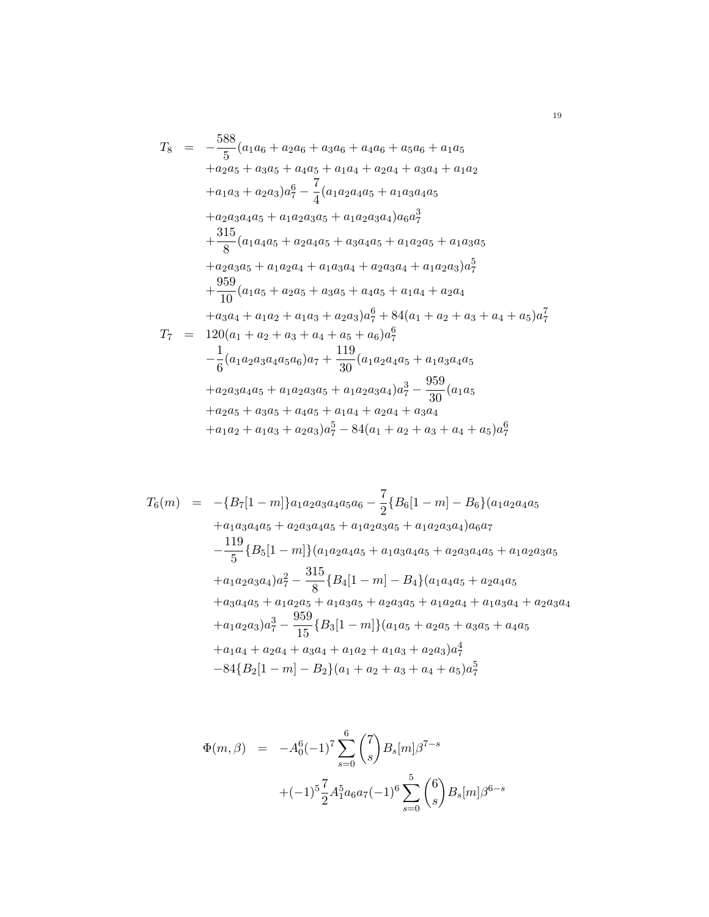$$
\begin{aligned}
T_8 &= -\frac{588}{5}(a_1a_6 + a_2a_6 + a_3a_6 + a_4a_6 + a_5a_6 + a_1a_5 \\
&\quad + a_2a_5 + a_3a_5 + a_4a_5 + a_1a_4 + a_2a_4 + a_3a_4 + a_1a_2 \\
&\quad + a_1a_3 + a_2a_3)a_7^6 - \frac{7}{4}(a_1a_2a_4a_5 + a_1a_3a_4a_5 \\
&\quad + a_2a_3a_4a_5 + a_1a_2a_3a_5 + a_1a_2a_3a_4)a_6a_7^3 \\
&\quad + \frac{315}{8}(a_1a_4a_5 + a_2a_4a_5 + a_3a_4a_5 + a_1a_2a_5 + a_1a_3a_5 \\
&\quad + a_2a_3a_5 + a_1a_2a_4 + a_1a_3a_4 + a_2a_3a_4 + a_1a_2a_3)a_7^5 \\
&\quad + \frac{959}{10}(a_1a_5 + a_2a_5 + a_3a_5 + a_4a_5 + a_1a_4 + a_2a_4 \\
&\quad + a_3a_4 + a_1a_2 + a_1a_3 + a_2a_3)a_7^6 + 84(a_1 + a_2 + a_3 + a_4 + a_5)a_7^7 \\
T_7 &= 120(a_1 + a_2 + a_3 + a_4 + a_5 + a_6)a_7^6 \\
&\quad -\frac{1}{6}(a_1a_2a_3a_4a_5a_6)a_7 + \frac{119}{30}(a_1a_2a_4a_5 + a_1a_3a_4a_5 \\
&\quad + a_2a_3a_4a_5 + a_1a_2a_3a_5 + a_1a_2a_3a_4)a_7^3 - \frac{959}{30}(a_1a_5 \\
&\quad + a_2a_5 + a_3a_5 + a_4a_5 + a_1a_4 + a_2a_4 + a_3a_4 \\
&\quad + a_1a_2 + a_1a_3 + a_2a_3)a_7^5 - 84(a_1 + a_2 + a_3 + a_4 + a_5)a_7^6
\end{aligned}
$$

$$
\begin{aligned}
T_6(m) &= -\{B_7[1-m]\}a_1a_2a_3a_4a_5a_6 - \frac{7}{2}\{B_6[1-m] - B_6\}(a_1a_2a_4a_5 \\
&\quad + a_1a_3a_4a_5 + a_2a_3a_4a_5 + a_1a_2a_3a_5 + a_1a_2a_3a_4)a_6a_7 \\
&\quad -\frac{119}{5}\{B_5[1-m]\}(a_1a_2a_4a_5 + a_1a_3a_4a_5 + a_2a_3a_4a_5 + a_1a_2a_3a_5 \\
&\quad + a_1a_2a_3a_4)a_7^2 - \frac{315}{8}\{B_4[1-m] - B_4\}(a_1a_4a_5 + a_2a_4a_5 \\
&\quad + a_3a_4a_5 + a_1a_2a_5 + a_1a_3a_5 + a_2a_3a_5 + a_1a_2a_4 + a_1a_3a_4 + a_2a_3a_4 \\
&\quad + a_1a_2a_3)a_7^3 - \frac{959}{15}\{B_3[1-m]\}(a_1a_5 + a_2a_5 + a_3a_5 + a_4a_5 \\
&\quad + a_1a_4 + a_2a_4 + a_3a_4 + a_1a_2 + a_1a_3 + a_2a_3)a_7^4 \\
&\quad -84\{B_2[1-m] - B_2\}(a_1 + a_2 + a_3 + a_4 + a_5)a_7^5
\end{aligned}
$$

$$
\begin{aligned}
\Phi(m,\beta) &= -A_0^6(-1)^7\sum_{s=0}^{6}\binom{7}{s}B_s[m]\beta^{7-s} \\
&\quad +(-1)^5\frac{7}{2}A_1^5a_6a_7(-1)^6\sum_{s=0}^{5}\binom{6}{s}B_s[m]\beta^{6-s}
\end{aligned}
$$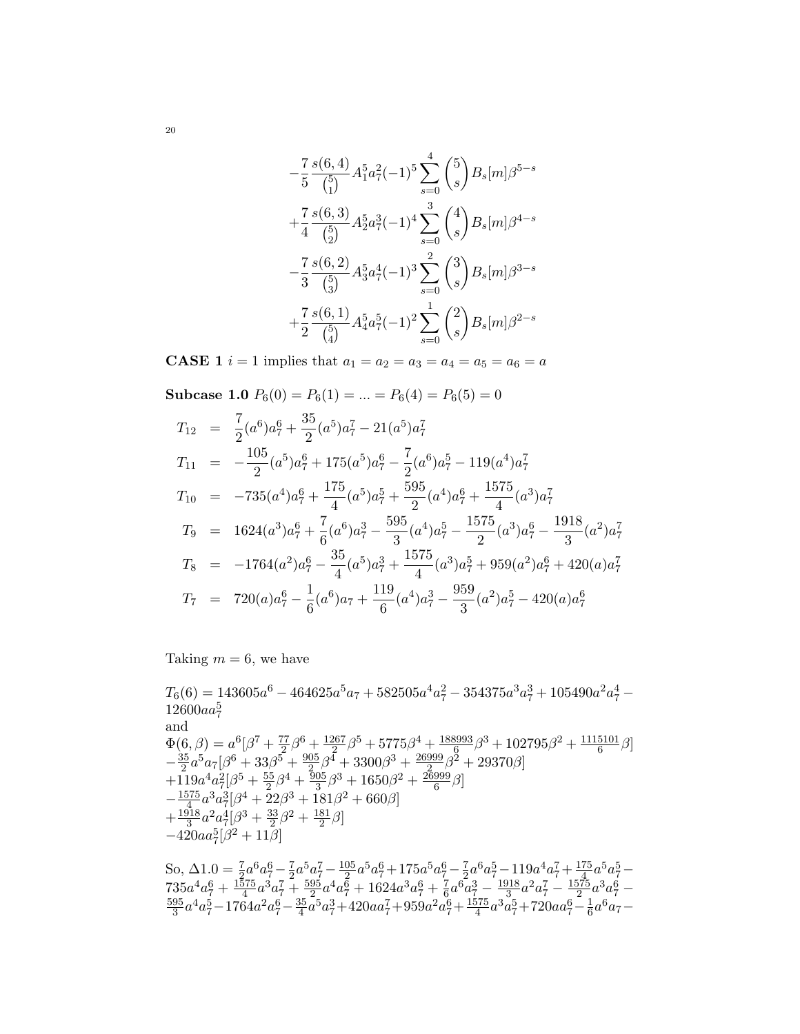$$
\begin{aligned}
&-\frac{7}{5}\frac{s(6,4)}{\binom{5}{1}}A_1^5 a_7^2(-1)^5\sum_{s=0}^{4}\binom{5}{s}B_s[m]\beta^{5-s}\\
&+\frac{7}{4}\frac{s(6,3)}{\binom{5}{2}}A_2^5 a_7^3(-1)^4\sum_{s=0}^{3}\binom{4}{s}B_s[m]\beta^{4-s}\\
&-\frac{7}{3}\frac{s(6,2)}{\binom{5}{3}}A_3^5 a_7^4(-1)^3\sum_{s=0}^{2}\binom{3}{s}B_s[m]\beta^{3-s}\\
&+\frac{7}{2}\frac{s(6,1)}{\binom{5}{4}}A_4^5 a_7^5(-1)^2\sum_{s=0}^{1}\binom{2}{s}B_s[m]\beta^{2-s}
\end{aligned}
$$

**CASE 1** $i = 1$ implies that $a_1 = a_2 = a_3 = a_4 = a_5 = a_6 = a$

**Subcase 1.0** $P_6(0) = P_6(1) = ... = P_6(4) = P_6(5) = 0$

$$
\begin{aligned}
T_{12} &= \frac{7}{2}(a^6)a_7^6 + \frac{35}{2}(a^5)a_7^7 - 21(a^5)a_7^7\\
T_{11} &= -\frac{105}{2}(a^5)a_7^6 + 175(a^5)a_7^6 - \frac{7}{2}(a^6)a_7^5 - 119(a^4)a_7^7\\
T_{10} &= -735(a^4)a_7^6 + \frac{175}{4}(a^5)a_7^5 + \frac{595}{2}(a^4)a_7^6 + \frac{1575}{4}(a^3)a_7^7\\
T_9 &= 1624(a^3)a_7^6 + \frac{7}{6}(a^6)a_7^3 - \frac{595}{3}(a^4)a_7^5 - \frac{1575}{2}(a^3)a_7^6 - \frac{1918}{3}(a^2)a_7^7\\
T_8 &= -1764(a^2)a_7^6 - \frac{35}{4}(a^5)a_7^3 + \frac{1575}{4}(a^3)a_7^5 + 959(a^2)a_7^6 + 420(a)a_7^7\\
T_7 &= 720(a)a_7^6 - \frac{1}{6}(a^6)a_7 + \frac{119}{6}(a^4)a_7^3 - \frac{959}{3}(a^2)a_7^5 - 420(a)a_7^6
\end{aligned}
$$

Taking $m = 6$, we have

$T_6(6) = 143605a^6 - 464625a^5a_7 + 582505a^4a_7^2 - 354375a^3a_7^3 + 105490a^2a_7^4 - 12600aa_7^5$
and
$\Phi(6,\beta) = a^6[\beta^7 + \frac{77}{2}\beta^6 + \frac{1267}{2}\beta^5 + 5775\beta^4 + \frac{188993}{6}\beta^3 + 102795\beta^2 + \frac{1115101}{6}\beta]$
$-\frac{35}{2}a^5a_7[\beta^6 + 33\beta^5 + \frac{905}{2}\beta^4 + 3300\beta^3 + \frac{26999}{2}\beta^2 + 29370\beta]$
$+119a^4a_7^2[\beta^5 + \frac{55}{2}\beta^4 + \frac{905}{3}\beta^3 + 1650\beta^2 + \frac{26999}{6}\beta]$
$-\frac{1575}{4}a^3a_7^3[\beta^4 + 22\beta^3 + 181\beta^2 + 660\beta]$
$+\frac{1918}{3}a^2a_7^4[\beta^3 + \frac{33}{2}\beta^2 + \frac{181}{2}\beta]$
$-420aa_7^5[\beta^2 + 11\beta]$

So, $\Delta 1.0 = \frac{7}{2}a^6a_7^6 - \frac{7}{2}a^5a_7^7 - \frac{105}{2}a^5a_7^6 + 175a^5a_7^6 - \frac{7}{2}a^6a_7^5 - 119a^4a_7^7 + \frac{175}{4}a^5a_7^5 - 735a^4a_7^6 + \frac{1575}{4}a^3a_7^7 + \frac{595}{2}a^4a_7^6 + 1624a^3a_7^6 + \frac{7}{6}a^6a_7^3 - \frac{1918}{3}a^2a_7^7 - \frac{1575}{2}a^3a_7^6 - \frac{595}{3}a^4a_7^5 - 1764a^2a_7^6 - \frac{35}{4}a^5a_7^3 + 420aa_7^7 + 959a^2a_7^6 + \frac{1575}{4}a^3a_7^5 + 720aa_7^6 - \frac{1}{6}a^6a_7 -$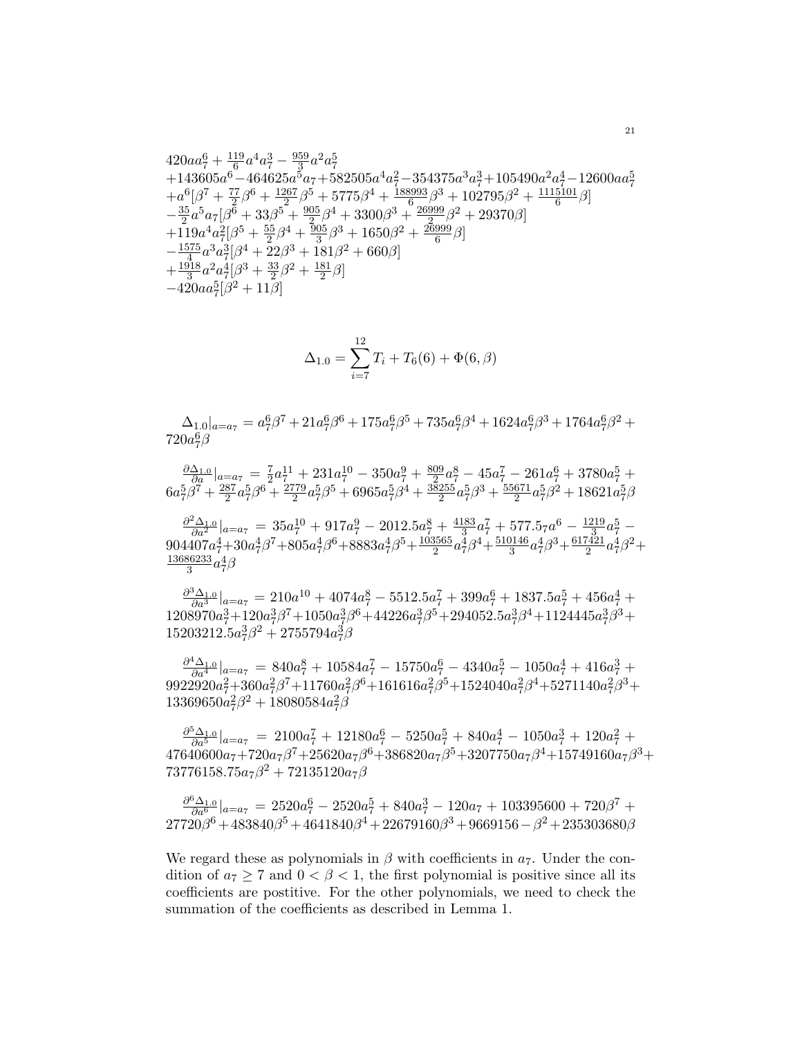$420aa_7^6 + \frac{119}{6}a^4a_7^3 - \frac{959}{3}a^2a_7^5$
$+143605a^6 - 464625a^5a_7 + 582505a^4a_7^2 - 354375a^3a_7^3 + 105490a^2a_7^4 - 12600aa_7^5$
$+a^6[\beta^7 + \frac{77}{2}\beta^6 + \frac{1267}{2}\beta^5 + 5775\beta^4 + \frac{188993}{6}\beta^3 + 102795\beta^2 + \frac{1115101}{6}\beta]$
$-\frac{35}{2}a^5a_7[\beta^6 + 33\beta^5 + \frac{905}{2}\beta^4 + 3300\beta^3 + \frac{26999}{2}\beta^2 + 29370\beta]$
$+119a^4a_7^2[\beta^5 + \frac{55}{2}\beta^4 + \frac{905}{3}\beta^3 + 1650\beta^2 + \frac{26999}{6}\beta]$
$-\frac{1575}{4}a^3a_7^3[\beta^4 + 22\beta^3 + 181\beta^2 + 660\beta]$
$+\frac{1918}{3}a^2a_7^4[\beta^3 + \frac{33}{2}\beta^2 + \frac{181}{2}\beta]$
$-420aa_7^5[\beta^2 + 11\beta]$

$$\Delta_{1.0} = \sum_{i=7}^{12} T_i + T_6(6) + \Phi(6, \beta)$$

$\Delta_{1.0}|_{a=a_7} = a_7^6\beta^7 + 21a_7^6\beta^6 + 175a_7^6\beta^5 + 735a_7^6\beta^4 + 1624a_7^6\beta^3 + 1764a_7^6\beta^2 + 720a_7^6\beta$

$\frac{\partial\Delta_{1.0}}{\partial a}|_{a=a_7} = \frac{7}{2}a_7^{11} + 231a_7^{10} - 350a_7^9 + \frac{809}{2}a_7^8 - 45a_7^7 - 261a_7^6 + 3780a_7^5 + 6a_7^5\beta^7 + \frac{287}{2}a_7^5\beta^6 + \frac{2779}{2}a_7^5\beta^5 + 6965a_7^5\beta^4 + \frac{38255}{2}a_7^5\beta^3 + \frac{55671}{2}a_7^5\beta^2 + 18621a_7^5\beta$

$\frac{\partial^2\Delta_{1.0}}{\partial a^2}|_{a=a_7} = 35a_7^{10} + 917a_7^9 - 2012.5a_7^8 + \frac{4183}{3}a_7^7 + 577.5_7a^6 - \frac{1219}{3}a_7^5 - 904407a_7^4 + 30a_7^4\beta^7 + 805a_7^4\beta^6 + 8883a_7^4\beta^5 + \frac{103565}{2}a_7^4\beta^4 + \frac{510146}{3}a_7^4\beta^3 + \frac{617421}{2}a_7^4\beta^2 + \frac{13686233}{3}a_7^4\beta$

$\frac{\partial^3\Delta_{1.0}}{\partial a^3}|_{a=a_7} = 210a^{10} + 4074a_7^8 - 5512.5a_7^7 + 399a_7^6 + 1837.5a_7^5 + 456a_7^4 + 1208970a_7^3 + 120a_7^3\beta^7 + 1050a_7^3\beta^6 + 44226a_7^3\beta^5 + 294052.5a_7^3\beta^4 + 1124445a_7^3\beta^3 + 15203212.5a_7^3\beta^2 + 2755794a_7^3\beta$

$\frac{\partial^4\Delta_{1.0}}{\partial a^4}|_{a=a_7} = 840a_7^8 + 10584a_7^7 - 15750a_7^6 - 4340a_7^5 - 1050a_7^4 + 416a_7^3 + 9922920a_7^2 + 360a_7^2\beta^7 + 11760a_7^2\beta^6 + 161616a_7^2\beta^5 + 1524040a_7^2\beta^4 + 5271140a_7^2\beta^3 + 13369650a_7^2\beta^2 + 18080584a_7^2\beta$

$\frac{\partial^5\Delta_{1.0}}{\partial a^5}|_{a=a_7} = 2100a_7^7 + 12180a_7^6 - 5250a_7^5 + 840a_7^4 - 1050a_7^3 + 120a_7^2 + 47640600a_7 + 720a_7\beta^7 + 25620a_7\beta^6 + 386820a_7\beta^5 + 3207750a_7\beta^4 + 15749160a_7\beta^3 + 73776158.75a_7\beta^2 + 72135120a_7\beta$

$\frac{\partial^6\Delta_{1.0}}{\partial a^6}|_{a=a_7} = 2520a_7^6 - 2520a_7^5 + 840a_7^3 - 120a_7 + 103395600 + 720\beta^7 + 27720\beta^6 + 483840\beta^5 + 4641840\beta^4 + 22679160\beta^3 + 9669156 - \beta^2 + 235303680\beta$

We regard these as polynomials in $\beta$ with coefficients in $a_7$. Under the condition of $a_7 \geq 7$ and $0 < \beta < 1$, the first polynomial is positive since all its coefficients are postitive. For the other polynomials, we need to check the summation of the coefficients as described in Lemma 1.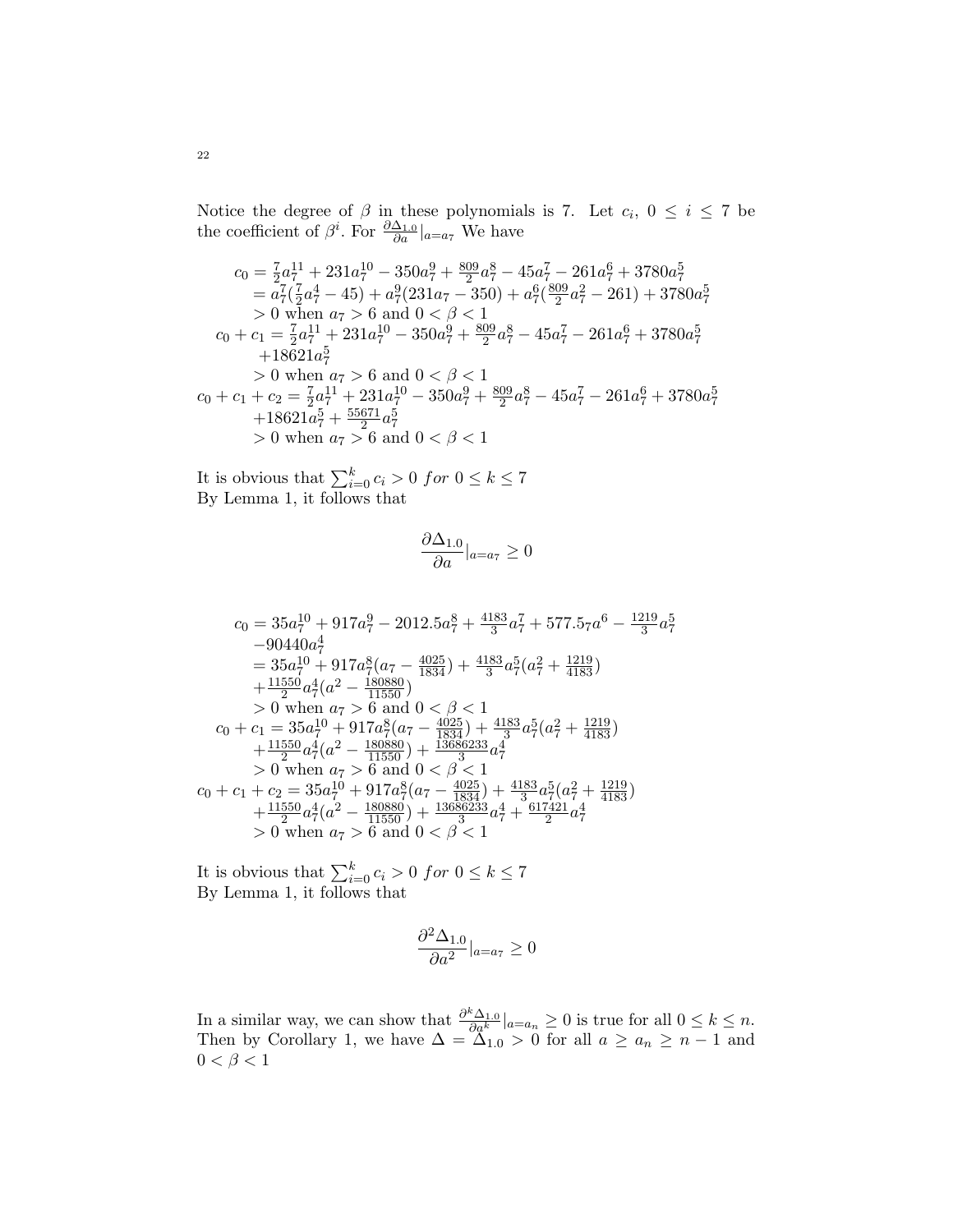Notice the degree of $\beta$ in these polynomials is 7. Let $c_i$, $0 \leq i \leq 7$ be the coefficient of $\beta^i$. For $\frac{\partial \Delta_{1.0}}{\partial a}|_{a=a_7}$ We have

$$
\begin{aligned}
c_0 &= \tfrac{7}{2}a_7^{11} + 231a_7^{10} - 350a_7^9 + \tfrac{809}{2}a_7^8 - 45a_7^7 - 261a_7^6 + 3780a_7^5 \\
&= a_7^7(\tfrac{7}{2}a_7^4 - 45) + a_7^9(231a_7 - 350) + a_7^6(\tfrac{809}{2}a_7^2 - 261) + 3780a_7^5 \\
&> 0 \text{ when } a_7 > 6 \text{ and } 0 < \beta < 1 \\
c_0 + c_1 &= \tfrac{7}{2}a_7^{11} + 231a_7^{10} - 350a_7^9 + \tfrac{809}{2}a_7^8 - 45a_7^7 - 261a_7^6 + 3780a_7^5 \\
&\quad + 18621a_7^5 \\
&> 0 \text{ when } a_7 > 6 \text{ and } 0 < \beta < 1 \\
c_0 + c_1 + c_2 &= \tfrac{7}{2}a_7^{11} + 231a_7^{10} - 350a_7^9 + \tfrac{809}{2}a_7^8 - 45a_7^7 - 261a_7^6 + 3780a_7^5 \\
&\quad + 18621a_7^5 + \tfrac{55671}{2}a_7^5 \\
&> 0 \text{ when } a_7 > 6 \text{ and } 0 < \beta < 1
\end{aligned}
$$

It is obvious that $\sum_{i=0}^{k} c_i > 0 \; for \; 0 \leq k \leq 7$
By Lemma 1, it follows that

$$\frac{\partial \Delta_{1.0}}{\partial a}|_{a=a_7} \geq 0$$

$$
\begin{aligned}
c_0 &= 35a_7^{10} + 917a_7^9 - 2012.5a_7^8 + \tfrac{4183}{3}a_7^7 + 577.5_7a^6 - \tfrac{1219}{3}a_7^5 \\
&\quad - 90440a_7^4 \\
&= 35a_7^{10} + 917a_7^8(a_7 - \tfrac{4025}{1834}) + \tfrac{4183}{3}a_7^5(a_7^2 + \tfrac{1219}{4183}) \\
&\quad + \tfrac{11550}{2}a_7^4(a^2 - \tfrac{180880}{11550}) \\
&> 0 \text{ when } a_7 > 6 \text{ and } 0 < \beta < 1 \\
c_0 + c_1 &= 35a_7^{10} + 917a_7^8(a_7 - \tfrac{4025}{1834}) + \tfrac{4183}{3}a_7^5(a_7^2 + \tfrac{1219}{4183}) \\
&\quad + \tfrac{11550}{2}a_7^4(a^2 - \tfrac{180880}{11550}) + \tfrac{13686233}{3}a_7^4 \\
&> 0 \text{ when } a_7 > 6 \text{ and } 0 < \beta < 1 \\
c_0 + c_1 + c_2 &= 35a_7^{10} + 917a_7^8(a_7 - \tfrac{4025}{1834}) + \tfrac{4183}{3}a_7^5(a_7^2 + \tfrac{1219}{4183}) \\
&\quad + \tfrac{11550}{2}a_7^4(a^2 - \tfrac{180880}{11550}) + \tfrac{13686233}{3}a_7^4 + \tfrac{617421}{2}a_7^4 \\
&> 0 \text{ when } a_7 > 6 \text{ and } 0 < \beta < 1
\end{aligned}
$$

It is obvious that $\sum_{i=0}^{k} c_i > 0 \; for \; 0 \leq k \leq 7$
By Lemma 1, it follows that

$$\frac{\partial^2 \Delta_{1.0}}{\partial a^2}|_{a=a_7} \geq 0$$

In a similar way, we can show that $\frac{\partial^k \Delta_{1.0}}{\partial a^k}|_{a=a_n} \geq 0$ is true for all $0 \leq k \leq n$. Then by Corollary 1, we have $\Delta = \Delta_{1.0} > 0$ for all $a \geq a_n \geq n-1$ and $0 < \beta < 1$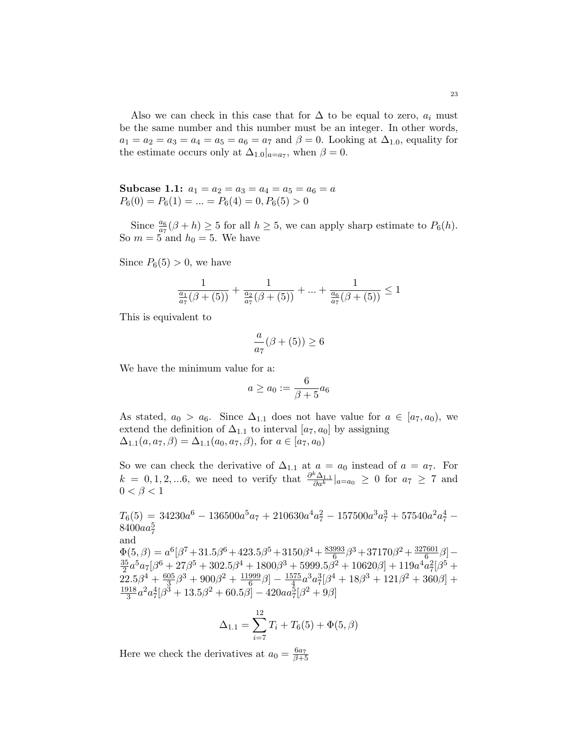Also we can check in this case that for $\Delta$ to be equal to zero, $a_i$ must be the same number and this number must be an integer. In other words, $a_1 = a_2 = a_3 = a_4 = a_5 = a_6 = a_7$ and $\beta = 0$. Looking at $\Delta_{1.0}$, equality for the estimate occurs only at $\Delta_{1.0}|_{a=a_7}$, when $\beta = 0$.

**Subcase 1.1:** $a_1 = a_2 = a_3 = a_4 = a_5 = a_6 = a$
$P_6(0) = P_6(1) = ... = P_6(4) = 0, P_6(5) > 0$

Since $\frac{a_6}{a_7}(\beta + h) \geq 5$ for all $h \geq 5$, we can apply sharp estimate to $P_6(h)$. So $m = 5$ and $h_0 = 5$. We have

Since $P_6(5) > 0$, we have

$$\frac{1}{\frac{a_1}{a_7}(\beta + (5))} + \frac{1}{\frac{a_2}{a_7}(\beta + (5))} + ... + \frac{1}{\frac{a_6}{a_7}(\beta + (5))} \leq 1$$

This is equivalent to

$$\frac{a}{a_7}(\beta + (5)) \geq 6$$

We have the minimum value for a:

$$a \geq a_0 := \frac{6}{\beta + 5} a_6$$

As stated, $a_0 > a_6$. Since $\Delta_{1.1}$ does not have value for $a \in [a_7, a_0)$, we extend the definition of $\Delta_{1.1}$ to interval $[a_7, a_0]$ by assigning
$\Delta_{1.1}(a, a_7, \beta) = \Delta_{1.1}(a_0, a_7, \beta)$, for $a \in [a_7, a_0)$

So we can check the derivative of $\Delta_{1.1}$ at $a = a_0$ instead of $a = a_7$. For $k = 0, 1, 2, ...6$, we need to verify that $\frac{\partial^k \Delta_{1.1}}{\partial a^k}|_{a=a_0} \geq 0$ for $a_7 \geq 7$ and $0 < \beta < 1$

$T_6(5) = 34230a^6 - 136500a^5 a_7 + 210630a^4 a_7^2 - 157500a^3 a_7^3 + 57540a^2 a_7^4 - 8400aa_7^5$
and
$\Phi(5, \beta) = a^6[\beta^7 + 31.5\beta^6 + 423.5\beta^5 + 3150\beta^4 + \frac{83993}{6}\beta^3 + 37170\beta^2 + \frac{327601}{6}\beta] - \frac{35}{2}a^5 a_7[\beta^6 + 27\beta^5 + 302.5\beta^4 + 1800\beta^3 + 5999.5\beta^2 + 10620\beta] + 119a^4 a_7^2[\beta^5 + 22.5\beta^4 + \frac{605}{3}\beta^3 + 900\beta^2 + \frac{11999}{6}\beta] - \frac{1575}{4}a^3 a_7^3[\beta^4 + 18\beta^3 + 121\beta^2 + 360\beta] + \frac{1918}{3}a^2 a_7^4[\beta^3 + 13.5\beta^2 + 60.5\beta] - 420aa_7^5[\beta^2 + 9\beta]$

$$\Delta_{1.1} = \sum_{i=7}^{12} T_i + T_6(5) + \Phi(5, \beta)$$

Here we check the derivatives at $a_0 = \frac{6a_7}{\beta+5}$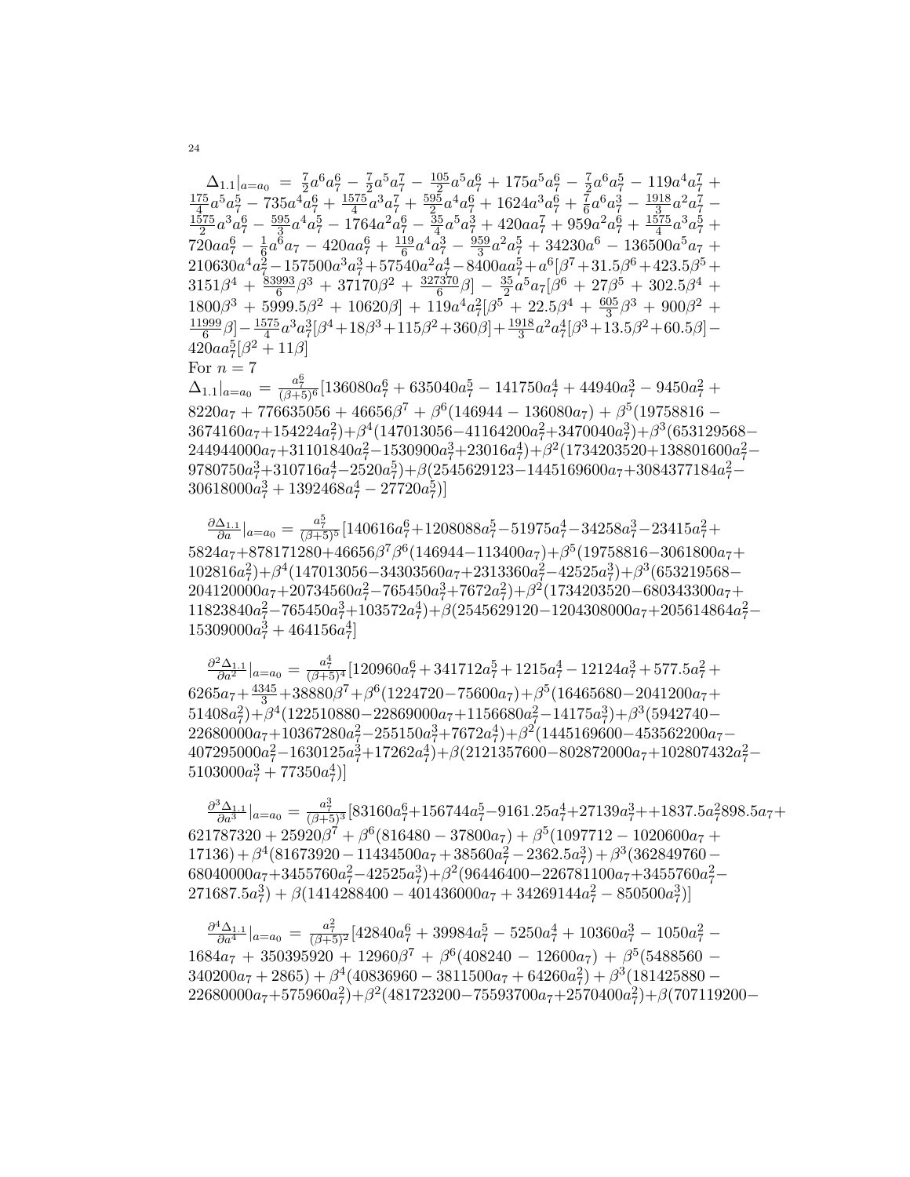$\Delta_{1.1}|_{a=a_0} = \frac{7}{2}a^6a_7^6 - \frac{7}{2}a^5a_7^7 - \frac{105}{2}a^5a_7^6 + 175a^5a_7^6 - \frac{7}{2}a^6a_7^5 - 119a^4a_7^7 + \frac{175}{4}a^5a_7^5 - 735a^4a_7^6 + \frac{1575}{4}a^3a_7^7 + \frac{595}{2}a^4a_7^6 + 1624a^3a_7^6 + \frac{7}{6}a^6a_7^3 - \frac{1918}{3}a^2a_7^7 - \frac{1575}{2}a^3a_7^6 - \frac{595}{3}a^4a_7^5 - 1764a^2a_7^6 - \frac{35}{4}a^5a_7^3 + 420aa_7^7 + 959a^2a_7^6 + \frac{1575}{4}a^3a_7^5 + 720aa_7^6 - \frac{1}{6}a^6a_7 - 420aa_7^6 + \frac{119}{6}a^4a_7^3 - \frac{959}{3}a^2a_7^5 + 34230a^6 - 136500a^5a_7 + 210630a^4a_7^2 - 157500a^3a_7^3 + 57540a^2a_7^4 - 8400aa_7^5 + a^6[\beta^7 + 31.5\beta^6 + 423.5\beta^5 + 3151\beta^4 + \frac{83993}{6}\beta^3 + 37170\beta^2 + \frac{327370}{6}\beta] - \frac{35}{2}a^5a_7[\beta^6 + 27\beta^5 + 302.5\beta^4 + 1800\beta^3 + 5999.5\beta^2 + 10620\beta] + 119a^4a_7^2[\beta^5 + 22.5\beta^4 + \frac{605}{3}\beta^3 + 900\beta^2 + \frac{11999}{6}\beta] - \frac{1575}{4}a^3a_7^3[\beta^4 + 18\beta^3 + 115\beta^2 + 360\beta] + \frac{1918}{3}a^2a_7^4[\beta^3 + 13.5\beta^2 + 60.5\beta] - 420aa_7^5[\beta^2 + 11\beta]$

For $n = 7$

$\Delta_{1.1}|_{a=a_0} = \frac{a_7^6}{(\beta+5)^6}[136080a_7^6 + 635040a_7^5 - 141750a_7^4 + 44940a_7^3 - 9450a_7^2 + 8220a_7 + 776635056 + 46656\beta^7 + \beta^6(146944 - 136080a_7) + \beta^5(19758816 - 3674160a_7 + 154224a_7^2) + \beta^4(147013056 - 41164200a_7^2 + 3470040a_7^3) + \beta^3(653129568 - 244944000a_7 + 31101840a_7^2 - 1530900a_7^3 + 23016a_7^4) + \beta^2(1734203520 + 138801600a_7^2 - 9780750a_7^3 + 310716a_7^4 - 2520a_7^5) + \beta(2545629123 - 1445169600a_7 + 3084377184a_7^2 - 30618000a_7^3 + 1392468a_7^4 - 27720a_7^5)]$

$\frac{\partial \Delta_{1.1}}{\partial a}|_{a=a_0} = \frac{a_7^5}{(\beta+5)^5}[140616a_7^6 + 1208088a_7^5 - 51975a_7^4 - 34258a_7^3 - 23415a_7^2 + 5824a_7 + 878171280 + 46656\beta^7\beta^6(146944 - 113400a_7) + \beta^5(19758816 - 3061800a_7 + 102816a_7^2) + \beta^4(147013056 - 34303560a_7 + 2313360a_7^2 - 42525a_7^3) + \beta^3(653219568 - 204120000a_7 + 20734560a_7^2 - 765450a_7^3 + 7672a_7^2) + \beta^2(1734203520 - 680343300a_7 + 11823840a_7^2 - 765450a_7^3 + 103572a_7^4) + \beta(2545629120 - 1204308000a_7 + 205614864a_7^2 - 15309000a_7^3 + 464156a_7^4]$

$\frac{\partial^2 \Delta_{1.1}}{\partial a^2}|_{a=a_0} = \frac{a_7^4}{(\beta+5)^4}[120960a_7^6 + 341712a_7^5 + 1215a_7^4 - 12124a_7^3 + 577.5a_7^2 + 6265a_7 + \frac{4345}{3} + 38880\beta^7 + \beta^6(1224720 - 75600a_7) + \beta^5(16465680 - 2041200a_7 + 51408a_7^2) + \beta^4(122510880 - 22869000a_7 + 1156680a_7^2 - 14175a_7^3) + \beta^3(5942740 - 22680000a_7 + 10367280a_7^2 - 255150a_7^3 + 7672a_7^4) + \beta^2(1445169600 - 453562200a_7 - 407295000a_7^2 - 1630125a_7^3 + 17262a_7^4) + \beta(2121357600 - 802872000a_7 + 102807432a_7^2 - 5103000a_7^3 + 77350a_7^4)]$

$\frac{\partial^3 \Delta_{1.1}}{\partial a^3}|_{a=a_0} = \frac{a_7^3}{(\beta+5)^3}[83160a_7^6 + 156744a_7^5 - 9161.25a_7^4 + 27139a_7^3 + +1837.5a_7^2 898.5a_7 + 621787320 + 25920\beta^7 + \beta^6(816480 - 37800a_7) + \beta^5(1097712 - 1020600a_7 + 17136) + \beta^4(81673920 - 11434500a_7 + 38560a_7^2 - 2362.5a_7^3) + \beta^3(362849760 - 68040000a_7 + 3455760a_7^2 - 42525a_7^3) + \beta^2(96446400 - 226781100a_7 + 3455760a_7^2 - 271687.5a_7^3) + \beta(1414288400 - 401436000a_7 + 34269144a_7^2 - 850500a_7^3)]$

$\frac{\partial^4 \Delta_{1.1}}{\partial a^4}|_{a=a_0} = \frac{a_7^2}{(\beta+5)^2}[42840a_7^6 + 39984a_7^5 - 5250a_7^4 + 10360a_7^3 - 1050a_7^2 - 1684a_7 + 350395920 + 12960\beta^7 + \beta^6(408240 - 12600a_7) + \beta^5(5488560 - 340200a_7 + 2865) + \beta^4(40836960 - 3811500a_7 + 64260a_7^2) + \beta^3(181425880 - 22680000a_7 + 575960a_7^2) + \beta^2(481723200 - 75593700a_7 + 2570400a_7^2) + \beta(707119200 -$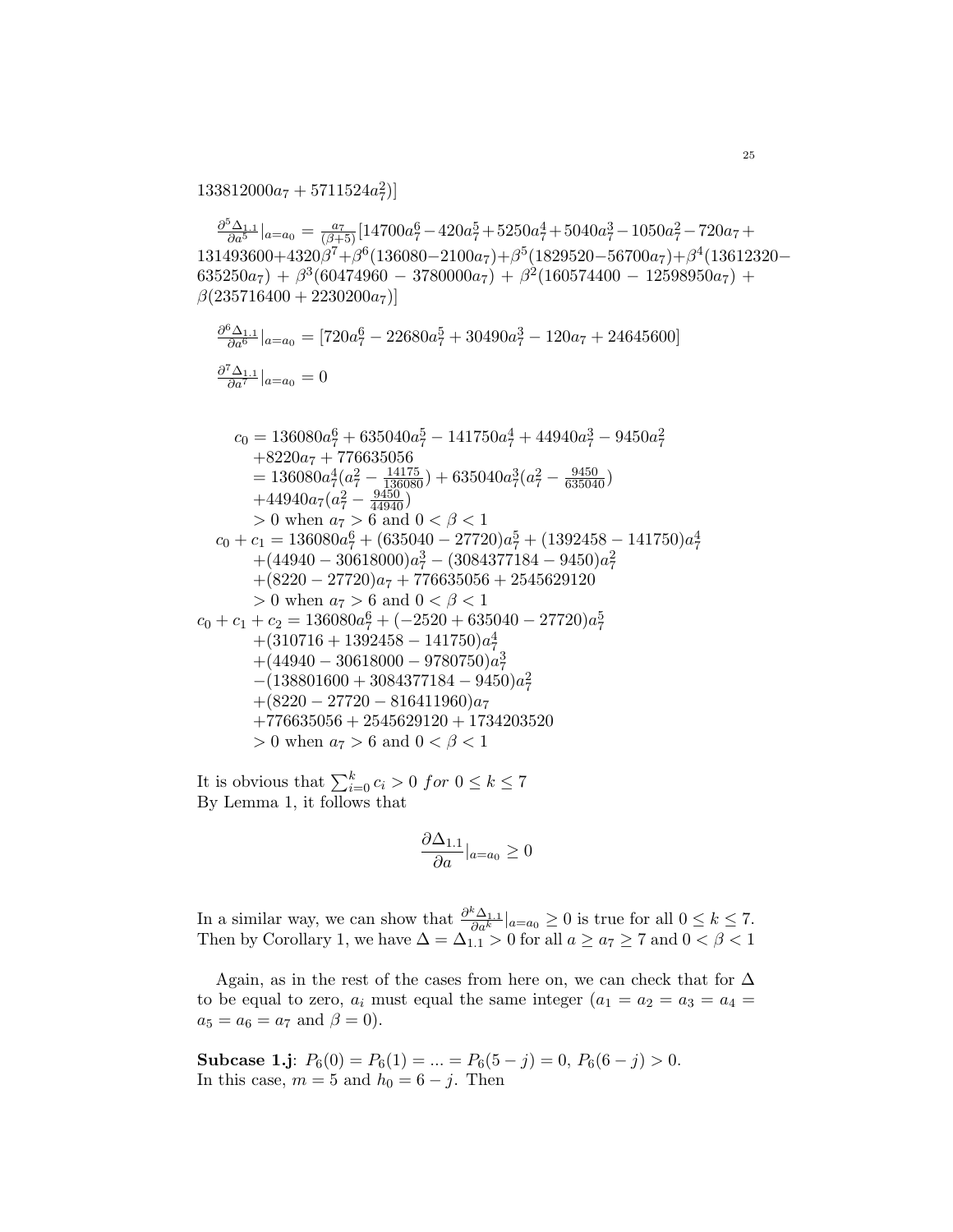$133812000a_7 + 5711524a_7^2)]$

$\frac{\partial^5 \Delta_{1.1}}{\partial a^5}|_{a=a_0} = \frac{a_7}{(\beta+5)}[14700a_7^6 - 420a_7^5 + 5250a_7^4 + 5040a_7^3 - 1050a_7^2 - 720a_7 + 131493600 + 4320\beta^7 + \beta^6(136080 - 2100a_7) + \beta^5(1829520 - 56700a_7) + \beta^4(13612320 - 635250a_7) + \beta^3(60474960 - 3780000a_7) + \beta^2(160574400 - 12598950a_7) + \beta(235716400 + 2230200a_7)]$

$\frac{\partial^6 \Delta_{1.1}}{\partial a^6}|_{a=a_0} = [720a_7^6 - 22680a_7^5 + 30490a_7^3 - 120a_7 + 24645600]$

$\frac{\partial^7 \Delta_{1.1}}{\partial a^7}|_{a=a_0} = 0$

$$
\begin{aligned}
c_0 &= 136080a_7^6 + 635040a_7^5 - 141750a_7^4 + 44940a_7^3 - 9450a_7^2 \\
&\quad + 8220a_7 + 776635056 \\
&= 136080a_7^4(a_7^2 - \tfrac{14175}{136080}) + 635040a_7^3(a_7^2 - \tfrac{9450}{635040}) \\
&\quad + 44940a_7(a_7^2 - \tfrac{9450}{44940}) \\
&> 0 \text{ when } a_7 > 6 \text{ and } 0 < \beta < 1 \\
c_0 + c_1 &= 136080a_7^6 + (635040 - 27720)a_7^5 + (1392458 - 141750)a_7^4 \\
&\quad + (44940 - 30618000)a_7^3 - (3084377184 - 9450)a_7^2 \\
&\quad + (8220 - 27720)a_7 + 776635056 + 2545629120 \\
&> 0 \text{ when } a_7 > 6 \text{ and } 0 < \beta < 1 \\
c_0 + c_1 + c_2 &= 136080a_7^6 + (-2520 + 635040 - 27720)a_7^5 \\
&\quad + (310716 + 1392458 - 141750)a_7^4 \\
&\quad + (44940 - 30618000 - 9780750)a_7^3 \\
&\quad - (138801600 + 3084377184 - 9450)a_7^2 \\
&\quad + (8220 - 27720 - 816411960)a_7 \\
&\quad + 776635056 + 2545629120 + 1734203520 \\
&> 0 \text{ when } a_7 > 6 \text{ and } 0 < \beta < 1
\end{aligned}
$$

It is obvious that $\sum_{i=0}^{k} c_i > 0 \; for \; 0 \leq k \leq 7$
By Lemma 1, it follows that

$$\frac{\partial \Delta_{1.1}}{\partial a}|_{a=a_0} \geq 0$$

In a similar way, we can show that $\frac{\partial^k \Delta_{1.1}}{\partial a^k}|_{a=a_0} \geq 0$ is true for all $0 \leq k \leq 7$. Then by Corollary 1, we have $\Delta = \Delta_{1.1} > 0$ for all $a \geq a_7 \geq 7$ and $0 < \beta < 1$

Again, as in the rest of the cases from here on, we can check that for $\Delta$ to be equal to zero, $a_i$ must equal the same integer ($a_1 = a_2 = a_3 = a_4 = a_5 = a_6 = a_7$ and $\beta = 0$).

**Subcase 1.j**: $P_6(0) = P_6(1) = ... = P_6(5-j) = 0$, $P_6(6-j) > 0$.
In this case, $m = 5$ and $h_0 = 6 - j$. Then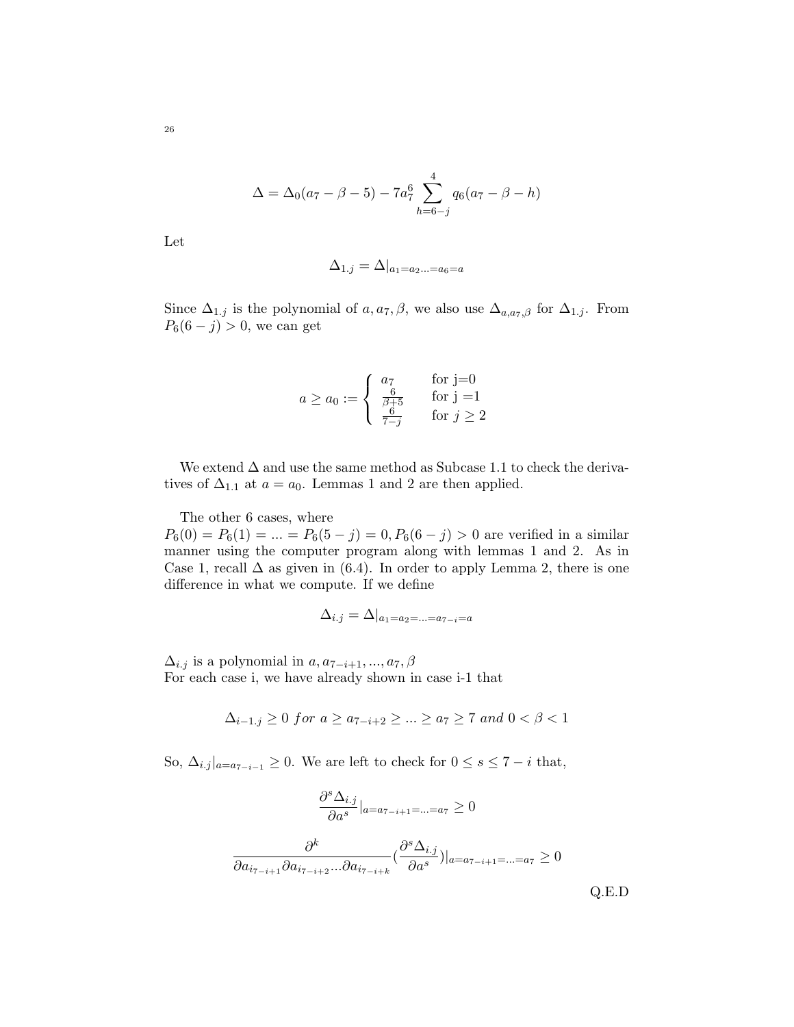$$\Delta = \Delta_0(a_7 - \beta - 5) - 7a_7^6 \sum_{h=6-j}^{4} q_6(a_7 - \beta - h)$$

Let

$$\Delta_{1.j} = \Delta|_{a_1 = a_2 ... = a_6 = a}$$

Since $\Delta_{1.j}$ is the polynomial of $a, a_7, \beta$, we also use $\Delta_{a,a_7,\beta}$ for $\Delta_{1.j}$. From $P_6(6-j) > 0$, we can get

$$a \geq a_0 := \begin{cases} a_7 & \text{for j=0} \\ \frac{6}{\beta+5} & \text{for j =1} \\ \frac{6}{7-j} & \text{for } j \geq 2 \end{cases}$$

We extend $\Delta$ and use the same method as Subcase 1.1 to check the derivatives of $\Delta_{1.1}$ at $a = a_0$. Lemmas 1 and 2 are then applied.

The other 6 cases, where
$P_6(0) = P_6(1) = ... = P_6(5-j) = 0, P_6(6-j) > 0$ are verified in a similar manner using the computer program along with lemmas 1 and 2. As in Case 1, recall $\Delta$ as given in (6.4). In order to apply Lemma 2, there is one difference in what we compute. If we define

$$\Delta_{i.j} = \Delta|_{a_1 = a_2 = ... = a_{7-i} = a}$$

$\Delta_{i.j}$ is a polynomial in $a, a_{7-i+1}, ..., a_7, \beta$
For each case i, we have already shown in case i-1 that

$$\Delta_{i-1.j} \geq 0 \; for \; a \geq a_{7-i+2} \geq ... \geq a_7 \geq 7 \; and \; 0 < \beta < 1$$

So, $\Delta_{i.j}|_{a=a_{7-i-1}} \geq 0$. We are left to check for $0 \leq s \leq 7-i$ that,

$$\frac{\partial^s \Delta_{i.j}}{\partial a^s}|_{a=a_{7-i+1}=...=a_7} \geq 0$$

$$\frac{\partial^k}{\partial a_{i_{7-i+1}} \partial a_{i_{7-i+2}} ... \partial a_{i_{7-i+k}}} \left(\frac{\partial^s \Delta_{i.j}}{\partial a^s}\right)|_{a=a_{7-i+1}=...=a_7} \geq 0$$

Q.E.D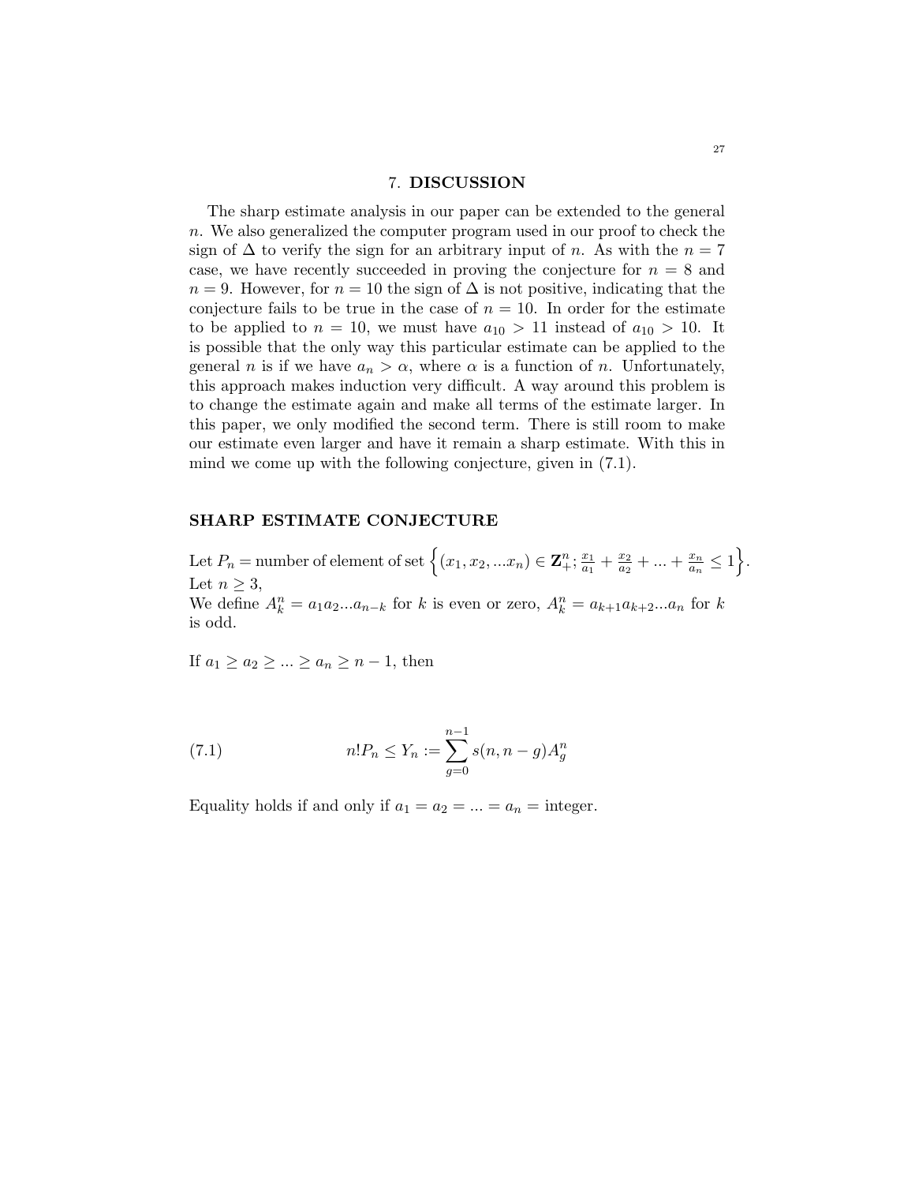## 7. DISCUSSION

The sharp estimate analysis in our paper can be extended to the general $n$. We also generalized the computer program used in our proof to check the sign of $\Delta$ to verify the sign for an arbitrary input of $n$. As with the $n = 7$ case, we have recently succeeded in proving the conjecture for $n = 8$ and $n = 9$. However, for $n = 10$ the sign of $\Delta$ is not positive, indicating that the conjecture fails to be true in the case of $n = 10$. In order for the estimate to be applied to $n = 10$, we must have $a_{10} > 11$ instead of $a_{10} > 10$. It is possible that the only way this particular estimate can be applied to the general $n$ is if we have $a_n > \alpha$, where $\alpha$ is a function of $n$. Unfortunately, this approach makes induction very difficult. A way around this problem is to change the estimate again and make all terms of the estimate larger. In this paper, we only modified the second term. There is still room to make our estimate even larger and have it remain a sharp estimate. With this in mind we come up with the following conjecture, given in (7.1).

### SHARP ESTIMATE CONJECTURE

Let $P_n$ = number of element of set $\left\{(x_1, x_2, ...x_n) \in \mathbf{Z}_+^n; \frac{x_1}{a_1} + \frac{x_2}{a_2} + ... + \frac{x_n}{a_n} \leq 1\right\}$.
Let $n \geq 3$,
We define $A_k^n = a_1 a_2 ... a_{n-k}$ for $k$ is even or zero, $A_k^n = a_{k+1} a_{k+2} ... a_n$ for $k$ is odd.

If $a_1 \geq a_2 \geq ... \geq a_n \geq n - 1$, then

$$n! P_n \leq Y_n := \sum_{g=0}^{n-1} s(n, n-g) A_g^n \tag{7.1}$$

Equality holds if and only if $a_1 = a_2 = ... = a_n =$ integer.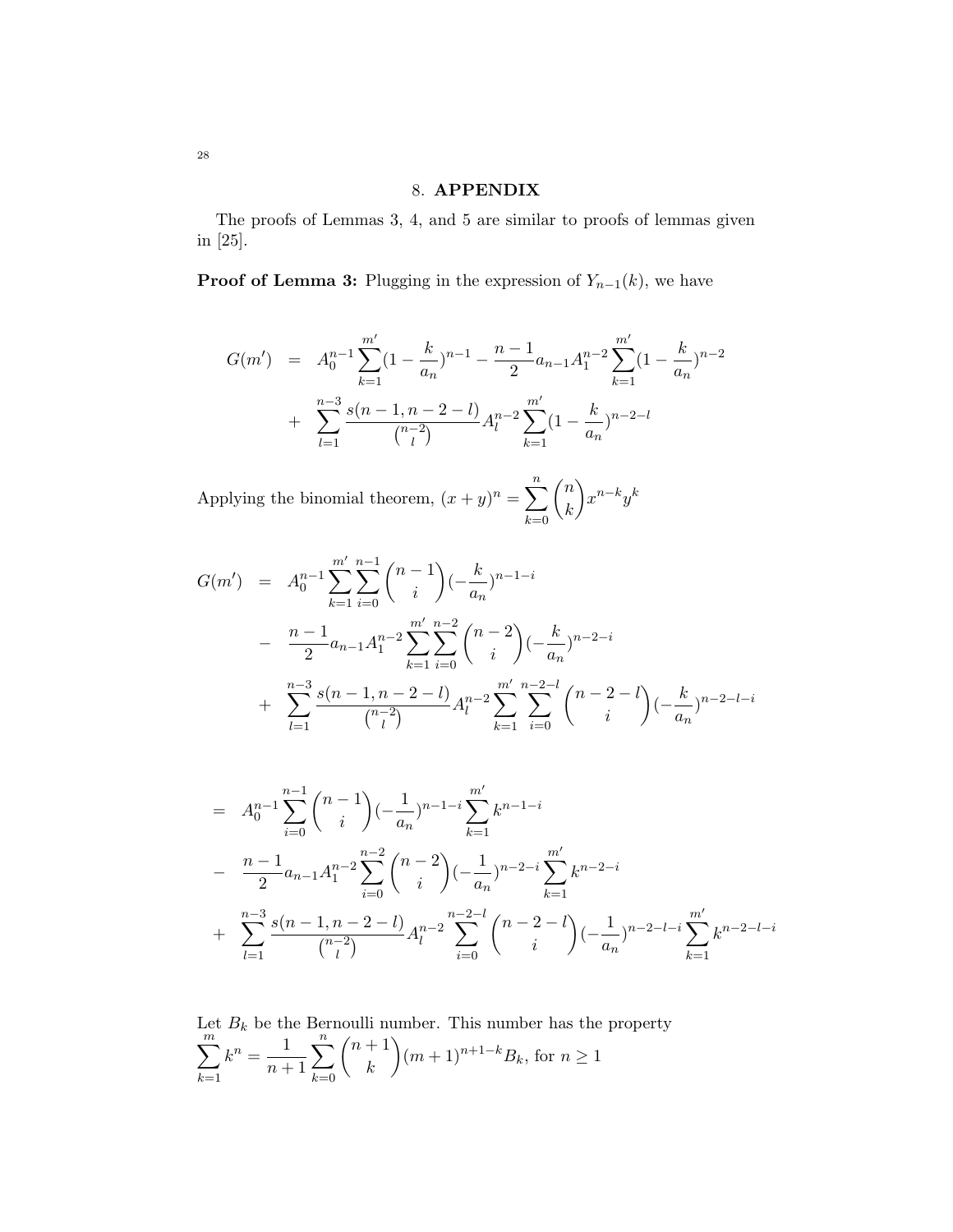## 8. APPENDIX

The proofs of Lemmas 3, 4, and 5 are similar to proofs of lemmas given in [25].

**Proof of Lemma 3:** Plugging in the expression of $Y_{n-1}(k)$, we have

$$
\begin{aligned}
G(m') &= A_0^{n-1}\sum_{k=1}^{m'}(1-\frac{k}{a_n})^{n-1} - \frac{n-1}{2}a_{n-1}A_1^{n-2}\sum_{k=1}^{m'}(1-\frac{k}{a_n})^{n-2} \\
&+ \sum_{l=1}^{n-3}\frac{s(n-1,n-2-l)}{\binom{n-2}{l}}A_l^{n-2}\sum_{k=1}^{m'}(1-\frac{k}{a_n})^{n-2-l}
\end{aligned}
$$

Applying the binomial theorem, $(x+y)^n = \sum_{k=0}^{n}\binom{n}{k}x^{n-k}y^k$

$$
\begin{aligned}
G(m') &= A_0^{n-1}\sum_{k=1}^{m'}\sum_{i=0}^{n-1}\binom{n-1}{i}(-\frac{k}{a_n})^{n-1-i} \\
&- \frac{n-1}{2}a_{n-1}A_1^{n-2}\sum_{k=1}^{m'}\sum_{i=0}^{n-2}\binom{n-2}{i}(-\frac{k}{a_n})^{n-2-i} \\
&+ \sum_{l=1}^{n-3}\frac{s(n-1,n-2-l)}{\binom{n-2}{l}}A_l^{n-2}\sum_{k=1}^{m'}\sum_{i=0}^{n-2-l}\binom{n-2-l}{i}(-\frac{k}{a_n})^{n-2-l-i}
\end{aligned}
$$

$$
\begin{aligned}
&= A_0^{n-1}\sum_{i=0}^{n-1}\binom{n-1}{i}(-\frac{1}{a_n})^{n-1-i}\sum_{k=1}^{m'}k^{n-1-i} \\
&- \frac{n-1}{2}a_{n-1}A_1^{n-2}\sum_{i=0}^{n-2}\binom{n-2}{i}(-\frac{1}{a_n})^{n-2-i}\sum_{k=1}^{m'}k^{n-2-i} \\
&+ \sum_{l=1}^{n-3}\frac{s(n-1,n-2-l)}{\binom{n-2}{l}}A_l^{n-2}\sum_{i=0}^{n-2-l}\binom{n-2-l}{i}(-\frac{1}{a_n})^{n-2-l-i}\sum_{k=1}^{m'}k^{n-2-l-i}
\end{aligned}
$$

Let $B_k$ be the Bernoulli number. This number has the property
$\sum_{k=1}^{m}k^n = \frac{1}{n+1}\sum_{k=0}^{n}\binom{n+1}{k}(m+1)^{n+1-k}B_k$, for $n \geq 1$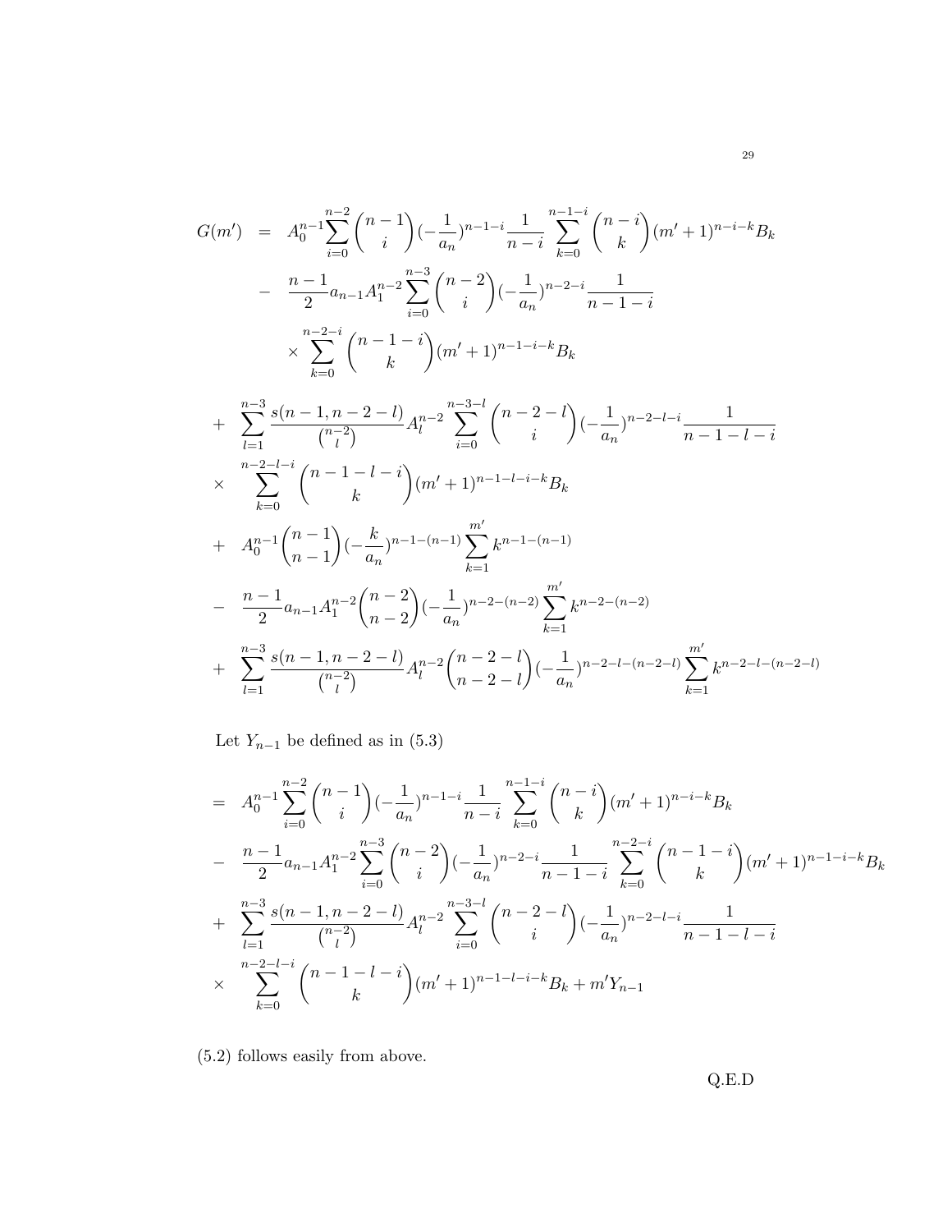$$
\begin{aligned}
G(m') &= A_0^{n-1}\sum_{i=0}^{n-2}\binom{n-1}{i}(-\frac{1}{a_n})^{n-1-i}\frac{1}{n-i}\sum_{k=0}^{n-1-i}\binom{n-i}{k}(m'+1)^{n-i-k}B_k \\
&- \frac{n-1}{2}a_{n-1}A_1^{n-2}\sum_{i=0}^{n-3}\binom{n-2}{i}(-\frac{1}{a_n})^{n-2-i}\frac{1}{n-1-i} \\
&\quad\times\sum_{k=0}^{n-2-i}\binom{n-1-i}{k}(m'+1)^{n-1-i-k}B_k
\end{aligned}
$$

$$
\begin{aligned}
&+ \sum_{l=1}^{n-3}\frac{s(n-1,n-2-l)}{\binom{n-2}{l}}A_l^{n-2}\sum_{i=0}^{n-3-l}\binom{n-2-l}{i}(-\frac{1}{a_n})^{n-2-l-i}\frac{1}{n-1-l-i} \\
&\times \sum_{k=0}^{n-2-l-i}\binom{n-1-l-i}{k}(m'+1)^{n-1-l-i-k}B_k \\
&+ A_0^{n-1}\binom{n-1}{n-1}(-\frac{k}{a_n})^{n-1-(n-1)}\sum_{k=1}^{m'}k^{n-1-(n-1)} \\
&- \frac{n-1}{2}a_{n-1}A_1^{n-2}\binom{n-2}{n-2}(-\frac{1}{a_n})^{n-2-(n-2)}\sum_{k=1}^{m'}k^{n-2-(n-2)} \\
&+ \sum_{l=1}^{n-3}\frac{s(n-1,n-2-l)}{\binom{n-2}{l}}A_l^{n-2}\binom{n-2-l}{n-2-l}(-\frac{1}{a_n})^{n-2-l-(n-2-l)}\sum_{k=1}^{m'}k^{n-2-l-(n-2-l)}
\end{aligned}
$$

Let $Y_{n-1}$ be defined as in (5.3)

$$
\begin{aligned}
&= A_0^{n-1}\sum_{i=0}^{n-2}\binom{n-1}{i}(-\frac{1}{a_n})^{n-1-i}\frac{1}{n-i}\sum_{k=0}^{n-1-i}\binom{n-i}{k}(m'+1)^{n-i-k}B_k \\
&- \frac{n-1}{2}a_{n-1}A_1^{n-2}\sum_{i=0}^{n-3}\binom{n-2}{i}(-\frac{1}{a_n})^{n-2-i}\frac{1}{n-1-i}\sum_{k=0}^{n-2-i}\binom{n-1-i}{k}(m'+1)^{n-1-i-k}B_k \\
&+ \sum_{l=1}^{n-3}\frac{s(n-1,n-2-l)}{\binom{n-2}{l}}A_l^{n-2}\sum_{i=0}^{n-3-l}\binom{n-2-l}{i}(-\frac{1}{a_n})^{n-2-l-i}\frac{1}{n-1-l-i} \\
&\times \sum_{k=0}^{n-2-l-i}\binom{n-1-l-i}{k}(m'+1)^{n-1-l-i-k}B_k + m'Y_{n-1}
\end{aligned}
$$

(5.2) follows easily from above.

Q.E.D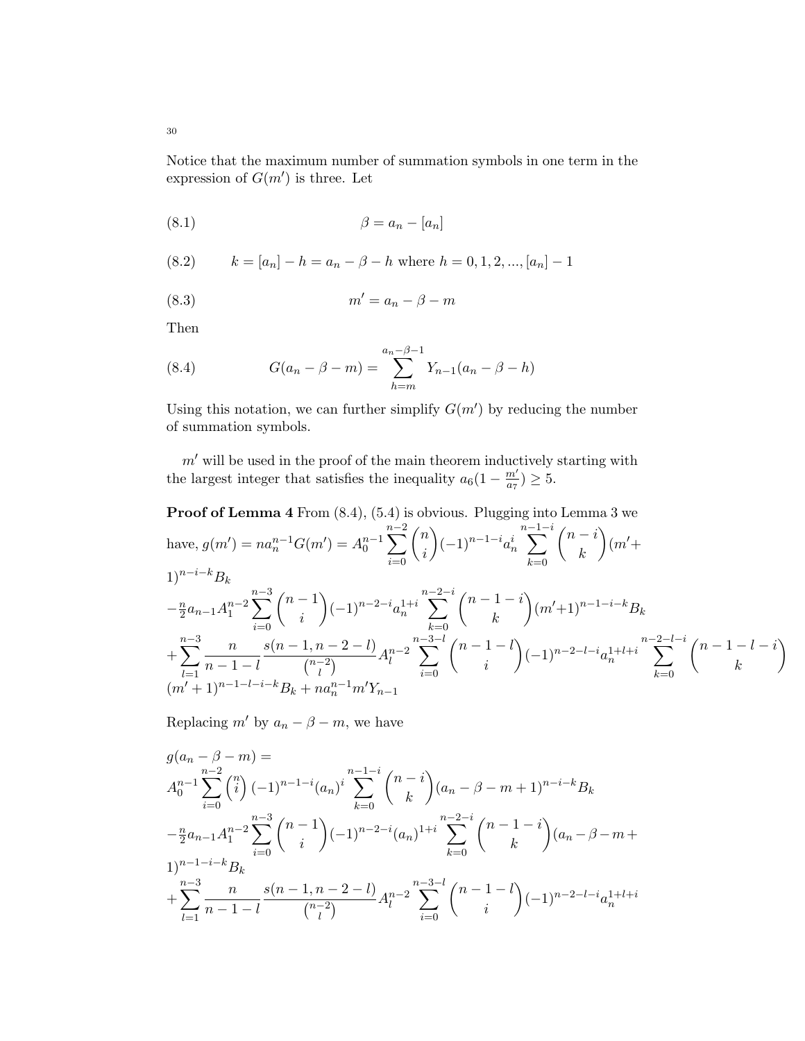Notice that the maximum number of summation symbols in one term in the expression of $G(m')$ is three. Let

$$\beta = a_n - [a_n] \tag{8.1}$$

$$k = [a_n] - h = a_n - \beta - h \text{ where } h = 0, 1, 2, ..., [a_n] - 1 \tag{8.2}$$

$$m' = a_n - \beta - m \tag{8.3}$$

Then

$$G(a_n - \beta - m) = \sum_{h=m}^{a_n-\beta-1} Y_{n-1}(a_n - \beta - h) \tag{8.4}$$

Using this notation, we can further simplify $G(m')$ by reducing the number of summation symbols.

$m'$ will be used in the proof of the main theorem inductively starting with the largest integer that satisfies the inequality $a_6(1 - \frac{m'}{a_7}) \geq 5$.

**Proof of Lemma 4** From (8.4), (5.4) is obvious. Plugging into Lemma 3 we have, $g(m') = na_n^{n-1}G(m') = A_0^{n-1}\sum_{i=0}^{n-2}\binom{n}{i}(-1)^{n-1-i}a_n^i\sum_{k=0}^{n-1-i}\binom{n-i}{k}(m'+1)^{n-i-k}B_k$

$-\frac{n}{2}a_{n-1}A_1^{n-2}\sum_{i=0}^{n-3}\binom{n-1}{i}(-1)^{n-2-i}a_n^{1+i}\sum_{k=0}^{n-2-i}\binom{n-1-i}{k}(m'+1)^{n-1-i-k}B_k$

$+\sum_{l=1}^{n-3}\frac{n}{n-1-l}\frac{s(n-1,n-2-l)}{\binom{n-2}{l}}A_l^{n-2}\sum_{i=0}^{n-3-l}\binom{n-1-l}{i}(-1)^{n-2-l-i}a_n^{1+l+i}\sum_{k=0}^{n-2-l-i}\binom{n-1-l-i}{k}$
$(m'+1)^{n-1-l-i-k}B_k + na_n^{n-1}m'Y_{n-1}$

Replacing $m'$ by $a_n - \beta - m$, we have

$g(a_n - \beta - m) =$
$A_0^{n-1}\sum_{i=0}^{n-2}\binom{n}{i}(-1)^{n-1-i}(a_n)^i\sum_{k=0}^{n-1-i}\binom{n-i}{k}(a_n - \beta - m + 1)^{n-i-k}B_k$

$-\frac{n}{2}a_{n-1}A_1^{n-2}\sum_{i=0}^{n-3}\binom{n-1}{i}(-1)^{n-2-i}(a_n)^{1+i}\sum_{k=0}^{n-2-i}\binom{n-1-i}{k}(a_n - \beta - m +$
$1)^{n-1-i-k}B_k$

$+\sum_{l=1}^{n-3}\frac{n}{n-1-l}\frac{s(n-1,n-2-l)}{\binom{n-2}{l}}A_l^{n-2}\sum_{i=0}^{n-3-l}\binom{n-1-l}{i}(-1)^{n-2-l-i}a_n^{1+l+i}$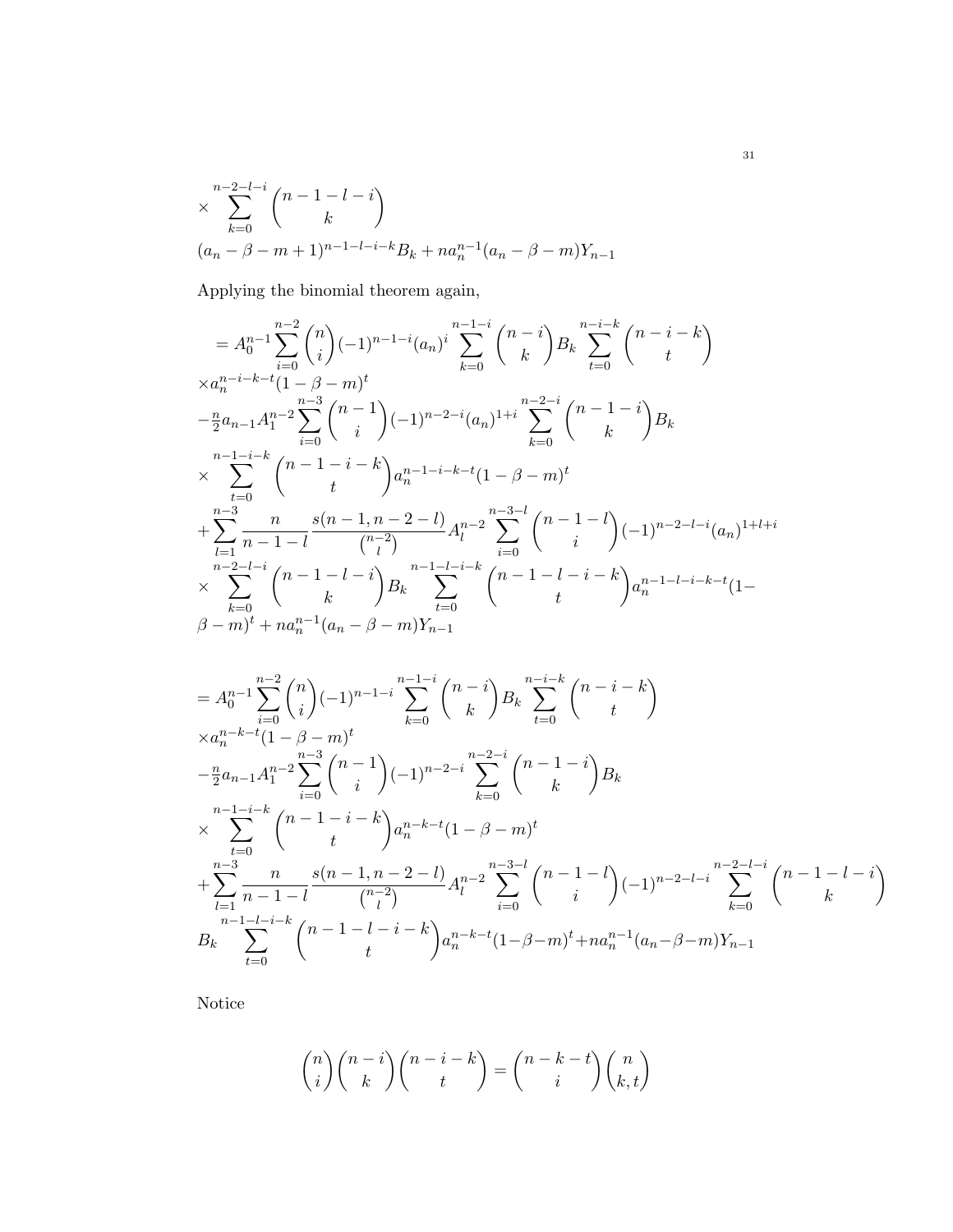$$\times \sum_{k=0}^{n-2-l-i} \binom{n-1-l-i}{k}$$

$$(a_n - \beta - m + 1)^{n-1-l-i-k} B_k + n a_n^{n-1}(a_n - \beta - m) Y_{n-1}$$

Applying the binomial theorem again,

$$= A_0^{n-1} \sum_{i=0}^{n-2} \binom{n}{i} (-1)^{n-1-i} (a_n)^i \sum_{k=0}^{n-1-i} \binom{n-i}{k} B_k \sum_{t=0}^{n-i-k} \binom{n-i-k}{t}$$
$$\times a_n^{n-i-k-t} (1-\beta-m)^t$$
$$-\tfrac{n}{2} a_{n-1} A_1^{n-2} \sum_{i=0}^{n-3} \binom{n-1}{i} (-1)^{n-2-i} (a_n)^{1+i} \sum_{k=0}^{n-2-i} \binom{n-1-i}{k} B_k$$
$$\times \sum_{t=0}^{n-1-i-k} \binom{n-1-i-k}{t} a_n^{n-1-i-k-t} (1-\beta-m)^t$$
$$+ \sum_{l=1}^{n-3} \frac{n}{n-1-l} \frac{s(n-1, n-2-l)}{\binom{n-2}{l}} A_l^{n-2} \sum_{i=0}^{n-3-l} \binom{n-1-l}{i} (-1)^{n-2-l-i} (a_n)^{1+l+i}$$
$$\times \sum_{k=0}^{n-2-l-i} \binom{n-1-l-i}{k} B_k \sum_{t=0}^{n-1-l-i-k} \binom{n-1-l-i-k}{t} a_n^{n-1-l-i-k-t} (1-$$
$$\beta - m)^t + n a_n^{n-1} (a_n - \beta - m) Y_{n-1}$$

$$= A_0^{n-1} \sum_{i=0}^{n-2} \binom{n}{i} (-1)^{n-1-i} \sum_{k=0}^{n-1-i} \binom{n-i}{k} B_k \sum_{t=0}^{n-i-k} \binom{n-i-k}{t}$$
$$\times a_n^{n-k-t} (1-\beta-m)^t$$
$$-\tfrac{n}{2} a_{n-1} A_1^{n-2} \sum_{i=0}^{n-3} \binom{n-1}{i} (-1)^{n-2-i} \sum_{k=0}^{n-2-i} \binom{n-1-i}{k} B_k$$
$$\times \sum_{t=0}^{n-1-i-k} \binom{n-1-i-k}{t} a_n^{n-k-t} (1-\beta-m)^t$$
$$+ \sum_{l=1}^{n-3} \frac{n}{n-1-l} \frac{s(n-1, n-2-l)}{\binom{n-2}{l}} A_l^{n-2} \sum_{i=0}^{n-3-l} \binom{n-1-l}{i} (-1)^{n-2-l-i} \sum_{k=0}^{n-2-l-i} \binom{n-1-l-i}{k}$$
$$B_k \sum_{t=0}^{n-1-l-i-k} \binom{n-1-l-i-k}{t} a_n^{n-k-t} (1-\beta-m)^t + n a_n^{n-1} (a_n - \beta - m) Y_{n-1}$$

Notice

$$\binom{n}{i} \binom{n-i}{k} \binom{n-i-k}{t} = \binom{n-k-t}{i} \binom{n}{k, t}$$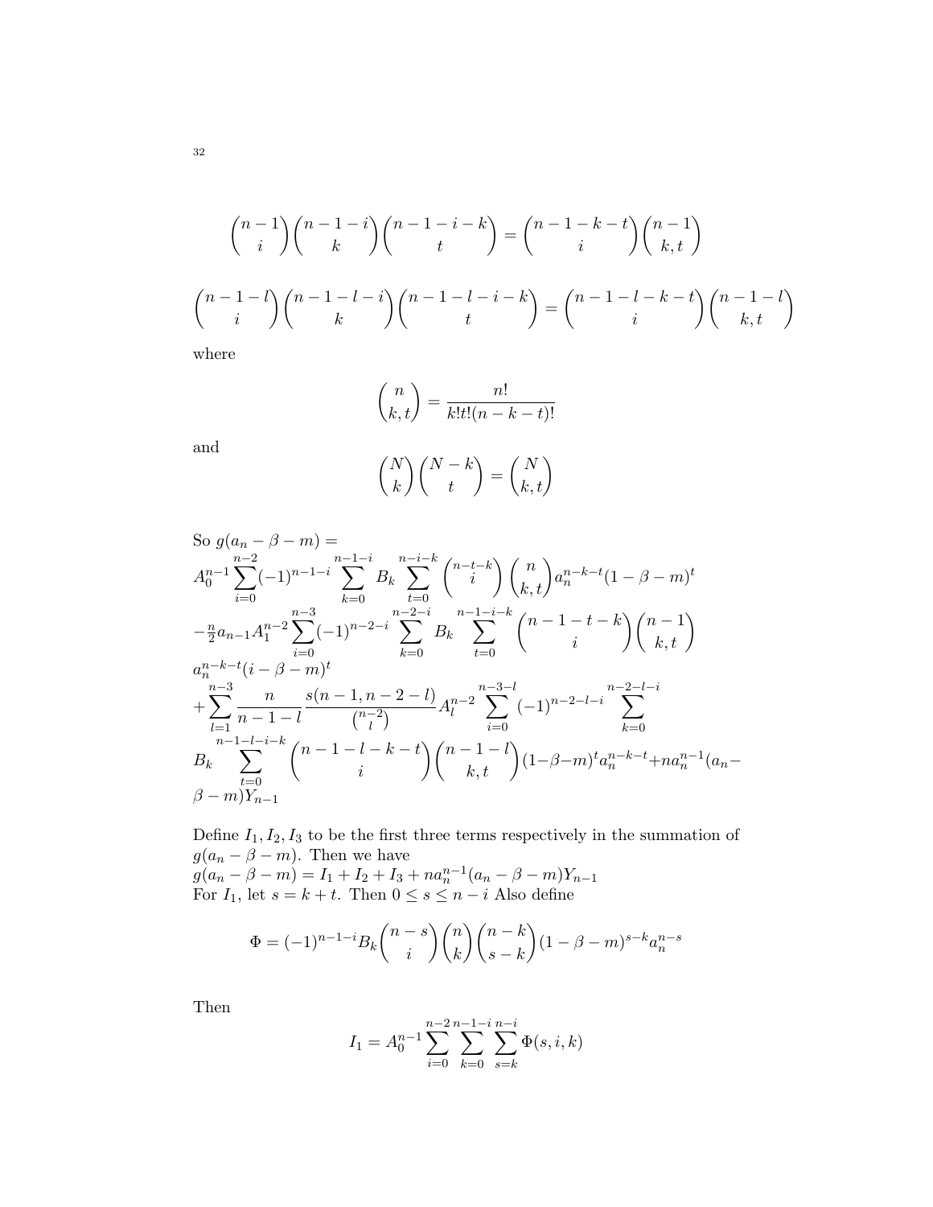$$\binom{n-1}{i}\binom{n-1-i}{k}\binom{n-1-i-k}{t} = \binom{n-1-k-t}{i}\binom{n-1}{k,t}$$

$$\binom{n-1-l}{i}\binom{n-1-l-i}{k}\binom{n-1-l-i-k}{t} = \binom{n-1-l-k-t}{i}\binom{n-1-l}{k,t}$$

where

$$\binom{n}{k,t} = \frac{n!}{k!t!(n-k-t)!}$$

and

$$\binom{N}{k}\binom{N-k}{t} = \binom{N}{k,t}$$

So $g(a_n - \beta - m) =$
$A_0^{n-1}\sum_{i=0}^{n-2}(-1)^{n-1-i}\sum_{k=0}^{n-1-i}B_k\sum_{t=0}^{n-i-k}\binom{n-t-k}{i}\binom{n}{k,t}a_n^{n-k-t}(1-\beta-m)^t$
$-\frac{n}{2}a_{n-1}A_1^{n-2}\sum_{i=0}^{n-3}(-1)^{n-2-i}\sum_{k=0}^{n-2-i}B_k\sum_{t=0}^{n-1-i-k}\binom{n-1-t-k}{i}\binom{n-1}{k,t}$
$a_n^{n-k-t}(i-\beta-m)^t$
$+\sum_{l=1}^{n-3}\frac{n}{n-1-l}\frac{s(n-1,n-2-l)}{\binom{n-2}{l}}A_l^{n-2}\sum_{i=0}^{n-3-l}(-1)^{n-2-l-i}\sum_{k=0}^{n-2-l-i}$
$B_k\sum_{t=0}^{n-1-l-i-k}\binom{n-1-l-k-t}{i}\binom{n-1-l}{k,t}(1-\beta-m)^t a_n^{n-k-t}+na_n^{n-1}(a_n-$
$\beta-m)Y_{n-1}$

Define $I_1, I_2, I_3$ to be the first three terms respectively in the summation of $g(a_n-\beta-m)$. Then we have
$g(a_n-\beta-m) = I_1 + I_2 + I_3 + na_n^{n-1}(a_n-\beta-m)Y_{n-1}$
For $I_1$, let $s = k+t$. Then $0 \le s \le n-i$ Also define

$$\Phi = (-1)^{n-1-i}B_k\binom{n-s}{i}\binom{n}{k}\binom{n-k}{s-k}(1-\beta-m)^{s-k}a_n^{n-s}$$

Then

$$I_1 = A_0^{n-1}\sum_{i=0}^{n-2}\sum_{k=0}^{n-1-i}\sum_{s=k}^{n-i}\Phi(s,i,k)$$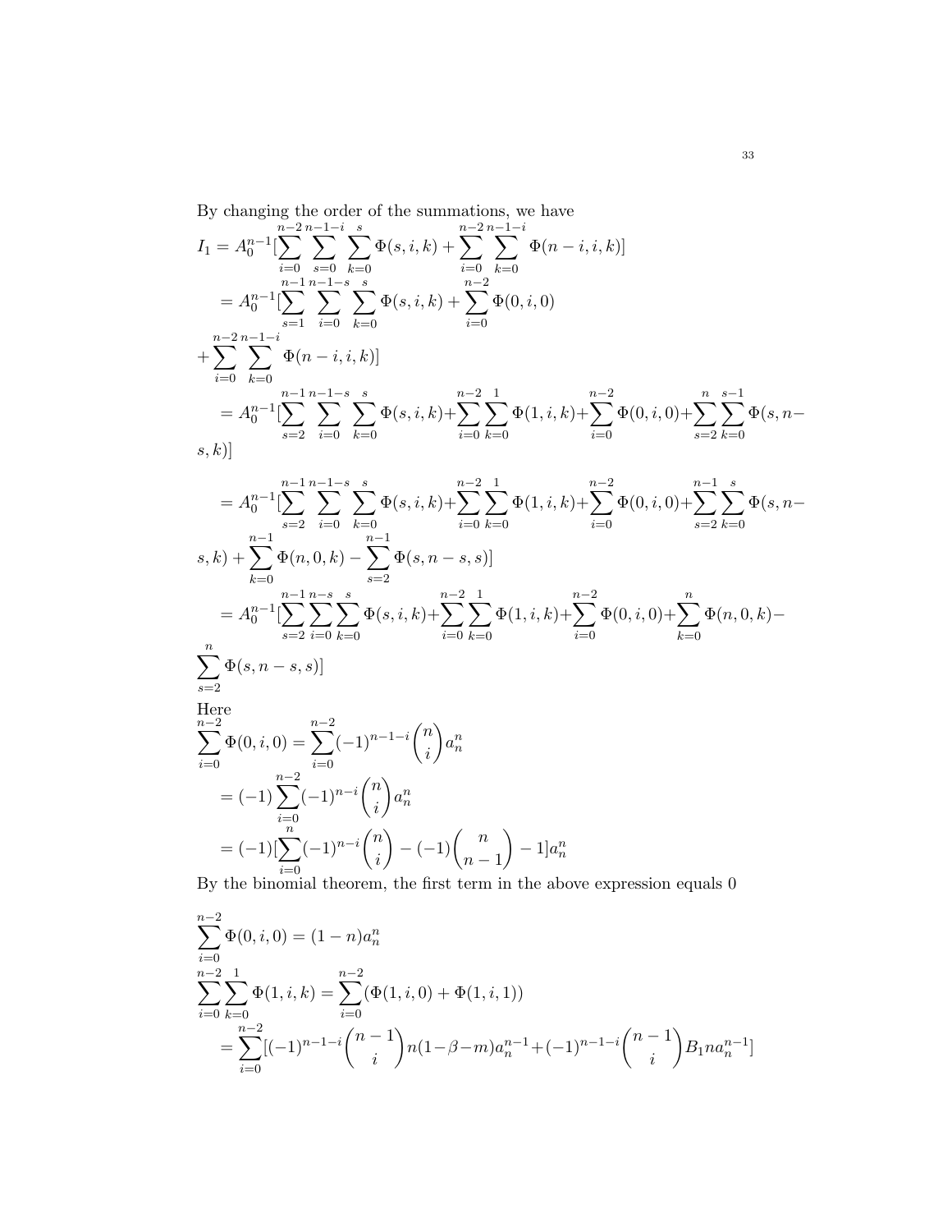By changing the order of the summations, we have

$$I_1 = A_0^{n-1}[\sum_{i=0}^{n-2}\sum_{s=0}^{n-1-i}\sum_{k=0}^{s}\Phi(s,i,k) + \sum_{i=0}^{n-2}\sum_{k=0}^{n-1-i}\Phi(n-i,i,k)]$$

$$= A_0^{n-1}[\sum_{s=1}^{n-1}\sum_{i=0}^{n-1-s}\sum_{k=0}^{s}\Phi(s,i,k) + \sum_{i=0}^{n-2}\Phi(0,i,0)$$

$$+\sum_{i=0}^{n-2}\sum_{k=0}^{n-1-i}\Phi(n-i,i,k)]$$

$$= A_0^{n-1}[\sum_{s=2}^{n-1}\sum_{i=0}^{n-1-s}\sum_{k=0}^{s}\Phi(s,i,k)+\sum_{i=0}^{n-2}\sum_{k=0}^{1}\Phi(1,i,k)+\sum_{i=0}^{n-2}\Phi(0,i,0)+\sum_{s=2}^{n}\sum_{k=0}^{s-1}\Phi(s,n-s,k)]$$

$$= A_0^{n-1}[\sum_{s=2}^{n-1}\sum_{i=0}^{n-1-s}\sum_{k=0}^{s}\Phi(s,i,k)+\sum_{i=0}^{n-2}\sum_{k=0}^{1}\Phi(1,i,k)+\sum_{i=0}^{n-2}\Phi(0,i,0)+\sum_{s=2}^{n-1}\sum_{k=0}^{s}\Phi(s,n-s,k) + \sum_{k=0}^{n-1}\Phi(n,0,k) - \sum_{s=2}^{n-1}\Phi(s,n-s,s)]$$

$$= A_0^{n-1}[\sum_{s=2}^{n-1}\sum_{i=0}^{n-s}\sum_{k=0}^{s}\Phi(s,i,k)+\sum_{i=0}^{n-2}\sum_{k=0}^{1}\Phi(1,i,k)+\sum_{i=0}^{n-2}\Phi(0,i,0)+\sum_{k=0}^{n}\Phi(n,0,k)- \sum_{s=2}^{n}\Phi(s,n-s,s)]$$

Here

$$\sum_{i=0}^{n-2}\Phi(0,i,0) = \sum_{i=0}^{n-2}(-1)^{n-1-i}\binom{n}{i}a_n^n$$

$$= (-1)\sum_{i=0}^{n-2}(-1)^{n-i}\binom{n}{i}a_n^n$$

$$= (-1)[\sum_{i=0}^{n}(-1)^{n-i}\binom{n}{i} - (-1)\binom{n}{n-1} - 1]a_n^n$$

By the binomial theorem, the first term in the above expression equals 0

$$\sum_{i=0}^{n-2}\Phi(0,i,0) = (1-n)a_n^n$$

$$\sum_{i=0}^{n-2}\sum_{k=0}^{1}\Phi(1,i,k) = \sum_{i=0}^{n-2}(\Phi(1,i,0) + \Phi(1,i,1))$$

$$= \sum_{i=0}^{n-2}[(-1)^{n-1-i}\binom{n-1}{i}n(1-\beta-m)a_n^{n-1}+(-1)^{n-1-i}\binom{n-1}{i}B_1na_n^{n-1}]$$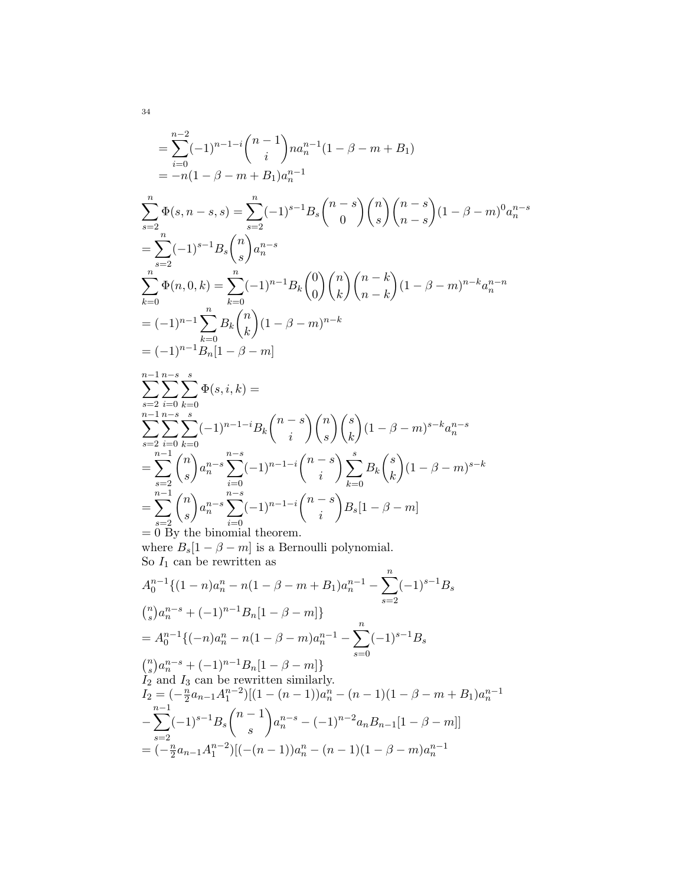$$= \sum_{i=0}^{n-2} (-1)^{n-1-i} \binom{n-1}{i} n a_n^{n-1} (1-\beta-m+B_1)$$
$$= -n(1-\beta-m+B_1)a_n^{n-1}$$

$$\sum_{s=2}^{n} \Phi(s, n-s, s) = \sum_{s=2}^{n} (-1)^{s-1} B_s \binom{n-s}{0} \binom{n}{s} \binom{n-s}{n-s} (1-\beta-m)^0 a_n^{n-s}$$
$$= \sum_{s=2}^{n} (-1)^{s-1} B_s \binom{n}{s} a_n^{n-s}$$
$$\sum_{k=0}^{n} \Phi(n, 0, k) = \sum_{k=0}^{n} (-1)^{n-1} B_k \binom{0}{0} \binom{n}{k} \binom{n-k}{n-k} (1-\beta-m)^{n-k} a_n^{n-n}$$
$$= (-1)^{n-1} \sum_{k=0}^{n} B_k \binom{n}{k} (1-\beta-m)^{n-k}$$
$$= (-1)^{n-1} B_n[1-\beta-m]$$

$$\sum_{s=2}^{n-1} \sum_{i=0}^{n-s} \sum_{k=0}^{s} \Phi(s, i, k) =$$
$$\sum_{s=2}^{n-1} \sum_{i=0}^{n-s} \sum_{k=0}^{s} (-1)^{n-1-i} B_k \binom{n-s}{i} \binom{n}{s} \binom{s}{k} (1-\beta-m)^{s-k} a_n^{n-s}$$
$$= \sum_{s=2}^{n-1} \binom{n}{s} a_n^{n-s} \sum_{i=0}^{n-s} (-1)^{n-1-i} \binom{n-s}{i} \sum_{k=0}^{s} B_k \binom{s}{k} (1-\beta-m)^{s-k}$$
$$= \sum_{s=2}^{n-1} \binom{n}{s} a_n^{n-s} \sum_{i=0}^{n-s} (-1)^{n-1-i} \binom{n-s}{i} B_s[1-\beta-m]$$

$= 0$ By the binomial theorem.
where $B_s[1-\beta-m]$ is a Bernoulli polynomial.
So $I_1$ can be rewritten as

$$A_0^{n-1}\{(1-n)a_n^n - n(1-\beta-m+B_1)a_n^{n-1} - \sum_{s=2}^{n} (-1)^{s-1} B_s \binom{n}{s} a_n^{n-s} + (-1)^{n-1} B_n[1-\beta-m]\}$$
$$= A_0^{n-1}\{(-n)a_n^n - n(1-\beta-m)a_n^{n-1} - \sum_{s=0}^{n} (-1)^{s-1} B_s \binom{n}{s} a_n^{n-s} + (-1)^{n-1} B_n[1-\beta-m]\}$$

$I_2$ and $I_3$ can be rewritten similarly.

$$I_2 = (-\tfrac{n}{2} a_{n-1} A_1^{n-2})[(1-(n-1))a_n^n - (n-1)(1-\beta-m+B_1)a_n^{n-1}$$
$$- \sum_{s=2}^{n-1} (-1)^{s-1} B_s \binom{n-1}{s} a_n^{n-s} - (-1)^{n-2} a_n B_{n-1}[1-\beta-m]]$$
$$= (-\tfrac{n}{2} a_{n-1} A_1^{n-2})[(-(n-1))a_n^n - (n-1)(1-\beta-m)a_n^{n-1}$$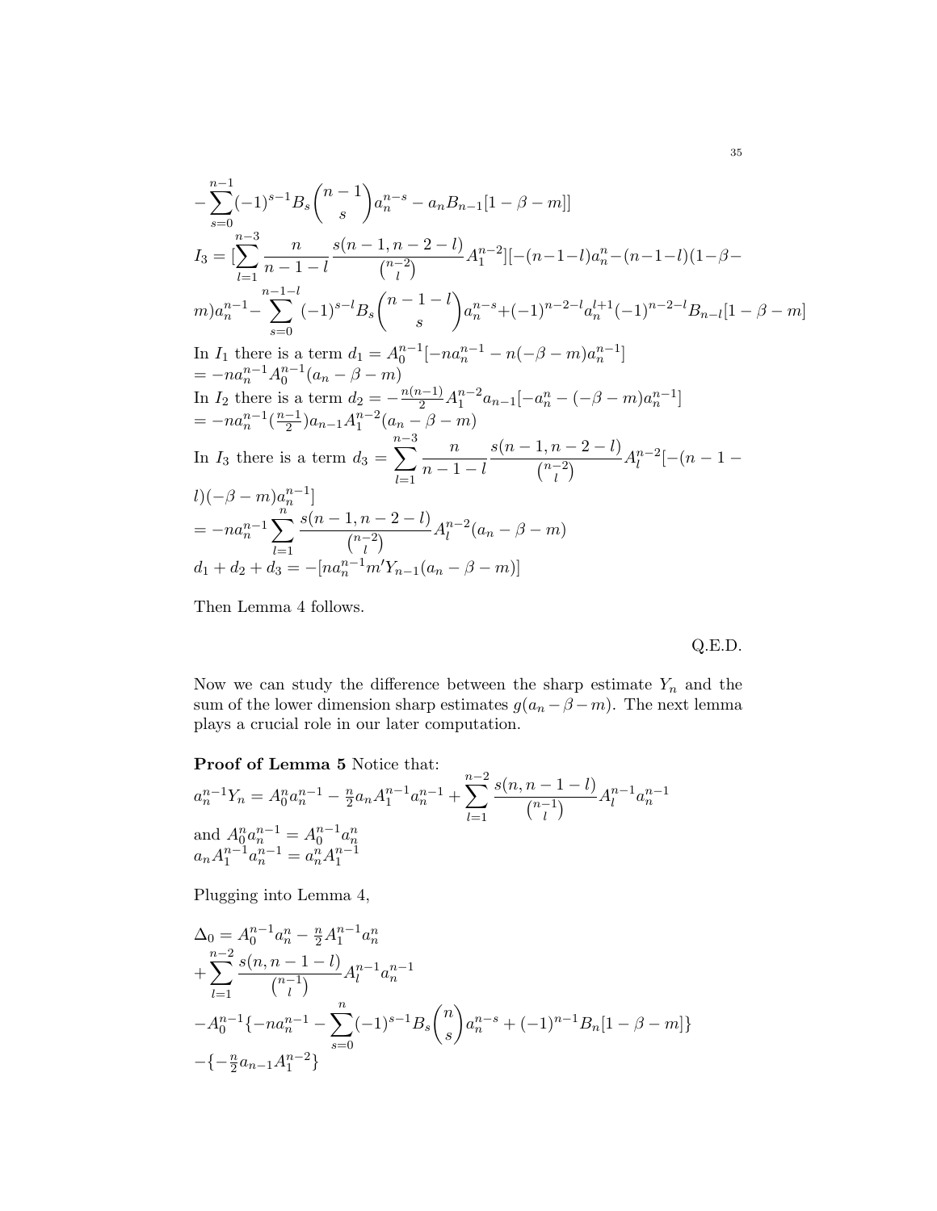$$-\sum_{s=0}^{n-1}(-1)^{s-1}B_s\binom{n-1}{s}a_n^{n-s}-a_nB_{n-1}[1-\beta-m]]$$

$$I_3=[\sum_{l=1}^{n-3}\frac{n}{n-1-l}\frac{s(n-1,n-2-l)}{\binom{n-2}{l}}A_1^{n-2}][-(n-1-l)a_n^n-(n-1-l)(1-\beta-$$

$$m)a_n^{n-1}-\sum_{s=0}^{n-1-l}(-1)^{s-l}B_s\binom{n-1-l}{s}a_n^{n-s}+(-1)^{n-2-l}a_n^{l+1}(-1)^{n-2-l}B_{n-l}[1-\beta-m]$$

In $I_1$ there is a term $d_1=A_0^{n-1}[-na_n^{n-1}-n(-\beta-m)a_n^{n-1}]$
$=-na_n^{n-1}A_0^{n-1}(a_n-\beta-m)$

In $I_2$ there is a term $d_2=-\frac{n(n-1)}{2}A_1^{n-2}a_{n-1}[-a_n^n-(-\beta-m)a_n^{n-1}]$
$=-na_n^{n-1}(\frac{n-1}{2})a_{n-1}A_1^{n-2}(a_n-\beta-m)$

In $I_3$ there is a term $d_3=\sum_{l=1}^{n-3}\frac{n}{n-1-l}\frac{s(n-1,n-2-l)}{\binom{n-2}{l}}A_l^{n-2}[-(n-1-$
$l)(-\beta-m)a_n^{n-1}]$
$=-na_n^{n-1}\sum_{l=1}^{n}\frac{s(n-1,n-2-l)}{\binom{n-2}{l}}A_l^{n-2}(a_n-\beta-m)$

$d_1+d_2+d_3=-[na_n^{n-1}m'Y_{n-1}(a_n-\beta-m)]$

Then Lemma 4 follows.

Q.E.D.

Now we can study the difference between the sharp estimate $Y_n$ and the sum of the lower dimension sharp estimates $g(a_n-\beta-m)$. The next lemma plays a crucial role in our later computation.

**Proof of Lemma 5** Notice that:

$a_n^{n-1}Y_n=A_0^na_n^{n-1}-\frac{n}{2}a_nA_1^{n-1}a_n^{n-1}+\sum_{l=1}^{n-2}\frac{s(n,n-1-l)}{\binom{n-1}{l}}A_l^{n-1}a_n^{n-1}$

and $A_0^na_n^{n-1}=A_0^{n-1}a_n^n$

$a_nA_1^{n-1}a_n^{n-1}=a_n^nA_1^{n-1}$

Plugging into Lemma 4,

$$\Delta_0=A_0^{n-1}a_n^n-\tfrac{n}{2}A_1^{n-1}a_n^n$$
$$+\sum_{l=1}^{n-2}\frac{s(n,n-1-l)}{\binom{n-1}{l}}A_l^{n-1}a_n^{n-1}$$
$$-A_0^{n-1}\{-na_n^{n-1}-\sum_{s=0}^{n}(-1)^{s-1}B_s\binom{n}{s}a_n^{n-s}+(-1)^{n-1}B_n[1-\beta-m]\}$$
$$-\{-\tfrac{n}{2}a_{n-1}A_1^{n-2}\}$$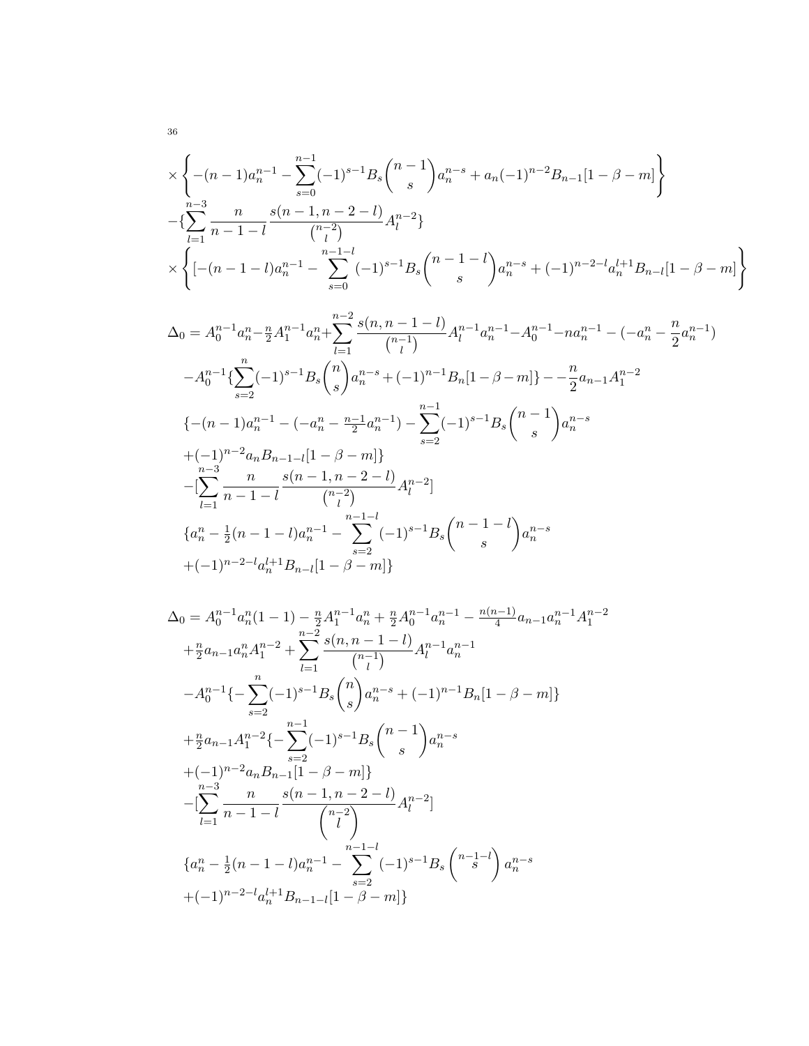$$\times\left\{-(n-1)a_n^{n-1}-\sum_{s=0}^{n-1}(-1)^{s-1}B_s\binom{n-1}{s}a_n^{n-s}+a_n(-1)^{n-2}B_{n-1}[1-\beta-m]\right\}$$

$$-\{\sum_{l=1}^{n-3}\frac{n}{n-1-l}\frac{s(n-1,n-2-l)}{\binom{n-2}{l}}A_l^{n-2}\}$$

$$\times\left\{[-(n-1-l)a_n^{n-1}-\sum_{s=0}^{n-1-l}(-1)^{s-1}B_s\binom{n-1-l}{s}a_n^{n-s}+(-1)^{n-2-l}a_n^{l+1}B_{n-l}[1-\beta-m]\right\}$$

$$\Delta_0=A_0^{n-1}a_n^n-\tfrac{n}{2}A_1^{n-1}a_n^n+\sum_{l=1}^{n-2}\frac{s(n,n-1-l)}{\binom{n-1}{l}}A_l^{n-1}a_n^{n-1}-A_0^{n-1}-na_n^{n-1}-(-a_n^n-\frac{n}{2}a_n^{n-1})$$

$$-A_0^{n-1}\{\sum_{s=2}^{n}(-1)^{s-1}B_s\binom{n}{s}a_n^{n-s}+(-1)^{n-1}B_n[1-\beta-m]\}--\frac{n}{2}a_{n-1}A_1^{n-2}$$

$$\{-(n-1)a_n^{n-1}-(-a_n^n-\tfrac{n-1}{2}a_n^{n-1})-\sum_{s=2}^{n-1}(-1)^{s-1}B_s\binom{n-1}{s}a_n^{n-s}$$

$$+(-1)^{n-2}a_nB_{n-1-l}[1-\beta-m]\}$$

$$-[\sum_{l=1}^{n-3}\frac{n}{n-1-l}\frac{s(n-1,n-2-l)}{\binom{n-2}{l}}A_l^{n-2}]$$

$$\{a_n^n-\tfrac{1}{2}(n-1-l)a_n^{n-1}-\sum_{s=2}^{n-1-l}(-1)^{s-1}B_s\binom{n-1-l}{s}a_n^{n-s}$$

$$+(-1)^{n-2-l}a_n^{l+1}B_{n-l}[1-\beta-m]\}$$

$$\Delta_0=A_0^{n-1}a_n^n(1-1)-\tfrac{n}{2}A_1^{n-1}a_n^n+\tfrac{n}{2}A_0^{n-1}a_n^{n-1}-\tfrac{n(n-1)}{4}a_{n-1}a_n^{n-1}A_1^{n-2}$$

$$+\tfrac{n}{2}a_{n-1}a_n^nA_1^{n-2}+\sum_{l=1}^{n-2}\frac{s(n,n-1-l)}{\binom{n-1}{l}}A_l^{n-1}a_n^{n-1}$$

$$-A_0^{n-1}\{-\sum_{s=2}^{n}(-1)^{s-1}B_s\binom{n}{s}a_n^{n-s}+(-1)^{n-1}B_n[1-\beta-m]\}$$

$$+\tfrac{n}{2}a_{n-1}A_1^{n-2}\{-\sum_{s=2}^{n-1}(-1)^{s-1}B_s\binom{n-1}{s}a_n^{n-s}$$

$$+(-1)^{n-2}a_nB_{n-1}[1-\beta-m]\}$$

$$-[\sum_{l=1}^{n-3}\frac{n}{n-1-l}\frac{s(n-1,n-2-l)}{\binom{n-2}{l}}A_l^{n-2}]$$

$$\{a_n^n-\tfrac{1}{2}(n-1-l)a_n^{n-1}-\sum_{s=2}^{n-1-l}(-1)^{s-1}B_s\binom{n-1-l}{s}a_n^{n-s}$$

$$+(-1)^{n-2-l}a_n^{l+1}B_{n-1-l}[1-\beta-m]\}$$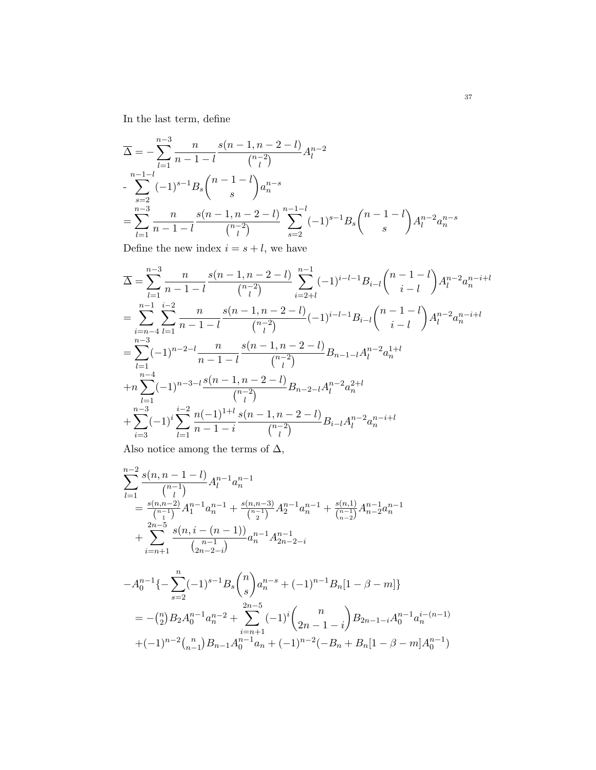In the last term, define

$$
\begin{aligned}
\overline{\Delta} &= -\sum_{l=1}^{n-3} \frac{n}{n-1-l} \frac{s(n-1,n-2-l)}{\binom{n-2}{l}} A_l^{n-2} \\
&- \sum_{s=2}^{n-1-l} (-1)^{s-1} B_s \binom{n-1-l}{s} a_n^{n-s} \\
&= \sum_{l=1}^{n-3} \frac{n}{n-1-l} \frac{s(n-1,n-2-l)}{\binom{n-2}{l}} \sum_{s=2}^{n-1-l} (-1)^{s-1} B_s \binom{n-1-l}{s} A_l^{n-2} a_n^{n-s}
\end{aligned}
$$

Define the new index $i = s + l$, we have

$$
\begin{aligned}
\overline{\Delta} &= \sum_{l=1}^{n-3} \frac{n}{n-1-l} \frac{s(n-1,n-2-l)}{\binom{n-2}{l}} \sum_{i=2+l}^{n-1} (-1)^{i-l-1} B_{i-l} \binom{n-1-l}{i-l} A_l^{n-2} a_n^{n-i+l} \\
&= \sum_{i=n-4}^{n-1} \sum_{l=1}^{i-2} \frac{n}{n-1-l} \frac{s(n-1,n-2-l)}{\binom{n-2}{l}} (-1)^{i-l-1} B_{i-l} \binom{n-1-l}{i-l} A_l^{n-2} a_n^{n-i+l} \\
&= \sum_{l=1}^{n-3} (-1)^{n-2-l} \frac{n}{n-1-l} \frac{s(n-1,n-2-l)}{\binom{n-2}{l}} B_{n-1-l} A_l^{n-2} a_n^{1+l} \\
&+ n \sum_{l=1}^{n-4} (-1)^{n-3-l} \frac{s(n-1,n-2-l)}{\binom{n-2}{l}} B_{n-2-l} A_l^{n-2} a_n^{2+l} \\
&+ \sum_{i=3}^{n-3} (-1)^i \sum_{l=1}^{i-2} \frac{n(-1)^{1+l}}{n-1-i} \frac{s(n-1,n-2-l)}{\binom{n-2}{l}} B_{i-l} A_l^{n-2} a_n^{n-i+l}
\end{aligned}
$$

Also notice among the terms of $\Delta$,

$$
\begin{aligned}
&\sum_{l=1}^{n-2} \frac{s(n,n-1-l)}{\binom{n-1}{l}} A_l^{n-1} a_n^{n-1} \\
&\quad = \frac{s(n,n-2)}{\binom{n-1}{1}} A_1^{n-1} a_n^{n-1} + \frac{s(n,n-3)}{\binom{n-1}{2}} A_2^{n-1} a_n^{n-1} + \frac{s(n,1)}{\binom{n-1}{n-2}} A_{n-2}^{n-1} a_n^{n-1} \\
&\quad + \sum_{i=n+1}^{2n-5} \frac{s(n,i-(n-1))}{\binom{n-1}{2n-2-i}} a_n^{n-1} A_{2n-2-i}^{n-1}
\end{aligned}
$$

$$
\begin{aligned}
&-A_0^{n-1} \{ -\sum_{s=2}^{n} (-1)^{s-1} B_s \binom{n}{s} a_n^{n-s} + (-1)^{n-1} B_n [1-\beta-m] \} \\
&\quad = -\tbinom{n}{2} B_2 A_0^{n-1} a_n^{n-2} + \sum_{i=n+1}^{2n-5} (-1)^i \binom{n}{2n-1-i} B_{2n-1-i} A_0^{n-1} a_n^{i-(n-1)} \\
&\quad + (-1)^{n-2} \tbinom{n}{n-1} B_{n-1} A_0^{n-1} a_n + (-1)^{n-2} (-B_n + B_n [1-\beta-m] A_0^{n-1})
\end{aligned}
$$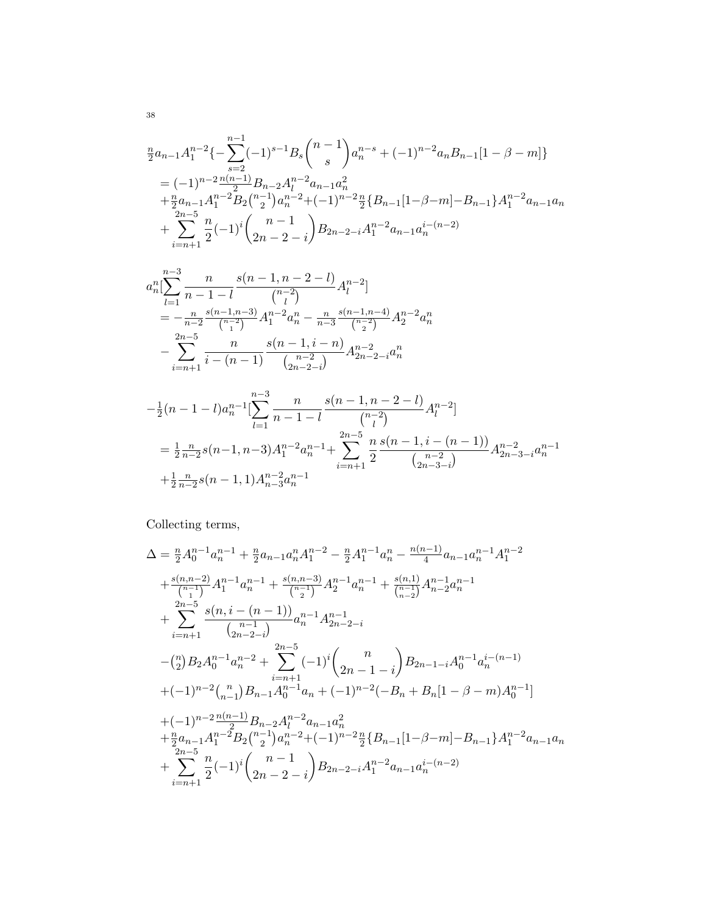$$
\begin{aligned}
&\tfrac{n}{2}a_{n-1}A_1^{n-2}\{-\sum_{s=2}^{n-1}(-1)^{s-1}B_s\binom{n-1}{s}a_n^{n-s}+(-1)^{n-2}a_nB_{n-1}[1-\beta-m]\}\\
&=(-1)^{n-2}\tfrac{n(n-1)}{2}B_{n-2}A_l^{n-2}a_{n-1}a_n^2\\
&+\tfrac{n}{2}a_{n-1}A_1^{n-2}B_2\tbinom{n-1}{2}a_n^{n-2}+(-1)^{n-2}\tfrac{n}{2}\{B_{n-1}[1-\beta-m]-B_{n-1}\}A_1^{n-2}a_{n-1}a_n\\
&+\sum_{i=n+1}^{2n-5}\frac{n}{2}(-1)^i\binom{n-1}{2n-2-i}B_{2n-2-i}A_1^{n-2}a_{n-1}a_n^{i-(n-2)}
\end{aligned}
$$

$$
\begin{aligned}
&a_n^n[\sum_{l=1}^{n-3}\frac{n}{n-1-l}\frac{s(n-1,n-2-l)}{\binom{n-2}{l}}A_l^{n-2}]\\
&=-\tfrac{n}{n-2}\tfrac{s(n-1,n-3)}{\binom{n-2}{1}}A_1^{n-2}a_n^n-\tfrac{n}{n-3}\tfrac{s(n-1,n-4)}{\binom{n-2}{2}}A_2^{n-2}a_n^n\\
&-\sum_{i=n+1}^{2n-5}\frac{n}{i-(n-1)}\frac{s(n-1,i-n)}{\binom{n-2}{2n-2-i}}A_{2n-2-i}^{n-2}a_n^n
\end{aligned}
$$

$$
\begin{aligned}
&-\tfrac{1}{2}(n-1-l)a_n^{n-1}[\sum_{l=1}^{n-3}\frac{n}{n-1-l}\frac{s(n-1,n-2-l)}{\binom{n-2}{l}}A_l^{n-2}]\\
&=\tfrac{1}{2}\tfrac{n}{n-2}s(n-1,n-3)A_1^{n-2}a_n^{n-1}+\sum_{i=n+1}^{2n-5}\frac{n}{2}\frac{s(n-1,i-(n-1))}{\binom{n-2}{2n-3-i}}A_{2n-3-i}^{n-2}a_n^{n-1}\\
&+\tfrac{1}{2}\tfrac{n}{n-2}s(n-1,1)A_{n-3}^{n-2}a_n^{n-1}
\end{aligned}
$$

Collecting terms,

$$
\begin{aligned}
\Delta &= \tfrac{n}{2}A_0^{n-1}a_n^{n-1}+\tfrac{n}{2}a_{n-1}a_n^nA_1^{n-2}-\tfrac{n}{2}A_1^{n-1}a_n^n-\tfrac{n(n-1)}{4}a_{n-1}a_n^{n-1}A_1^{n-2}\\
&+\tfrac{s(n,n-2)}{\binom{n-1}{1}}A_1^{n-1}a_n^{n-1}+\tfrac{s(n,n-3)}{\binom{n-1}{2}}A_2^{n-1}a_n^{n-1}+\tfrac{s(n,1)}{\binom{n-1}{n-2}}A_{n-2}^{n-1}a_n^{n-1}\\
&+\sum_{i=n+1}^{2n-5}\frac{s(n,i-(n-1))}{\binom{n-1}{2n-2-i}}a_n^{n-1}A_{2n-2-i}^{n-1}\\
&-\tbinom{n}{2}B_2A_0^{n-1}a_n^{n-2}+\sum_{i=n+1}^{2n-5}(-1)^i\binom{n}{2n-1-i}B_{2n-1-i}A_0^{n-1}a_n^{i-(n-1)}\\
&+(-1)^{n-2}\tbinom{n}{n-1}B_{n-1}A_0^{n-1}a_n+(-1)^{n-2}(-B_n+B_n[1-\beta-m)A_0^{n-1}]\\
&+(-1)^{n-2}\tfrac{n(n-1)}{2}B_{n-2}A_l^{n-2}a_{n-1}a_n^2\\
&+\tfrac{n}{2}a_{n-1}A_1^{n-2}B_2\tbinom{n-1}{2}a_n^{n-2}+(-1)^{n-2}\tfrac{n}{2}\{B_{n-1}[1-\beta-m]-B_{n-1}\}A_1^{n-2}a_{n-1}a_n\\
&+\sum_{i=n+1}^{2n-5}\frac{n}{2}(-1)^i\binom{n-1}{2n-2-i}B_{2n-2-i}A_1^{n-2}a_{n-1}a_n^{i-(n-2)}
\end{aligned}
$$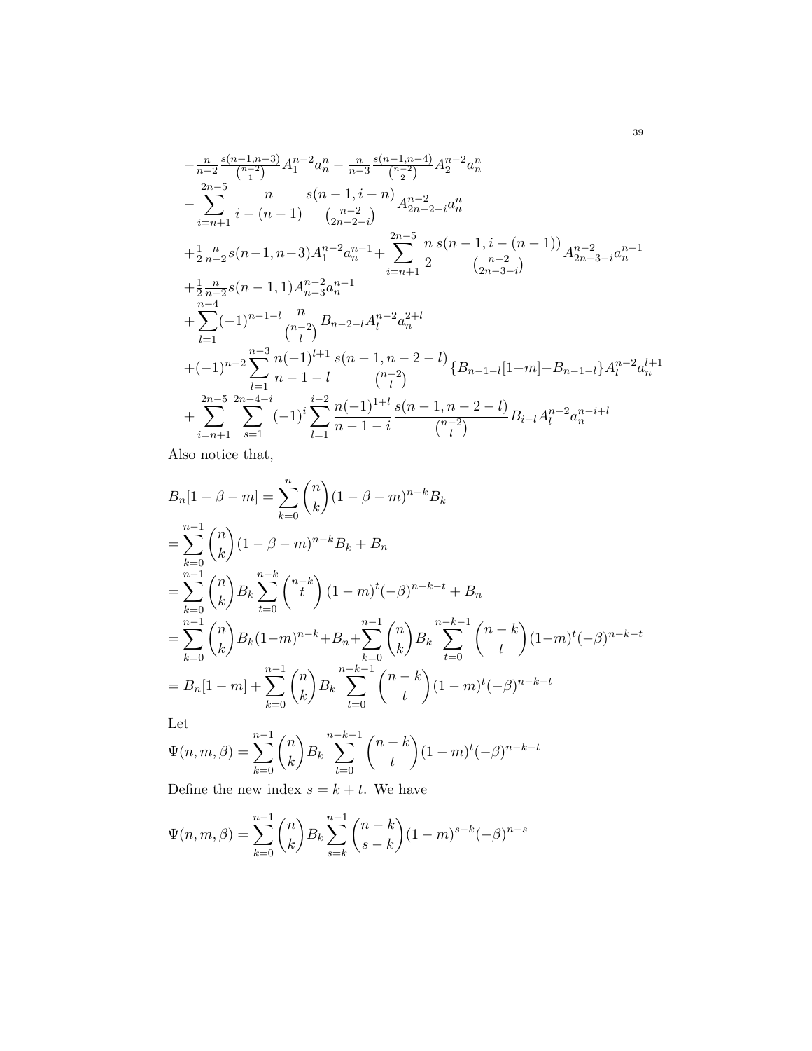$$
\begin{aligned}
&-\tfrac{n}{n-2}\tfrac{s(n-1,n-3)}{\binom{n-2}{1}}A_1^{n-2}a_n^n - \tfrac{n}{n-3}\tfrac{s(n-1,n-4)}{\binom{n-2}{2}}A_2^{n-2}a_n^n \\
&-\sum_{i=n+1}^{2n-5}\frac{n}{i-(n-1)}\frac{s(n-1,i-n)}{\binom{n-2}{2n-2-i}}A_{2n-2-i}^{n-2}a_n^n \\
&+\tfrac{1}{2}\tfrac{n}{n-2}s(n-1,n-3)A_1^{n-2}a_n^{n-1}+\sum_{i=n+1}^{2n-5}\frac{n}{2}\frac{s(n-1,i-(n-1))}{\binom{n-2}{2n-3-i}}A_{2n-3-i}^{n-2}a_n^{n-1} \\
&+\tfrac{1}{2}\tfrac{n}{n-2}s(n-1,1)A_{n-3}^{n-2}a_n^{n-1} \\
&+\sum_{l=1}^{n-4}(-1)^{n-1-l}\frac{n}{\binom{n-2}{l}}B_{n-2-l}A_l^{n-2}a_n^{2+l} \\
&+(-1)^{n-2}\sum_{l=1}^{n-3}\frac{n(-1)^{l+1}}{n-1-l}\frac{s(n-1,n-2-l)}{\binom{n-2}{l}}\{B_{n-1-l}[1-m]-B_{n-1-l}\}A_l^{n-2}a_n^{l+1} \\
&+\sum_{i=n+1}^{2n-5}\sum_{s=1}^{2n-4-i}(-1)^i\sum_{l=1}^{i-2}\frac{n(-1)^{1+l}}{n-1-i}\frac{s(n-1,n-2-l)}{\binom{n-2}{l}}B_{i-l}A_l^{n-2}a_n^{n-i+l}
\end{aligned}
$$

Also notice that,

$$
\begin{aligned}
&B_n[1-\beta-m]=\sum_{k=0}^{n}\binom{n}{k}(1-\beta-m)^{n-k}B_k \\
&=\sum_{k=0}^{n-1}\binom{n}{k}(1-\beta-m)^{n-k}B_k+B_n \\
&=\sum_{k=0}^{n-1}\binom{n}{k}B_k\sum_{t=0}^{n-k}\binom{n-k}{t}(1-m)^t(-\beta)^{n-k-t}+B_n \\
&=\sum_{k=0}^{n-1}\binom{n}{k}B_k(1-m)^{n-k}+B_n+\sum_{k=0}^{n-1}\binom{n}{k}B_k\sum_{t=0}^{n-k-1}\binom{n-k}{t}(1-m)^t(-\beta)^{n-k-t} \\
&=B_n[1-m]+\sum_{k=0}^{n-1}\binom{n}{k}B_k\sum_{t=0}^{n-k-1}\binom{n-k}{t}(1-m)^t(-\beta)^{n-k-t}
\end{aligned}
$$

Let

$$
\Psi(n,m,\beta)=\sum_{k=0}^{n-1}\binom{n}{k}B_k\sum_{t=0}^{n-k-1}\binom{n-k}{t}(1-m)^t(-\beta)^{n-k-t}
$$

Define the new index $s=k+t$. We have

$$
\Psi(n,m,\beta)=\sum_{k=0}^{n-1}\binom{n}{k}B_k\sum_{s=k}^{n-1}\binom{n-k}{s-k}(1-m)^{s-k}(-\beta)^{n-s}
$$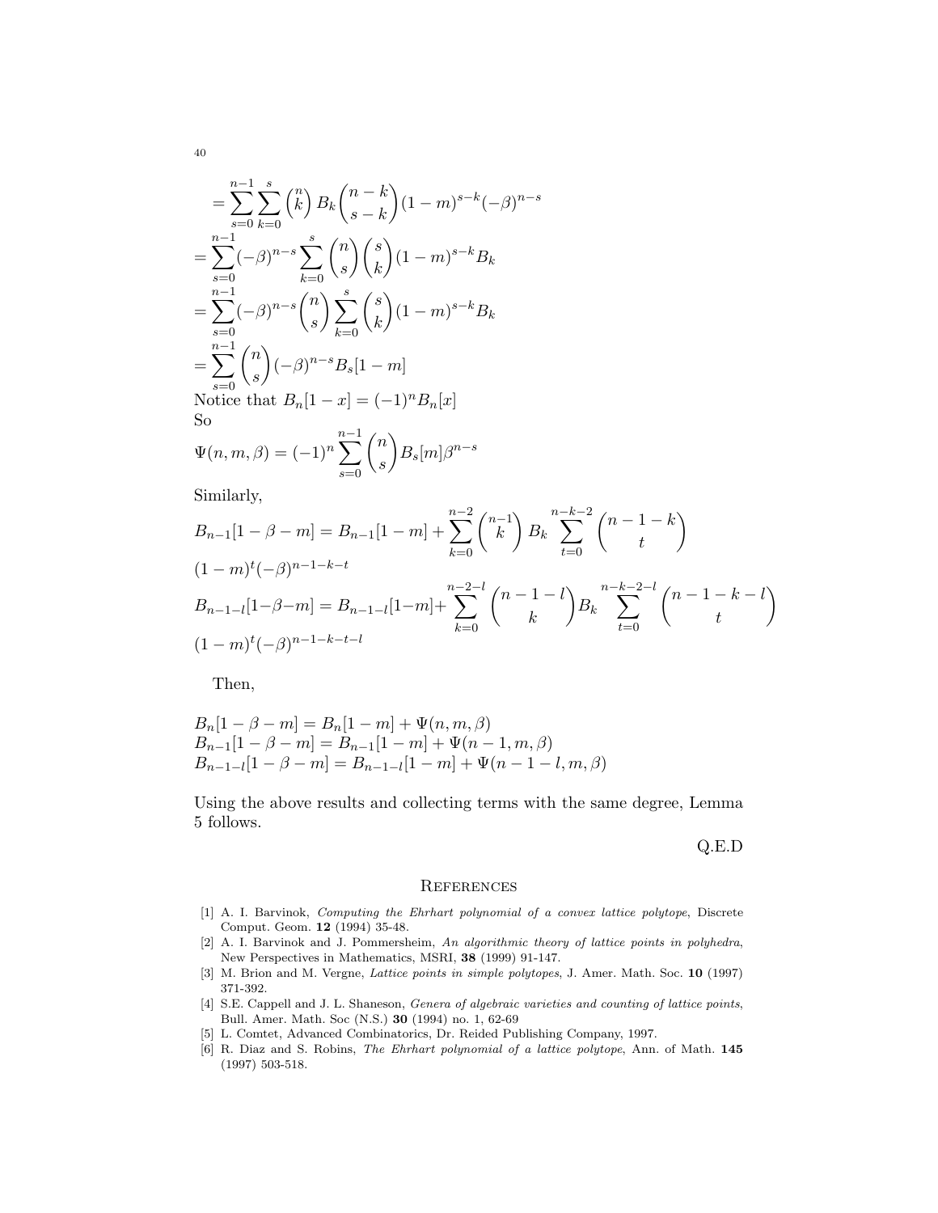$$= \sum_{s=0}^{n-1} \sum_{k=0}^{s} \binom{n}{k} B_k \binom{n-k}{s-k} (1-m)^{s-k} (-\beta)^{n-s}$$

$$= \sum_{s=0}^{n-1} (-\beta)^{n-s} \sum_{k=0}^{s} \binom{n}{s} \binom{s}{k} (1-m)^{s-k} B_k$$

$$= \sum_{s=0}^{n-1} (-\beta)^{n-s} \binom{n}{s} \sum_{k=0}^{s} \binom{s}{k} (1-m)^{s-k} B_k$$

$$= \sum_{s=0}^{n-1} \binom{n}{s} (-\beta)^{n-s} B_s[1-m]$$

Notice that $B_n[1-x] = (-1)^n B_n[x]$

So

$$\Psi(n,m,\beta) = (-1)^n \sum_{s=0}^{n-1} \binom{n}{s} B_s[m] \beta^{n-s}$$

Similarly,

$$B_{n-1}[1-\beta-m] = B_{n-1}[1-m] + \sum_{k=0}^{n-2} \binom{n-1}{k} B_k \sum_{t=0}^{n-k-2} \binom{n-1-k}{t} (1-m)^t (-\beta)^{n-1-k-t}$$

$$B_{n-1-l}[1-\beta-m] = B_{n-1-l}[1-m] + \sum_{k=0}^{n-2-l} \binom{n-1-l}{k} B_k \sum_{t=0}^{n-k-2-l} \binom{n-1-k-l}{t} (1-m)^t (-\beta)^{n-1-k-t-l}$$

Then,

$$B_n[1-\beta-m] = B_n[1-m] + \Psi(n,m,\beta)$$
$$B_{n-1}[1-\beta-m] = B_{n-1}[1-m] + \Psi(n-1,m,\beta)$$
$$B_{n-1-l}[1-\beta-m] = B_{n-1-l}[1-m] + \Psi(n-1-l,m,\beta)$$

Using the above results and collecting terms with the same degree, Lemma 5 follows.

Q.E.D

## References

[1] A. I. Barvinok, *Computing the Ehrhart polynomial of a convex lattice polytope*, Discrete Comput. Geom. **12** (1994) 35-48.

[2] A. I. Barvinok and J. Pommersheim, *An algorithmic theory of lattice points in polyhedra*, New Perspectives in Mathematics, MSRI, **38** (1999) 91-147.

[3] M. Brion and M. Vergne, *Lattice points in simple polytopes*, J. Amer. Math. Soc. **10** (1997) 371-392.

[4] S.E. Cappell and J. L. Shaneson, *Genera of algebraic varieties and counting of lattice points*, Bull. Amer. Math. Soc (N.S.) **30** (1994) no. 1, 62-69

[5] L. Comtet, Advanced Combinatorics, Dr. Reided Publishing Company, 1997.

[6] R. Diaz and S. Robins, *The Ehrhart polynomial of a lattice polytope*, Ann. of Math. **145** (1997) 503-518.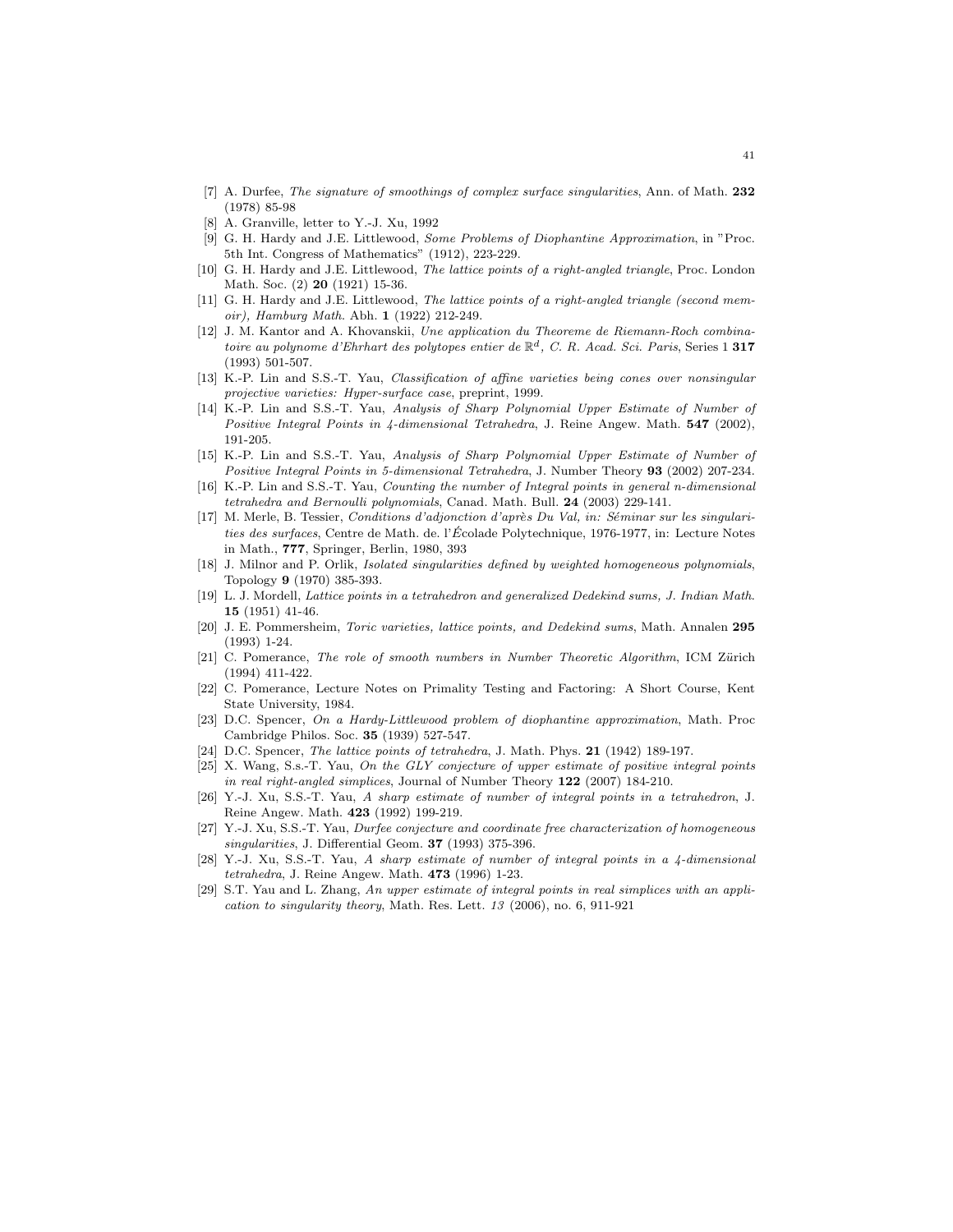[7] A. Durfee, *The signature of smoothings of complex surface singularities*, Ann. of Math. **232** (1978) 85-98

[8] A. Granville, letter to Y.-J. Xu, 1992

[9] G. H. Hardy and J.E. Littlewood, *Some Problems of Diophantine Approximation*, in "Proc. 5th Int. Congress of Mathematics" (1912), 223-229.

[10] G. H. Hardy and J.E. Littlewood, *The lattice points of a right-angled triangle*, Proc. London Math. Soc. (2) **20** (1921) 15-36.

[11] G. H. Hardy and J.E. Littlewood, *The lattice points of a right-angled triangle (second memoir), Hamburg Math.* Abh. **1** (1922) 212-249.

[12] J. M. Kantor and A. Khovanskii, *Une application du Theoreme de Riemann-Roch combinatoire au polynome d'Ehrhart des polytopes entier de* $\mathbb{R}^d$*, C. R. Acad. Sci. Paris*, Series 1 **317** (1993) 501-507.

[13] K.-P. Lin and S.S.-T. Yau, *Classification of affine varieties being cones over nonsingular projective varieties: Hyper-surface case*, preprint, 1999.

[14] K.-P. Lin and S.S.-T. Yau, *Analysis of Sharp Polynomial Upper Estimate of Number of Positive Integral Points in 4-dimensional Tetrahedra*, J. Reine Angew. Math. **547** (2002), 191-205.

[15] K.-P. Lin and S.S.-T. Yau, *Analysis of Sharp Polynomial Upper Estimate of Number of Positive Integral Points in 5-dimensional Tetrahedra*, J. Number Theory **93** (2002) 207-234.

[16] K.-P. Lin and S.S.-T. Yau, *Counting the number of Integral points in general n-dimensional tetrahedra and Bernoulli polynomials*, Canad. Math. Bull. **24** (2003) 229-141.

[17] M. Merle, B. Tessier, *Conditions d'adjonction d'après Du Val, in: Séminar sur les singularities des surfaces*, Centre de Math. de. l'École Polytechnique, 1976-1977, in: Lecture Notes in Math., **777**, Springer, Berlin, 1980, 393

[18] J. Milnor and P. Orlik, *Isolated singularities defined by weighted homogeneous polynomials*, Topology **9** (1970) 385-393.

[19] L. J. Mordell, *Lattice points in a tetrahedron and generalized Dedekind sums, J. Indian Math.* **15** (1951) 41-46.

[20] J. E. Pommersheim, *Toric varieties, lattice points, and Dedekind sums*, Math. Annalen **295** (1993) 1-24.

[21] C. Pomerance, *The role of smooth numbers in Number Theoretic Algorithm*, ICM Zürich (1994) 411-422.

[22] C. Pomerance, Lecture Notes on Primality Testing and Factoring: A Short Course, Kent State University, 1984.

[23] D.C. Spencer, *On a Hardy-Littlewood problem of diophantine approximation*, Math. Proc Cambridge Philos. Soc. **35** (1939) 527-547.

[24] D.C. Spencer, *The lattice points of tetrahedra*, J. Math. Phys. **21** (1942) 189-197.

[25] X. Wang, S.s.-T. Yau, *On the GLY conjecture of upper estimate of positive integral points in real right-angled simplices*, Journal of Number Theory **122** (2007) 184-210.

[26] Y.-J. Xu, S.S.-T. Yau, *A sharp estimate of number of integral points in a tetrahedron*, J. Reine Angew. Math. **423** (1992) 199-219.

[27] Y.-J. Xu, S.S.-T. Yau, *Durfee conjecture and coordinate free characterization of homogeneous singularities*, J. Differential Geom. **37** (1993) 375-396.

[28] Y.-J. Xu, S.S.-T. Yau, *A sharp estimate of number of integral points in a 4-dimensional tetrahedra*, J. Reine Angew. Math. **473** (1996) 1-23.

[29] S.T. Yau and L. Zhang, *An upper estimate of integral points in real simplices with an application to singularity theory*, Math. Res. Lett. *13* (2006), no. 6, 911-921